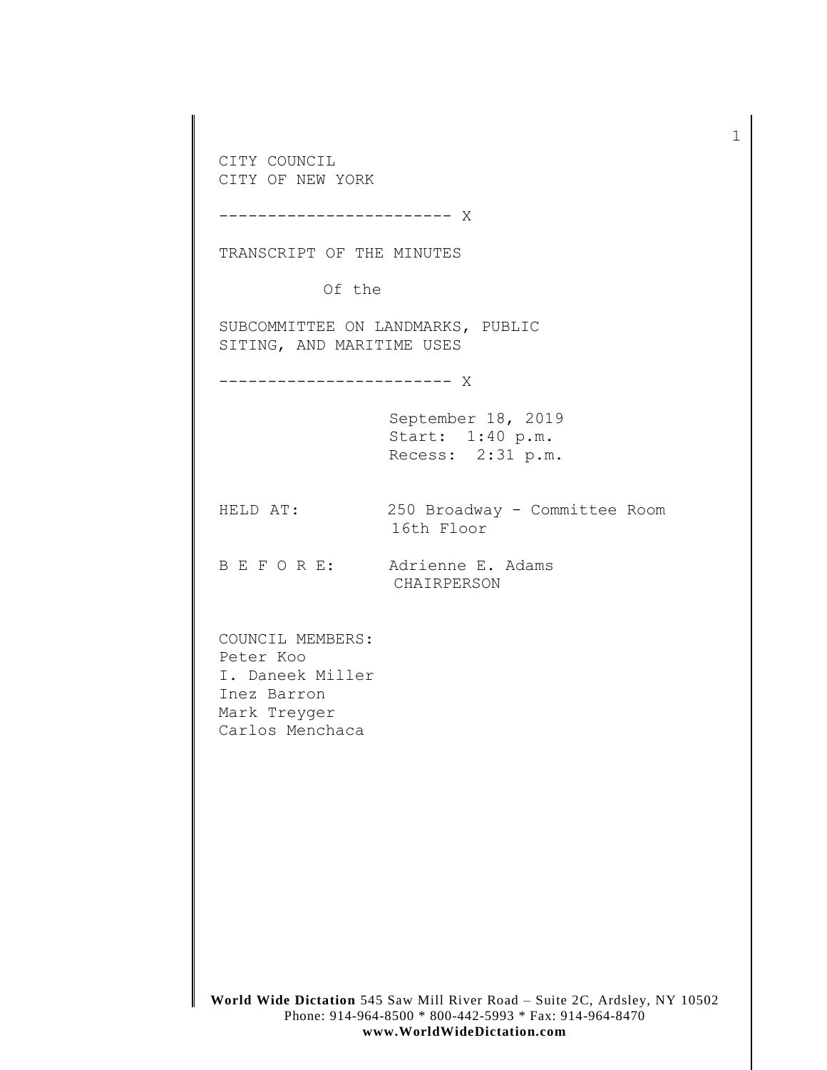CITY COUNCIL
CITY OF NEW YORK

------------------------ X

TRANSCRIPT OF THE MINUTES

Of the

SUBCOMMITTEE ON LANDMARKS, PUBLIC SITING, AND MARITIME USES

------------------------ X

September 18, 2019
Start: 1:40 p.m.
Recess: 2:31 p.m.

HELD AT: 250 Broadway - Committee Room 16th Floor

B E F O R E: Adrienne E. Adams
CHAIRPERSON

COUNCIL MEMBERS:
Peter Koo
I. Daneek Miller
Inez Barron
Mark Treyger
Carlos Menchaca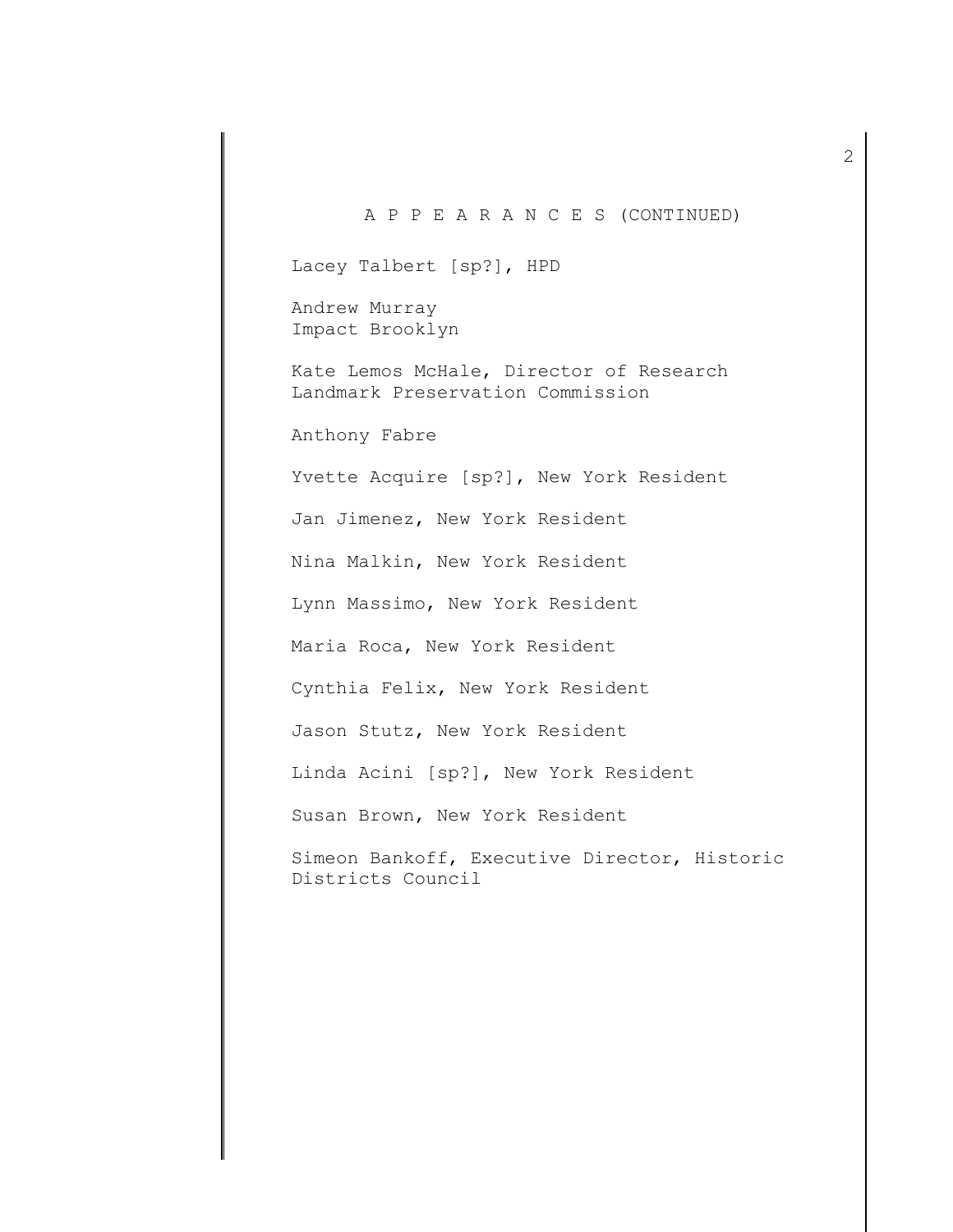A P P E A R A N C E S (CONTINUED)

Lacey Talbert [sp?], HPD

Andrew Murray
Impact Brooklyn

Kate Lemos McHale, Director of Research
Landmark Preservation Commission

Anthony Fabre

Yvette Acquire [sp?], New York Resident

Jan Jimenez, New York Resident

Nina Malkin, New York Resident

Lynn Massimo, New York Resident

Maria Roca, New York Resident

Cynthia Felix, New York Resident

Jason Stutz, New York Resident

Linda Acini [sp?], New York Resident

Susan Brown, New York Resident

Simeon Bankoff, Executive Director, Historic Districts Council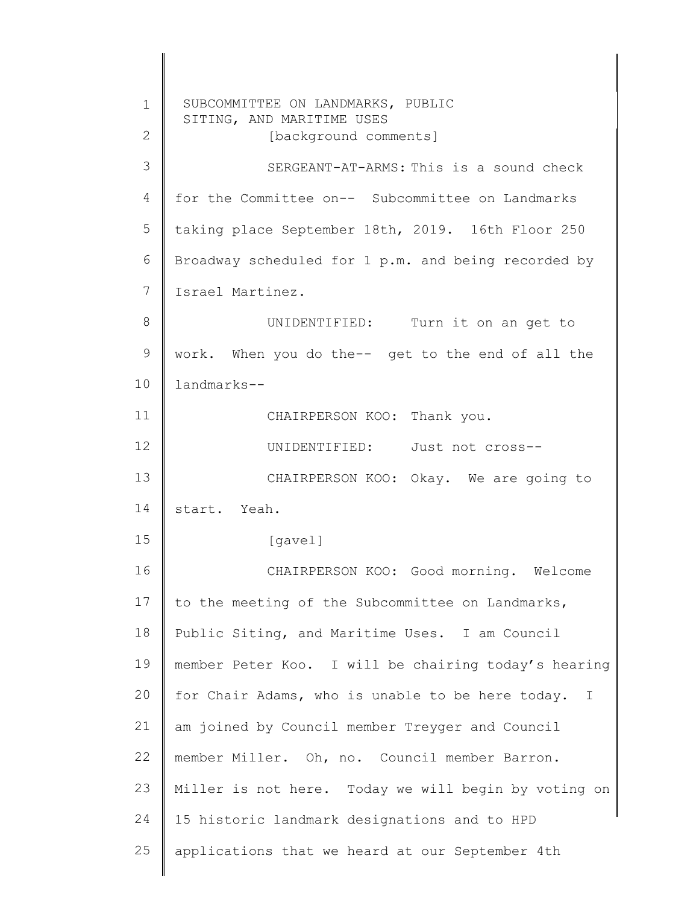[background comments]

SERGEANT-AT-ARMS: This is a sound check for the Committee on-- Subcommittee on Landmarks taking place September 18th, 2019. 16th Floor 250 Broadway scheduled for 1 p.m. and being recorded by Israel Martinez.

UNIDENTIFIED: Turn it on an get to work. When you do the-- get to the end of all the landmarks--

CHAIRPERSON KOO: Thank you.

UNIDENTIFIED: Just not cross--

CHAIRPERSON KOO: Okay. We are going to start. Yeah.

[gavel]

CHAIRPERSON KOO: Good morning. Welcome to the meeting of the Subcommittee on Landmarks, Public Siting, and Maritime Uses. I am Council member Peter Koo. I will be chairing today's hearing for Chair Adams, who is unable to be here today. I am joined by Council member Treyger and Council member Miller. Oh, no. Council member Barron. Miller is not here. Today we will begin by voting on 15 historic landmark designations and to HPD applications that we heard at our September 4th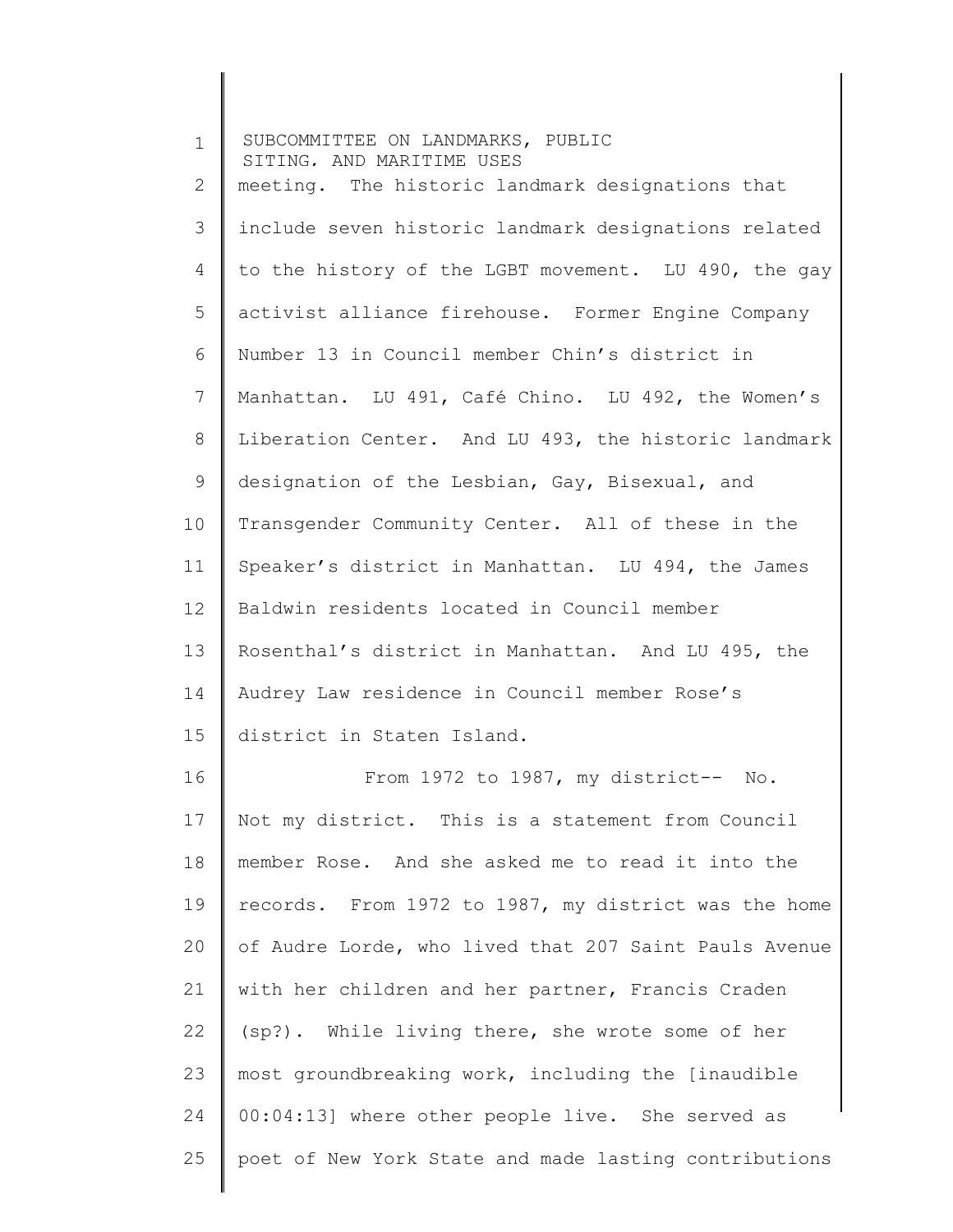meeting. The historic landmark designations that include seven historic landmark designations related to the history of the LGBT movement. LU 490, the gay activist alliance firehouse. Former Engine Company Number 13 in Council member Chin's district in Manhattan. LU 491, Café Chino. LU 492, the Women's Liberation Center. And LU 493, the historic landmark designation of the Lesbian, Gay, Bisexual, and Transgender Community Center. All of these in the Speaker's district in Manhattan. LU 494, the James Baldwin residents located in Council member Rosenthal's district in Manhattan. And LU 495, the Audrey Law residence in Council member Rose's district in Staten Island.

From 1972 to 1987, my district-- No. Not my district. This is a statement from Council member Rose. And she asked me to read it into the records. From 1972 to 1987, my district was the home of Audre Lorde, who lived that 207 Saint Pauls Avenue with her children and her partner, Francis Craden (sp?). While living there, she wrote some of her most groundbreaking work, including the [inaudible 00:04:13] where other people live. She served as poet of New York State and made lasting contributions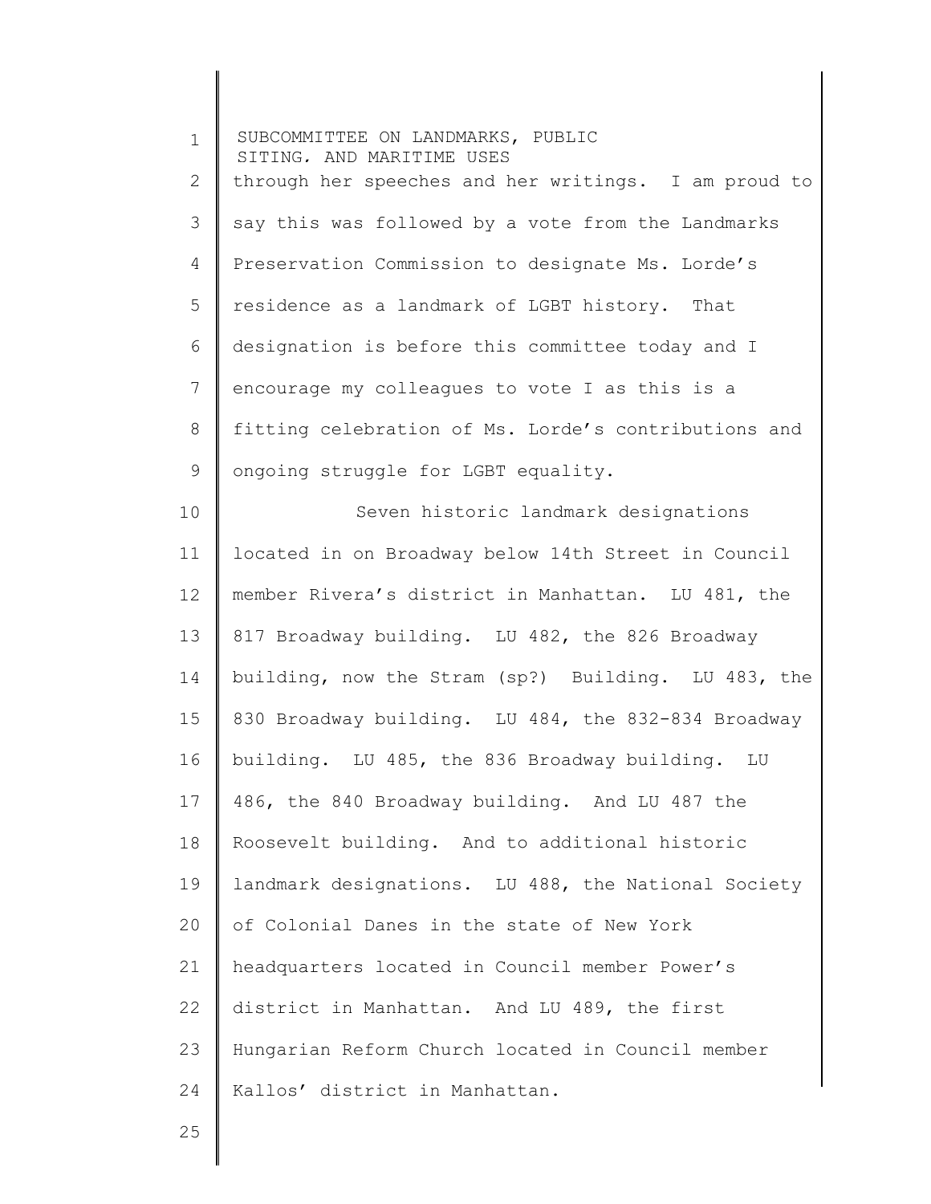through her speeches and her writings. I am proud to say this was followed by a vote from the Landmarks Preservation Commission to designate Ms. Lorde's residence as a landmark of LGBT history. That designation is before this committee today and I encourage my colleagues to vote I as this is a fitting celebration of Ms. Lorde's contributions and ongoing struggle for LGBT equality.

Seven historic landmark designations located in on Broadway below 14th Street in Council member Rivera's district in Manhattan. LU 481, the 817 Broadway building. LU 482, the 826 Broadway building, now the Stram (sp?) Building. LU 483, the 830 Broadway building. LU 484, the 832-834 Broadway building. LU 485, the 836 Broadway building. LU 486, the 840 Broadway building. And LU 487 the Roosevelt building. And to additional historic landmark designations. LU 488, the National Society of Colonial Danes in the state of New York headquarters located in Council member Power's district in Manhattan. And LU 489, the first Hungarian Reform Church located in Council member Kallos' district in Manhattan.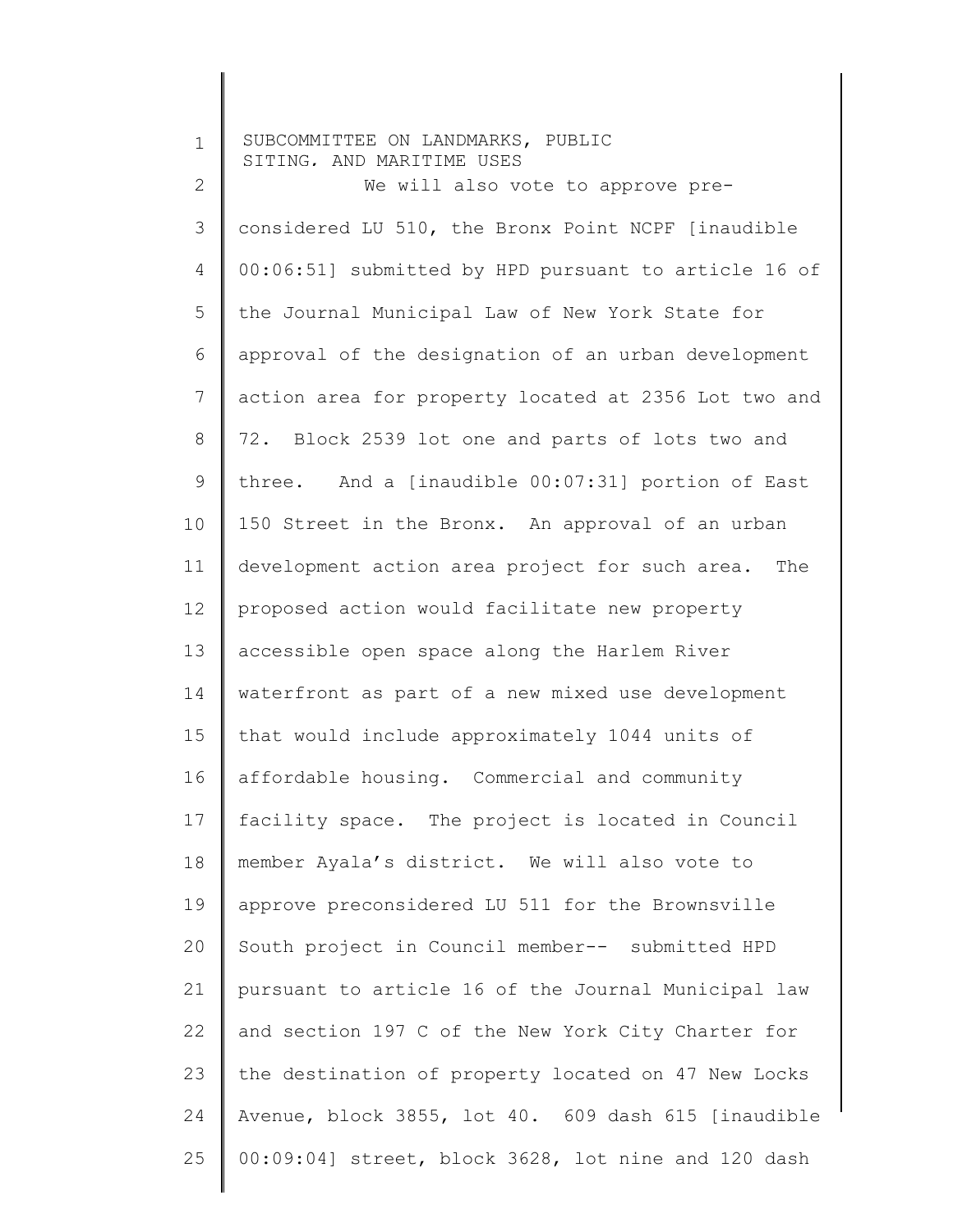We will also vote to approve pre-considered LU 510, the Bronx Point NCPF [inaudible 00:06:51] submitted by HPD pursuant to article 16 of the Journal Municipal Law of New York State for approval of the designation of an urban development action area for property located at 2356 Lot two and 72. Block 2539 lot one and parts of lots two and three. And a [inaudible 00:07:31] portion of East 150 Street in the Bronx. An approval of an urban development action area project for such area. The proposed action would facilitate new property accessible open space along the Harlem River waterfront as part of a new mixed use development that would include approximately 1044 units of affordable housing. Commercial and community facility space. The project is located in Council member Ayala's district. We will also vote to approve preconsidered LU 511 for the Brownsville South project in Council member-- submitted HPD pursuant to article 16 of the Journal Municipal law and section 197 C of the New York City Charter for the destination of property located on 47 New Locks Avenue, block 3855, lot 40. 609 dash 615 [inaudible 00:09:04] street, block 3628, lot nine and 120 dash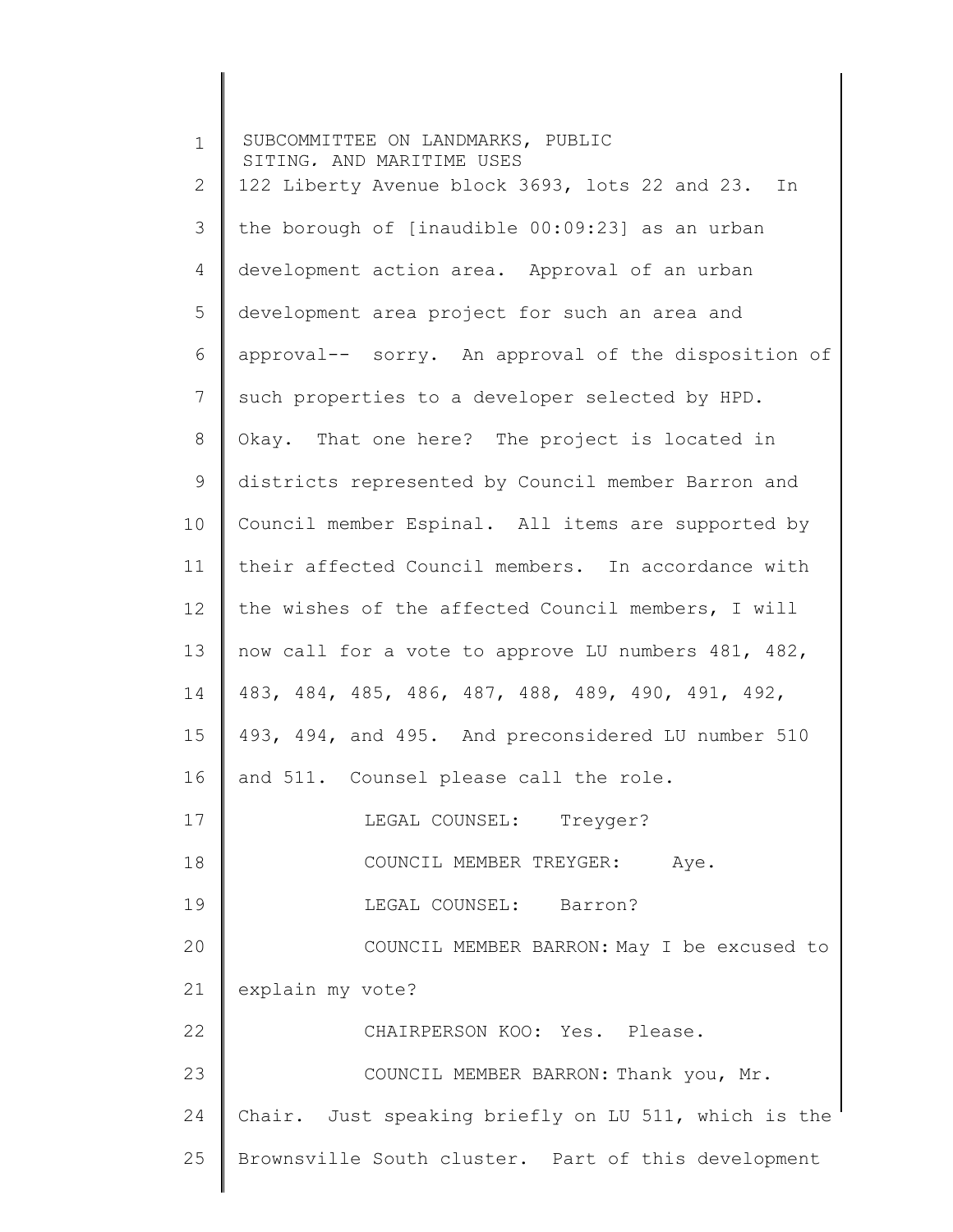122 Liberty Avenue block 3693, lots 22 and 23. In the borough of [inaudible 00:09:23] as an urban development action area. Approval of an urban development area project for such an area and approval-- sorry. An approval of the disposition of such properties to a developer selected by HPD. Okay. That one here? The project is located in districts represented by Council member Barron and Council member Espinal. All items are supported by their affected Council members. In accordance with the wishes of the affected Council members, I will now call for a vote to approve LU numbers 481, 482, 483, 484, 485, 486, 487, 488, 489, 490, 491, 492, 493, 494, and 495. And preconsidered LU number 510 and 511. Counsel please call the role.

LEGAL COUNSEL: Treyger?

COUNCIL MEMBER TREYGER: Aye.

LEGAL COUNSEL: Barron?

COUNCIL MEMBER BARRON: May I be excused to explain my vote?

CHAIRPERSON KOO: Yes. Please.

COUNCIL MEMBER BARRON: Thank you, Mr. Chair. Just speaking briefly on LU 511, which is the Brownsville South cluster. Part of this development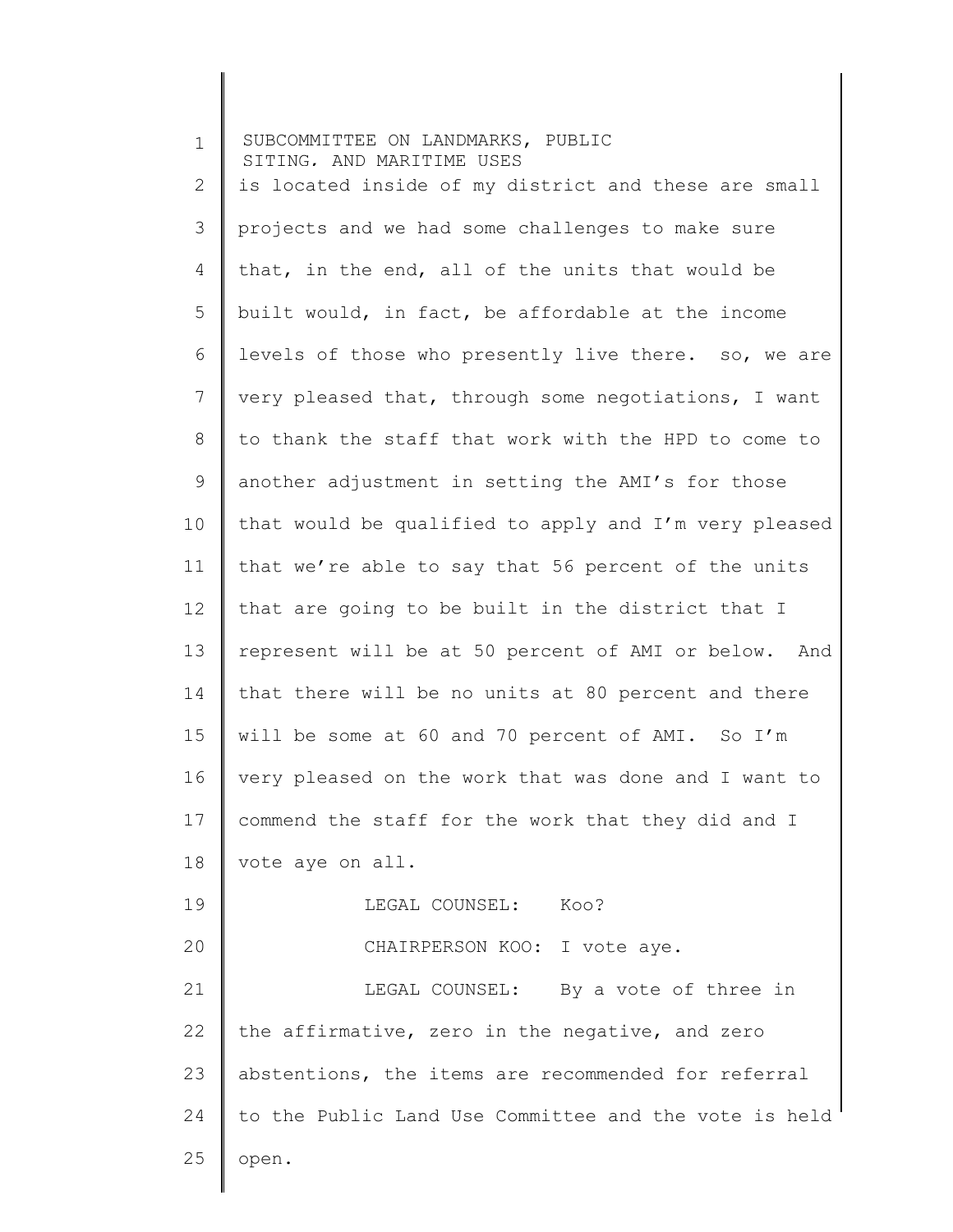is located inside of my district and these are small projects and we had some challenges to make sure that, in the end, all of the units that would be built would, in fact, be affordable at the income levels of those who presently live there. so, we are very pleased that, through some negotiations, I want to thank the staff that work with the HPD to come to another adjustment in setting the AMI's for those that would be qualified to apply and I'm very pleased that we're able to say that 56 percent of the units that are going to be built in the district that I represent will be at 50 percent of AMI or below. And that there will be no units at 80 percent and there will be some at 60 and 70 percent of AMI. So I'm very pleased on the work that was done and I want to commend the staff for the work that they did and I vote aye on all.

LEGAL COUNSEL: Koo?

CHAIRPERSON KOO: I vote aye.

LEGAL COUNSEL: By a vote of three in the affirmative, zero in the negative, and zero abstentions, the items are recommended for referral to the Public Land Use Committee and the vote is held open.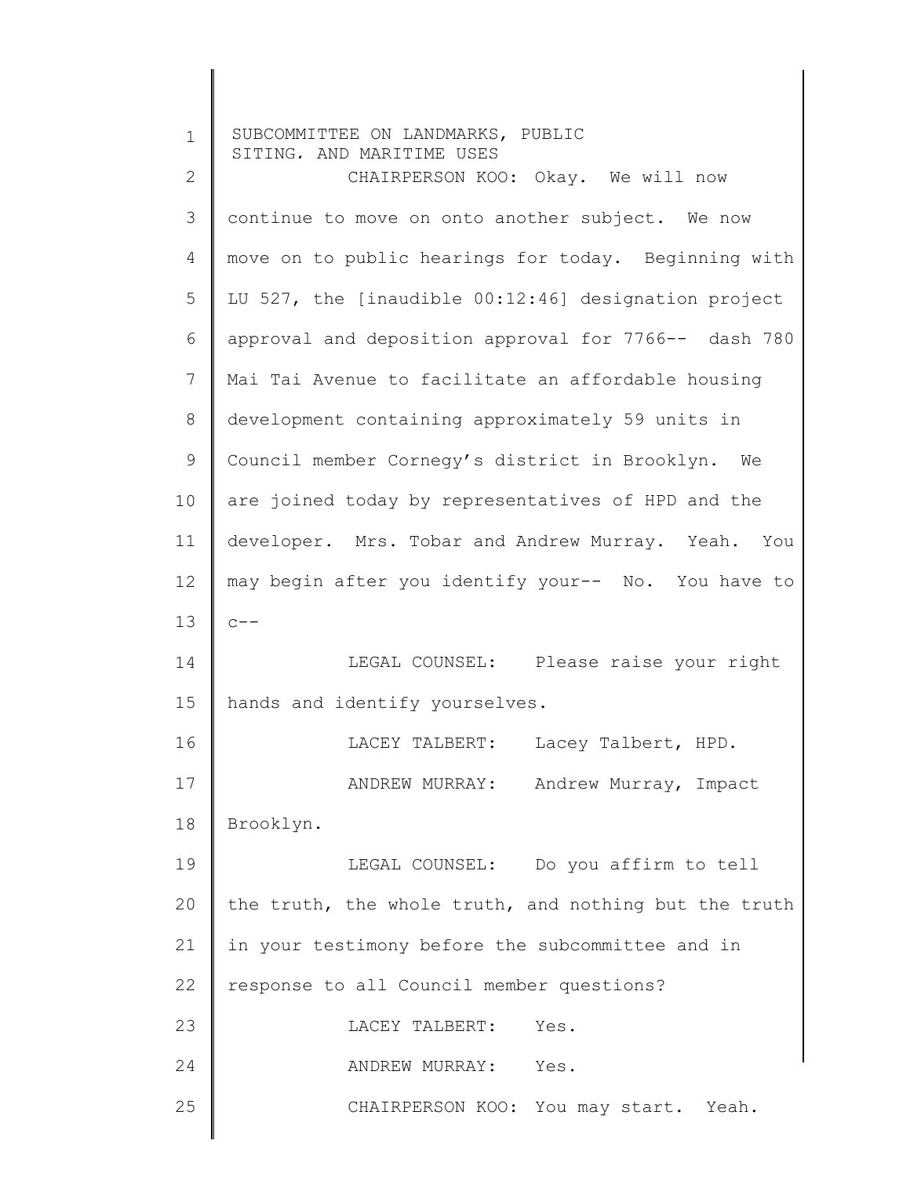CHAIRPERSON KOO: Okay. We will now continue to move on onto another subject. We now move on to public hearings for today. Beginning with LU 527, the [inaudible 00:12:46] designation project approval and deposition approval for 7766-- dash 780 Mai Tai Avenue to facilitate an affordable housing development containing approximately 59 units in Council member Cornegy's district in Brooklyn. We are joined today by representatives of HPD and the developer. Mrs. Tobar and Andrew Murray. Yeah. You may begin after you identify your-- No. You have to c--

LEGAL COUNSEL: Please raise your right hands and identify yourselves.

LACEY TALBERT: Lacey Talbert, HPD.

ANDREW MURRAY: Andrew Murray, Impact Brooklyn.

LEGAL COUNSEL: Do you affirm to tell the truth, the whole truth, and nothing but the truth in your testimony before the subcommittee and in response to all Council member questions?

LACEY TALBERT: Yes.

ANDREW MURRAY: Yes.

CHAIRPERSON KOO: You may start. Yeah.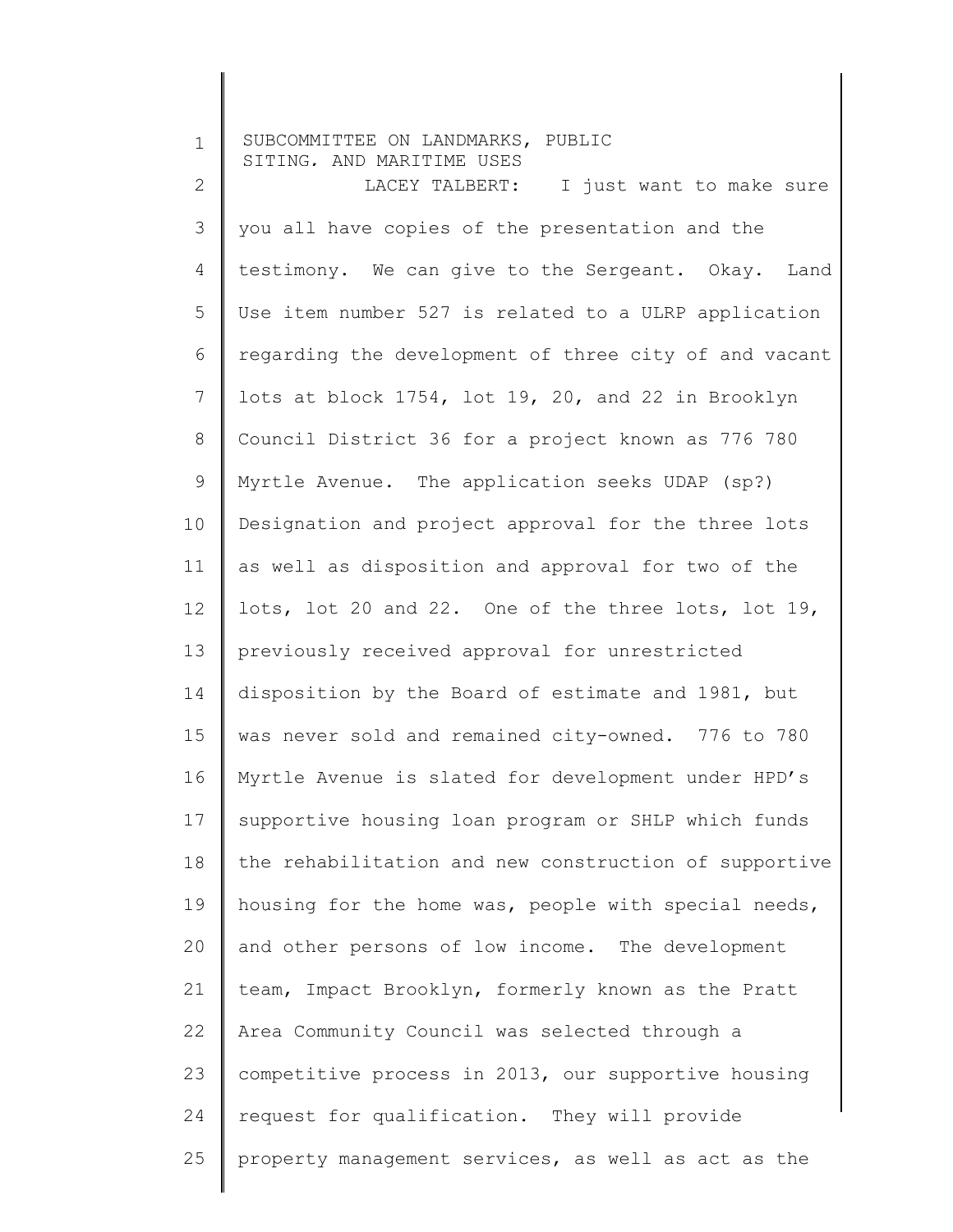LACEY TALBERT: I just want to make sure you all have copies of the presentation and the testimony. We can give to the Sergeant. Okay. Land Use item number 527 is related to a ULRP application regarding the development of three city of and vacant lots at block 1754, lot 19, 20, and 22 in Brooklyn Council District 36 for a project known as 776 780 Myrtle Avenue. The application seeks UDAP (sp?) Designation and project approval for the three lots as well as disposition and approval for two of the lots, lot 20 and 22. One of the three lots, lot 19, previously received approval for unrestricted disposition by the Board of estimate and 1981, but was never sold and remained city-owned. 776 to 780 Myrtle Avenue is slated for development under HPD's supportive housing loan program or SHLP which funds the rehabilitation and new construction of supportive housing for the home was, people with special needs, and other persons of low income. The development team, Impact Brooklyn, formerly known as the Pratt Area Community Council was selected through a competitive process in 2013, our supportive housing request for qualification. They will provide property management services, as well as act as the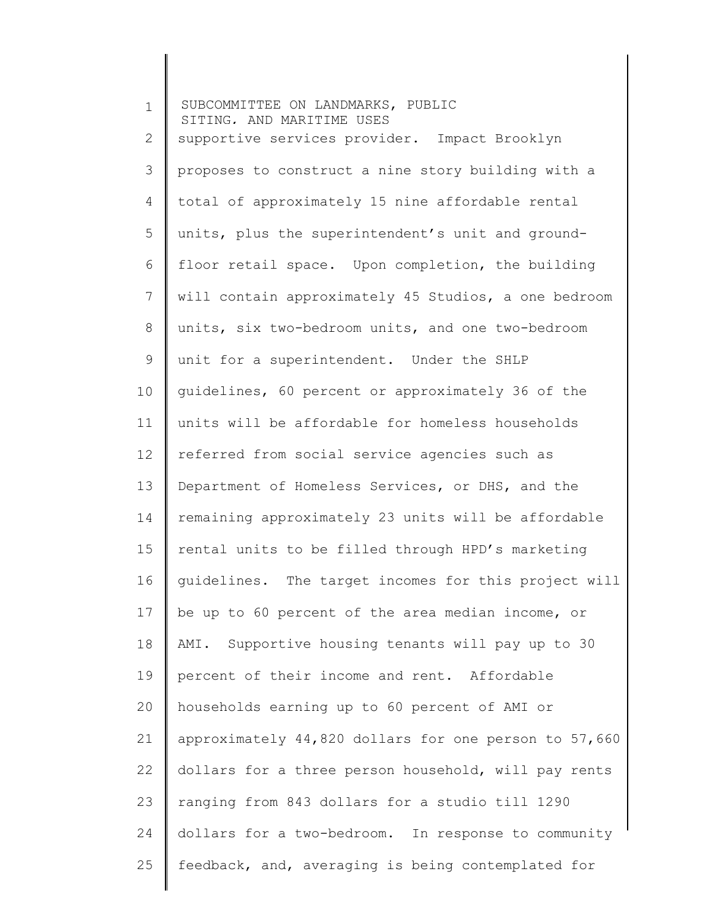supportive services provider. Impact Brooklyn proposes to construct a nine story building with a total of approximately 15 nine affordable rental units, plus the superintendent's unit and ground-floor retail space. Upon completion, the building will contain approximately 45 Studios, a one bedroom units, six two-bedroom units, and one two-bedroom unit for a superintendent. Under the SHLP guidelines, 60 percent or approximately 36 of the units will be affordable for homeless households referred from social service agencies such as Department of Homeless Services, or DHS, and the remaining approximately 23 units will be affordable rental units to be filled through HPD's marketing guidelines. The target incomes for this project will be up to 60 percent of the area median income, or AMI. Supportive housing tenants will pay up to 30 percent of their income and rent. Affordable households earning up to 60 percent of AMI or approximately 44,820 dollars for one person to 57,660 dollars for a three person household, will pay rents ranging from 843 dollars for a studio till 1290 dollars for a two-bedroom. In response to community feedback, and, averaging is being contemplated for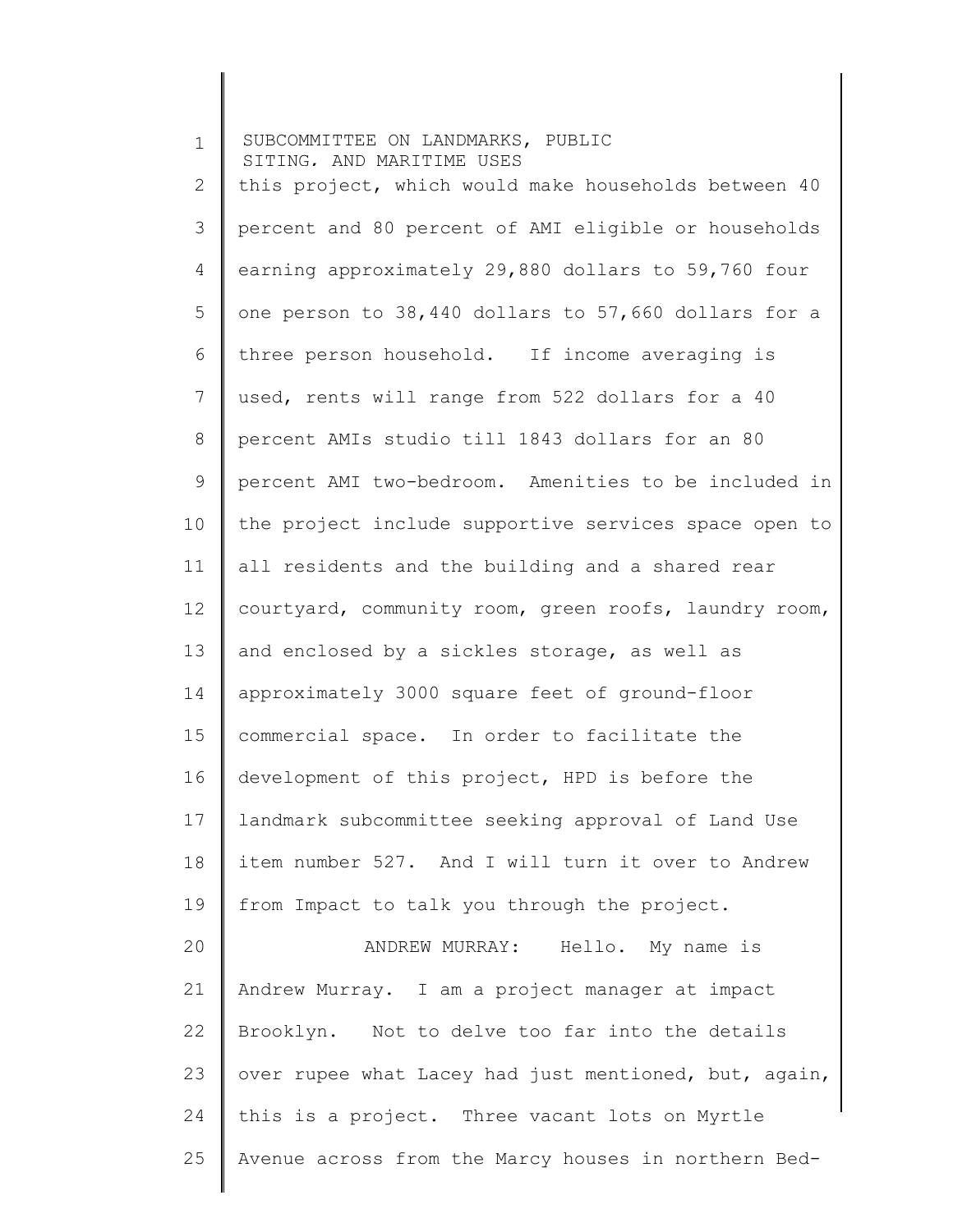this project, which would make households between 40 percent and 80 percent of AMI eligible or households earning approximately 29,880 dollars to 59,760 four one person to 38,440 dollars to 57,660 dollars for a three person household.  If income averaging is used, rents will range from 522 dollars for a 40 percent AMIs studio till 1843 dollars for an 80 percent AMI two-bedroom.  Amenities to be included in the project include supportive services space open to all residents and the building and a shared rear courtyard, community room, green roofs, laundry room, and enclosed by a sickles storage, as well as approximately 3000 square feet of ground-floor commercial space.  In order to facilitate the development of this project, HPD is before the landmark subcommittee seeking approval of Land Use item number 527.  And I will turn it over to Andrew from Impact to talk you through the project.

ANDREW MURRAY:   Hello.  My name is Andrew Murray.  I am a project manager at impact Brooklyn.   Not to delve too far into the details over rupee what Lacey had just mentioned, but, again, this is a project.  Three vacant lots on Myrtle Avenue across from the Marcy houses in northern Bed-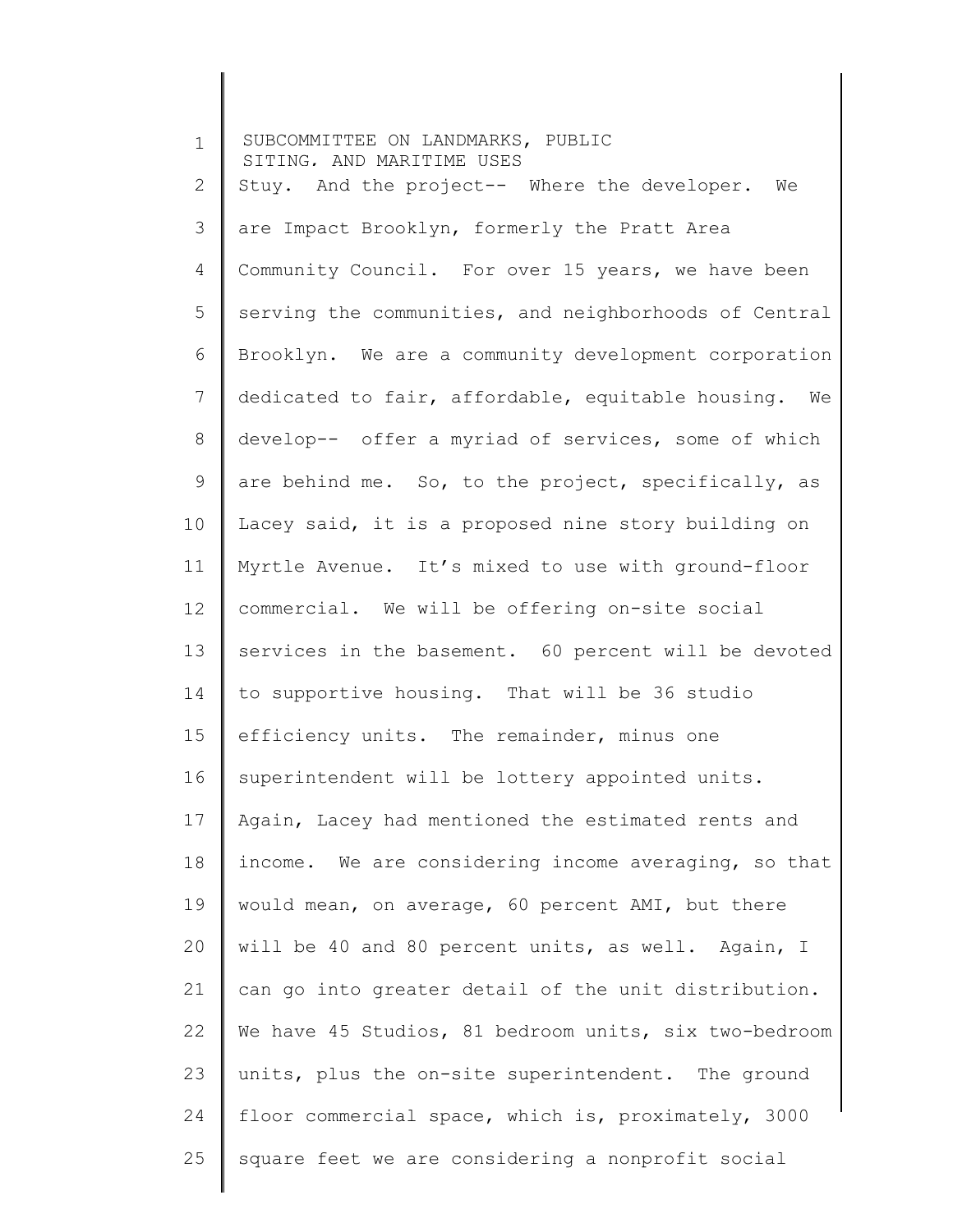Stuy. And the project-- Where the developer. We are Impact Brooklyn, formerly the Pratt Area Community Council. For over 15 years, we have been serving the communities, and neighborhoods of Central Brooklyn. We are a community development corporation dedicated to fair, affordable, equitable housing. We develop-- offer a myriad of services, some of which are behind me. So, to the project, specifically, as Lacey said, it is a proposed nine story building on Myrtle Avenue. It's mixed to use with ground-floor commercial. We will be offering on-site social services in the basement. 60 percent will be devoted to supportive housing. That will be 36 studio efficiency units. The remainder, minus one superintendent will be lottery appointed units. Again, Lacey had mentioned the estimated rents and income. We are considering income averaging, so that would mean, on average, 60 percent AMI, but there will be 40 and 80 percent units, as well. Again, I can go into greater detail of the unit distribution. We have 45 Studios, 81 bedroom units, six two-bedroom units, plus the on-site superintendent. The ground floor commercial space, which is, proximately, 3000 square feet we are considering a nonprofit social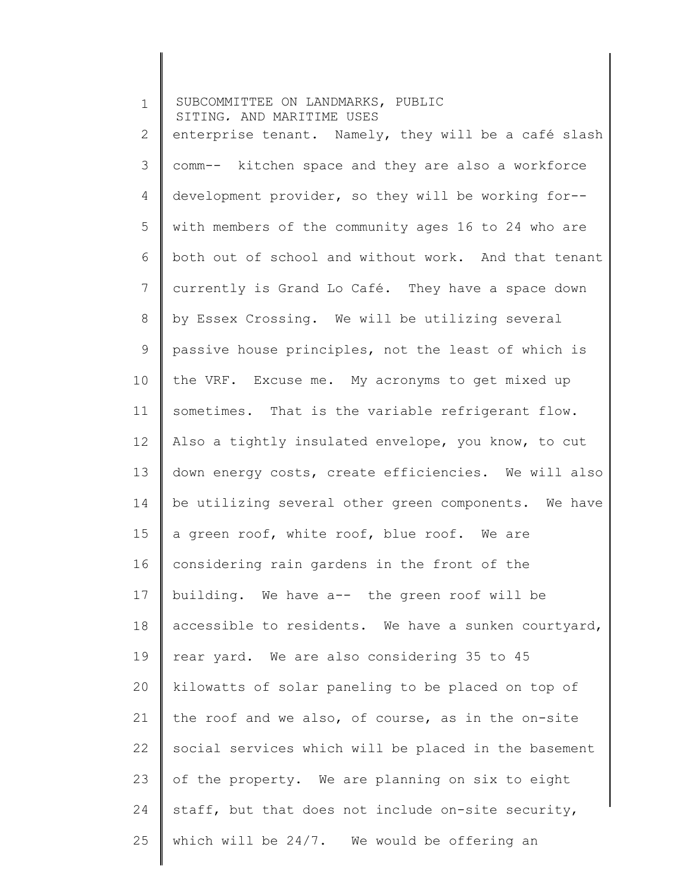enterprise tenant. Namely, they will be a café slash comm-- kitchen space and they are also a workforce development provider, so they will be working for-- with members of the community ages 16 to 24 who are both out of school and without work. And that tenant currently is Grand Lo Café. They have a space down by Essex Crossing. We will be utilizing several passive house principles, not the least of which is the VRF. Excuse me. My acronyms to get mixed up sometimes. That is the variable refrigerant flow. Also a tightly insulated envelope, you know, to cut down energy costs, create efficiencies. We will also be utilizing several other green components. We have a green roof, white roof, blue roof. We are considering rain gardens in the front of the building. We have a-- the green roof will be accessible to residents. We have a sunken courtyard, rear yard. We are also considering 35 to 45 kilowatts of solar paneling to be placed on top of the roof and we also, of course, as in the on-site social services which will be placed in the basement of the property. We are planning on six to eight staff, but that does not include on-site security, which will be 24/7. We would be offering an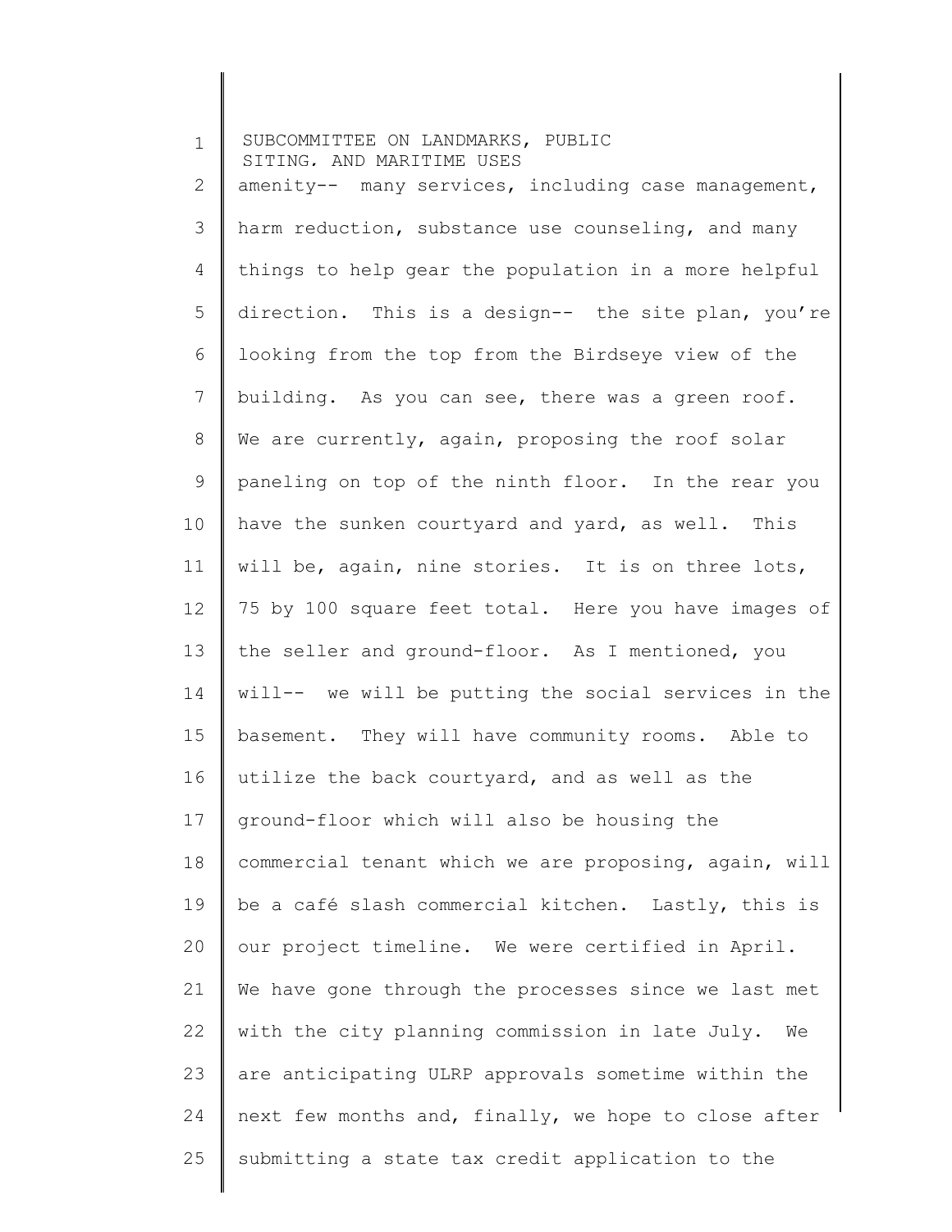amenity-- many services, including case management, harm reduction, substance use counseling, and many things to help gear the population in a more helpful direction. This is a design-- the site plan, you're looking from the top from the Birdseye view of the building. As you can see, there was a green roof. We are currently, again, proposing the roof solar paneling on top of the ninth floor. In the rear you have the sunken courtyard and yard, as well. This will be, again, nine stories. It is on three lots, 75 by 100 square feet total. Here you have images of the seller and ground-floor. As I mentioned, you will-- we will be putting the social services in the basement. They will have community rooms. Able to utilize the back courtyard, and as well as the ground-floor which will also be housing the commercial tenant which we are proposing, again, will be a café slash commercial kitchen. Lastly, this is our project timeline. We were certified in April. We have gone through the processes since we last met with the city planning commission in late July. We are anticipating ULRP approvals sometime within the next few months and, finally, we hope to close after submitting a state tax credit application to the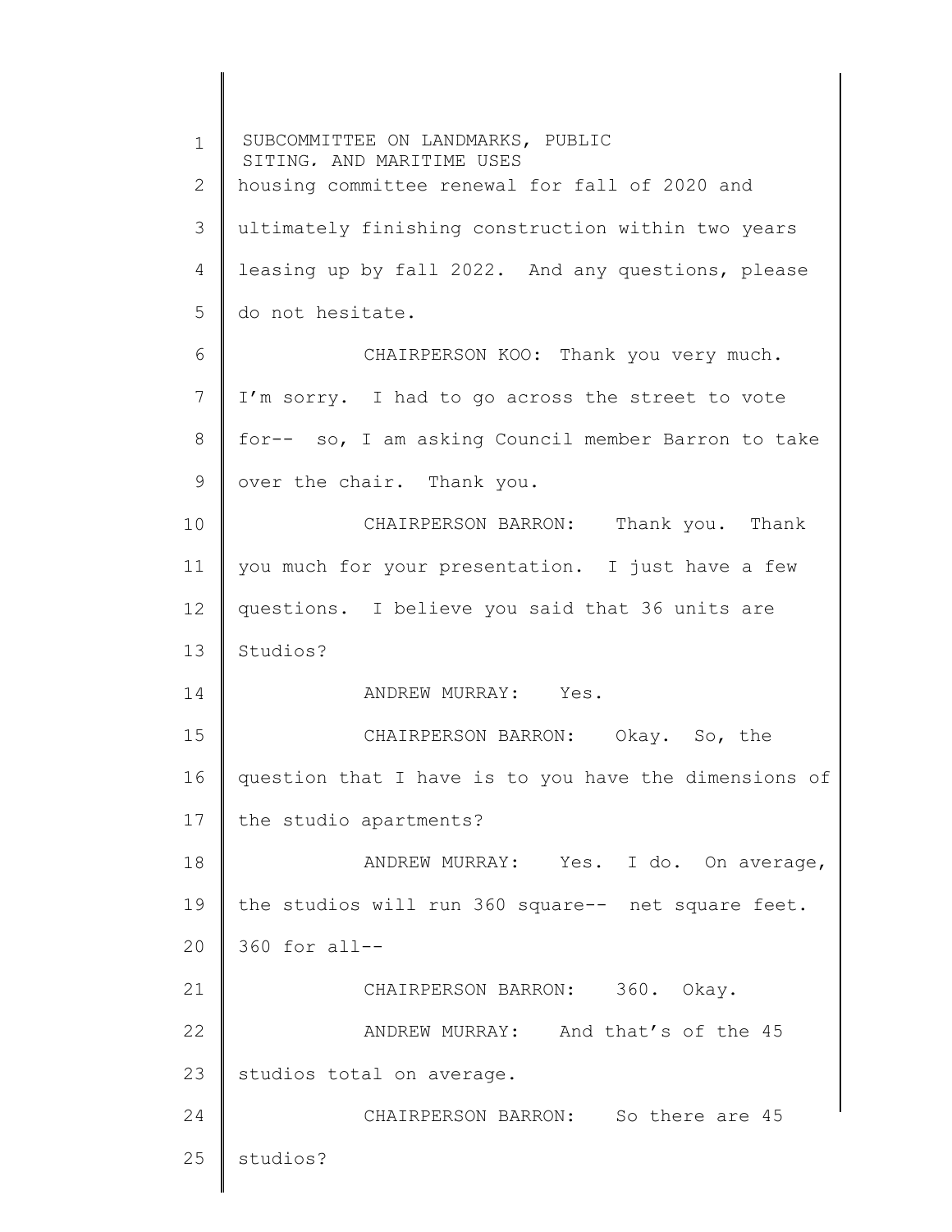housing committee renewal for fall of 2020 and ultimately finishing construction within two years leasing up by fall 2022. And any questions, please do not hesitate.

CHAIRPERSON KOO: Thank you very much. I'm sorry. I had to go across the street to vote for-- so, I am asking Council member Barron to take over the chair. Thank you.

CHAIRPERSON BARRON: Thank you. Thank you much for your presentation. I just have a few questions. I believe you said that 36 units are Studios?

ANDREW MURRAY: Yes.

CHAIRPERSON BARRON: Okay. So, the question that I have is to you have the dimensions of the studio apartments?

ANDREW MURRAY: Yes. I do. On average, the studios will run 360 square-- net square feet. 360 for all--

CHAIRPERSON BARRON: 360. Okay.

ANDREW MURRAY: And that's of the 45 studios total on average.

CHAIRPERSON BARRON: So there are 45 studios?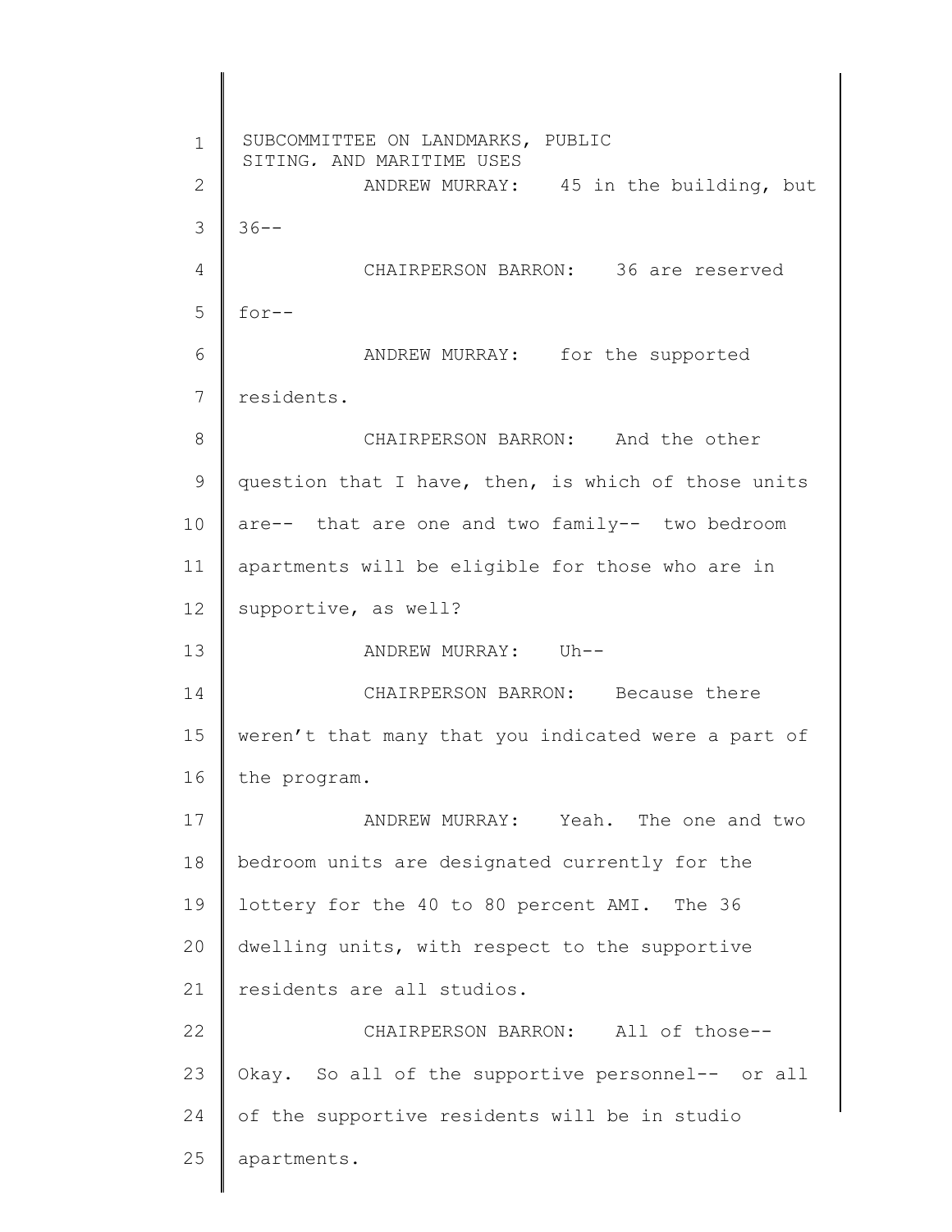ANDREW MURRAY: 45 in the building, but 36--

CHAIRPERSON BARRON: 36 are reserved for--

ANDREW MURRAY: for the supported residents.

CHAIRPERSON BARRON: And the other question that I have, then, is which of those units are-- that are one and two family-- two bedroom apartments will be eligible for those who are in supportive, as well?

ANDREW MURRAY: Uh--

CHAIRPERSON BARRON: Because there weren't that many that you indicated were a part of the program.

ANDREW MURRAY: Yeah. The one and two bedroom units are designated currently for the lottery for the 40 to 80 percent AMI. The 36 dwelling units, with respect to the supportive residents are all studios.

CHAIRPERSON BARRON: All of those-- Okay. So all of the supportive personnel-- or all of the supportive residents will be in studio apartments.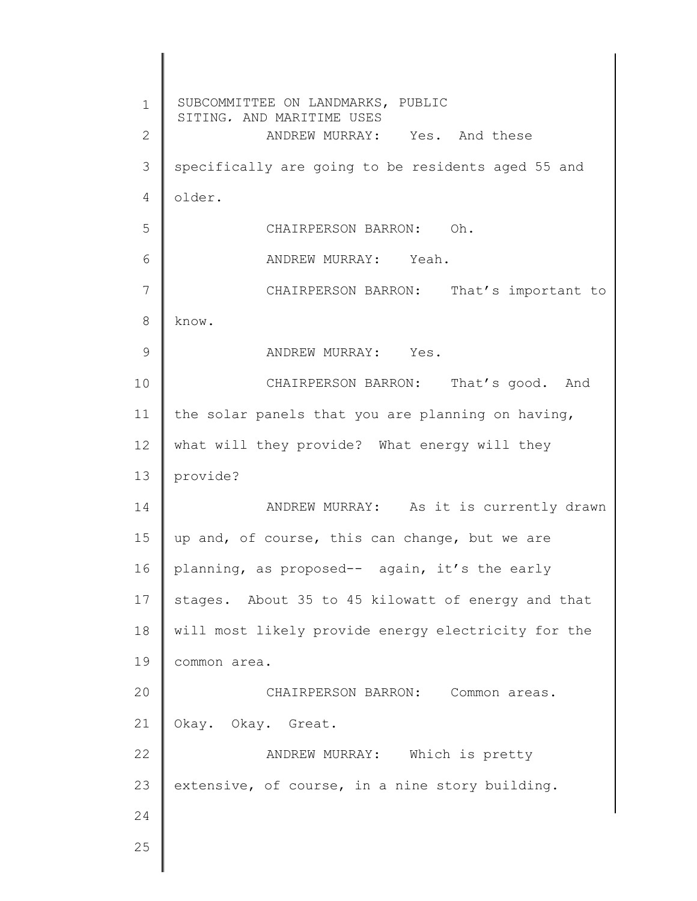ANDREW MURRAY: Yes. And these specifically are going to be residents aged 55 and older.

CHAIRPERSON BARRON: Oh.

ANDREW MURRAY: Yeah.

CHAIRPERSON BARRON: That's important to know.

ANDREW MURRAY: Yes.

CHAIRPERSON BARRON: That's good. And the solar panels that you are planning on having, what will they provide? What energy will they provide?

ANDREW MURRAY: As it is currently drawn up and, of course, this can change, but we are planning, as proposed-- again, it's the early stages. About 35 to 45 kilowatt of energy and that will most likely provide energy electricity for the common area.

CHAIRPERSON BARRON: Common areas. Okay. Okay. Great.

ANDREW MURRAY: Which is pretty extensive, of course, in a nine story building.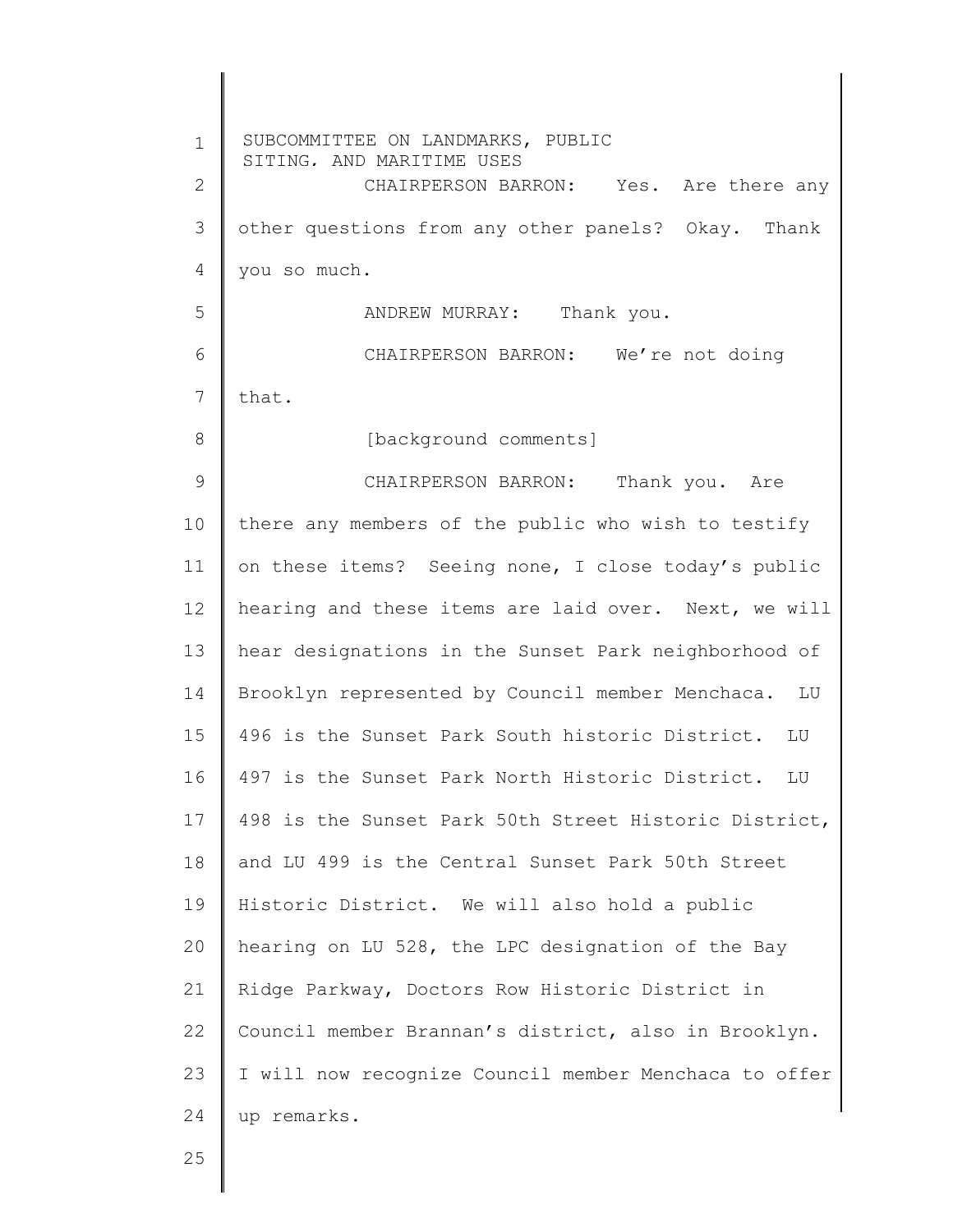CHAIRPERSON BARRON: Yes. Are there any other questions from any other panels? Okay. Thank you so much.

ANDREW MURRAY: Thank you.

CHAIRPERSON BARRON: We're not doing that.

[background comments]

CHAIRPERSON BARRON: Thank you. Are there any members of the public who wish to testify on these items? Seeing none, I close today's public hearing and these items are laid over. Next, we will hear designations in the Sunset Park neighborhood of Brooklyn represented by Council member Menchaca. LU 496 is the Sunset Park South historic District. LU 497 is the Sunset Park North Historic District. LU 498 is the Sunset Park 50th Street Historic District, and LU 499 is the Central Sunset Park 50th Street Historic District. We will also hold a public hearing on LU 528, the LPC designation of the Bay Ridge Parkway, Doctors Row Historic District in Council member Brannan's district, also in Brooklyn. I will now recognize Council member Menchaca to offer up remarks.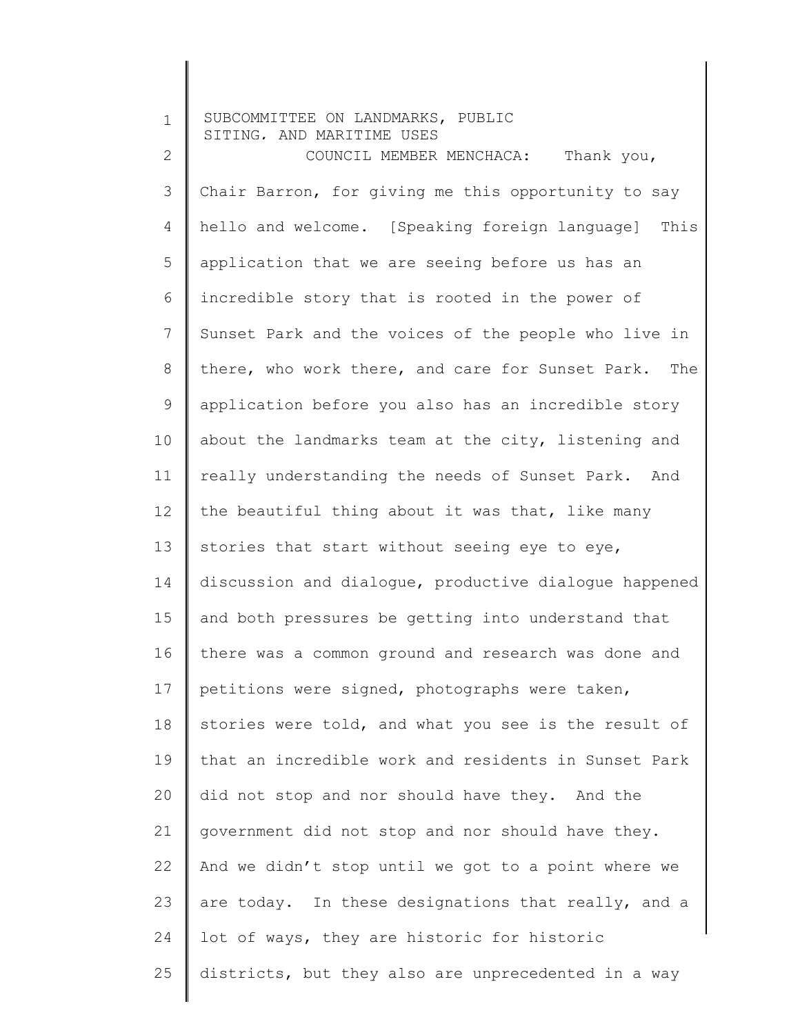COUNCIL MEMBER MENCHACA: Thank you, Chair Barron, for giving me this opportunity to say hello and welcome. [Speaking foreign language] This application that we are seeing before us has an incredible story that is rooted in the power of Sunset Park and the voices of the people who live in there, who work there, and care for Sunset Park. The application before you also has an incredible story about the landmarks team at the city, listening and really understanding the needs of Sunset Park. And the beautiful thing about it was that, like many stories that start without seeing eye to eye, discussion and dialogue, productive dialogue happened and both pressures be getting into understand that there was a common ground and research was done and petitions were signed, photographs were taken, stories were told, and what you see is the result of that an incredible work and residents in Sunset Park did not stop and nor should have they. And the government did not stop and nor should have they. And we didn't stop until we got to a point where we are today. In these designations that really, and a lot of ways, they are historic for historic districts, but they also are unprecedented in a way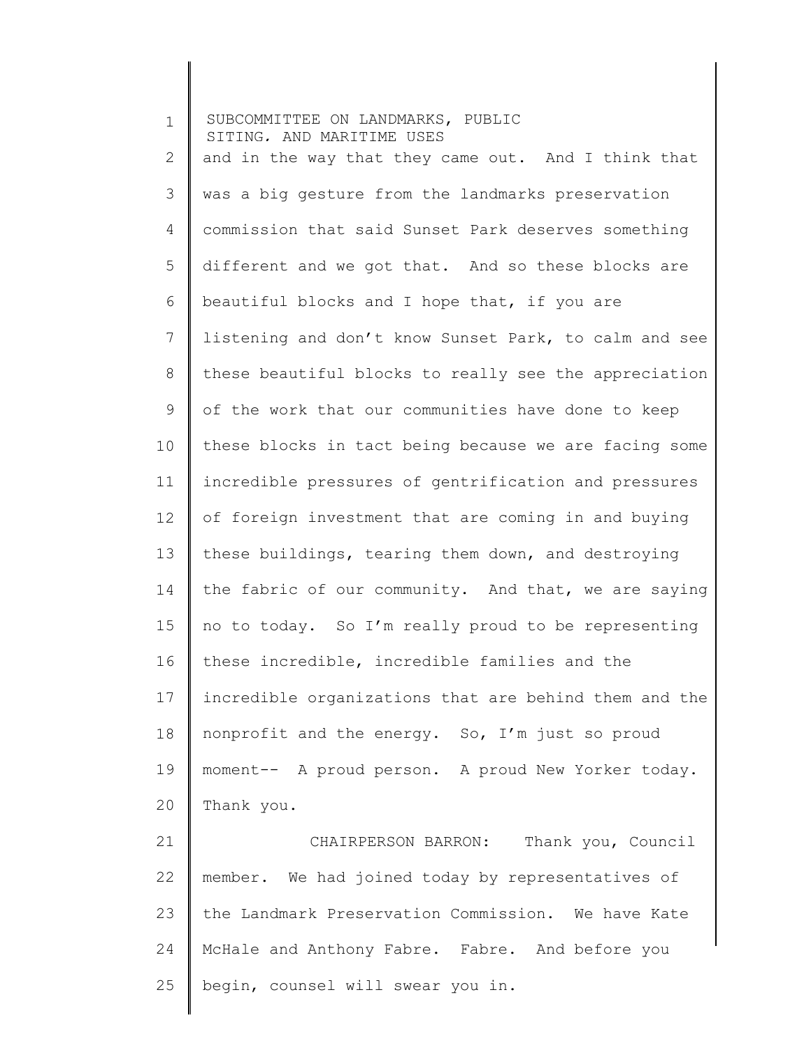and in the way that they came out. And I think that was a big gesture from the landmarks preservation commission that said Sunset Park deserves something different and we got that. And so these blocks are beautiful blocks and I hope that, if you are listening and don't know Sunset Park, to calm and see these beautiful blocks to really see the appreciation of the work that our communities have done to keep these blocks in tact being because we are facing some incredible pressures of gentrification and pressures of foreign investment that are coming in and buying these buildings, tearing them down, and destroying the fabric of our community. And that, we are saying no to today. So I'm really proud to be representing these incredible, incredible families and the incredible organizations that are behind them and the nonprofit and the energy. So, I'm just so proud moment-- A proud person. A proud New Yorker today. Thank you.

CHAIRPERSON BARRON: Thank you, Council member. We had joined today by representatives of the Landmark Preservation Commission. We have Kate McHale and Anthony Fabre. Fabre. And before you begin, counsel will swear you in.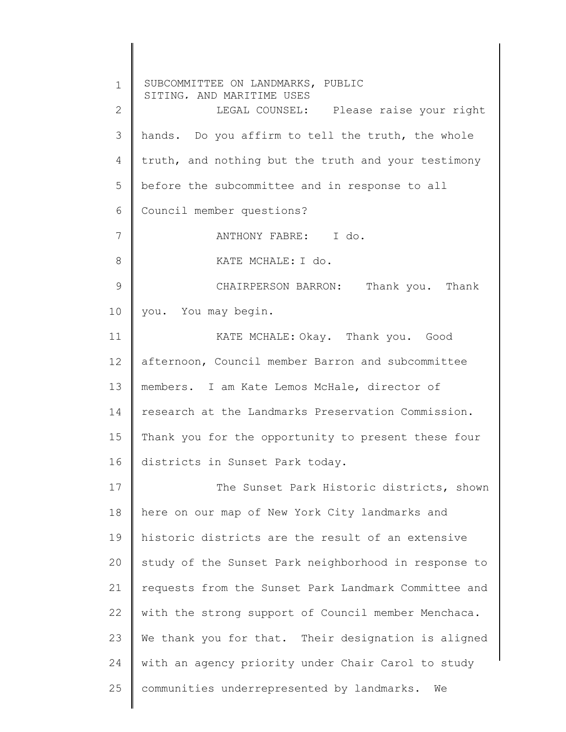LEGAL COUNSEL: Please raise your right hands. Do you affirm to tell the truth, the whole truth, and nothing but the truth and your testimony before the subcommittee and in response to all Council member questions?

ANTHONY FABRE: I do.

KATE MCHALE: I do.

CHAIRPERSON BARRON: Thank you. Thank you. You may begin.

KATE MCHALE: Okay. Thank you. Good afternoon, Council member Barron and subcommittee members. I am Kate Lemos McHale, director of research at the Landmarks Preservation Commission. Thank you for the opportunity to present these four districts in Sunset Park today.

The Sunset Park Historic districts, shown here on our map of New York City landmarks and historic districts are the result of an extensive study of the Sunset Park neighborhood in response to requests from the Sunset Park Landmark Committee and with the strong support of Council member Menchaca. We thank you for that. Their designation is aligned with an agency priority under Chair Carol to study communities underrepresented by landmarks. We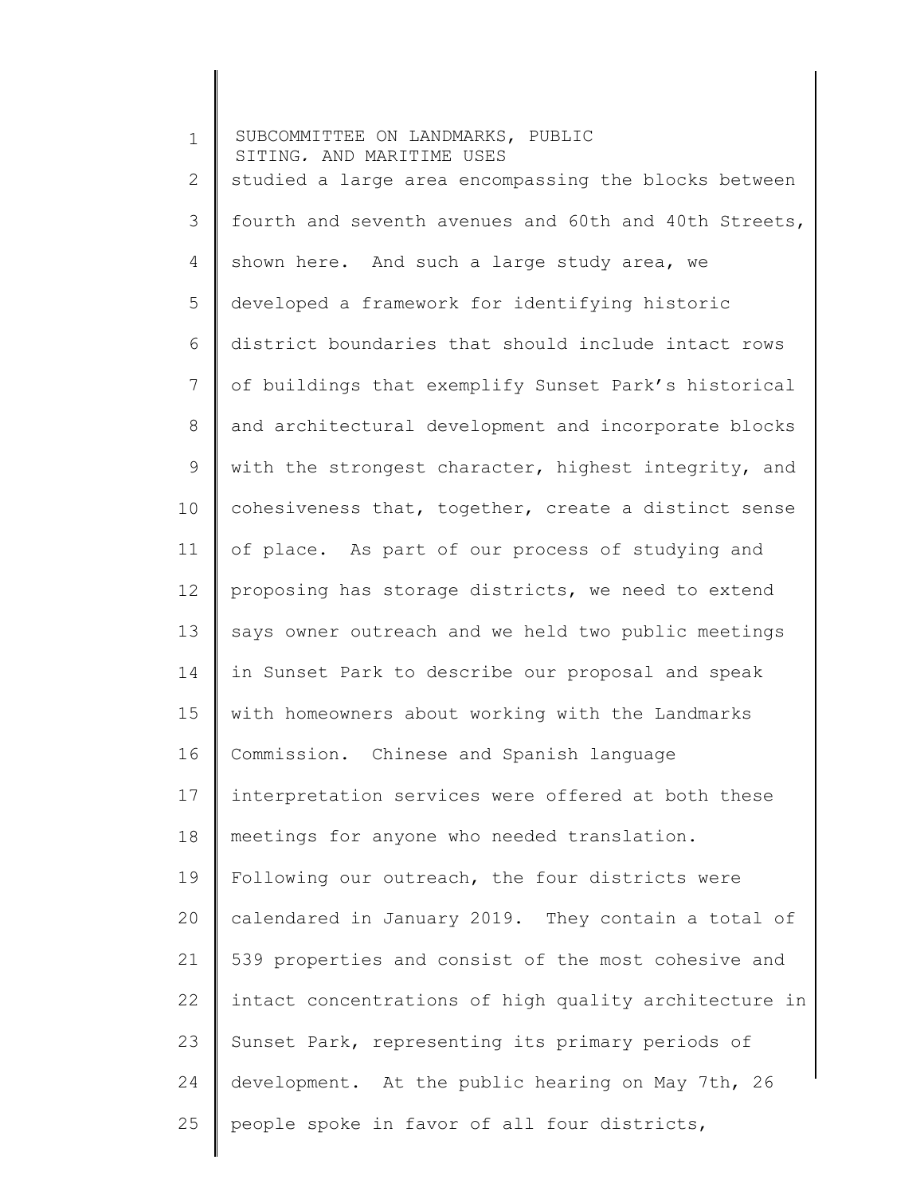studied a large area encompassing the blocks between fourth and seventh avenues and 60th and 40th Streets, shown here. And such a large study area, we developed a framework for identifying historic district boundaries that should include intact rows of buildings that exemplify Sunset Park's historical and architectural development and incorporate blocks with the strongest character, highest integrity, and cohesiveness that, together, create a distinct sense of place. As part of our process of studying and proposing has storage districts, we need to extend says owner outreach and we held two public meetings in Sunset Park to describe our proposal and speak with homeowners about working with the Landmarks Commission. Chinese and Spanish language interpretation services were offered at both these meetings for anyone who needed translation. Following our outreach, the four districts were calendared in January 2019. They contain a total of 539 properties and consist of the most cohesive and intact concentrations of high quality architecture in Sunset Park, representing its primary periods of development. At the public hearing on May 7th, 26 people spoke in favor of all four districts,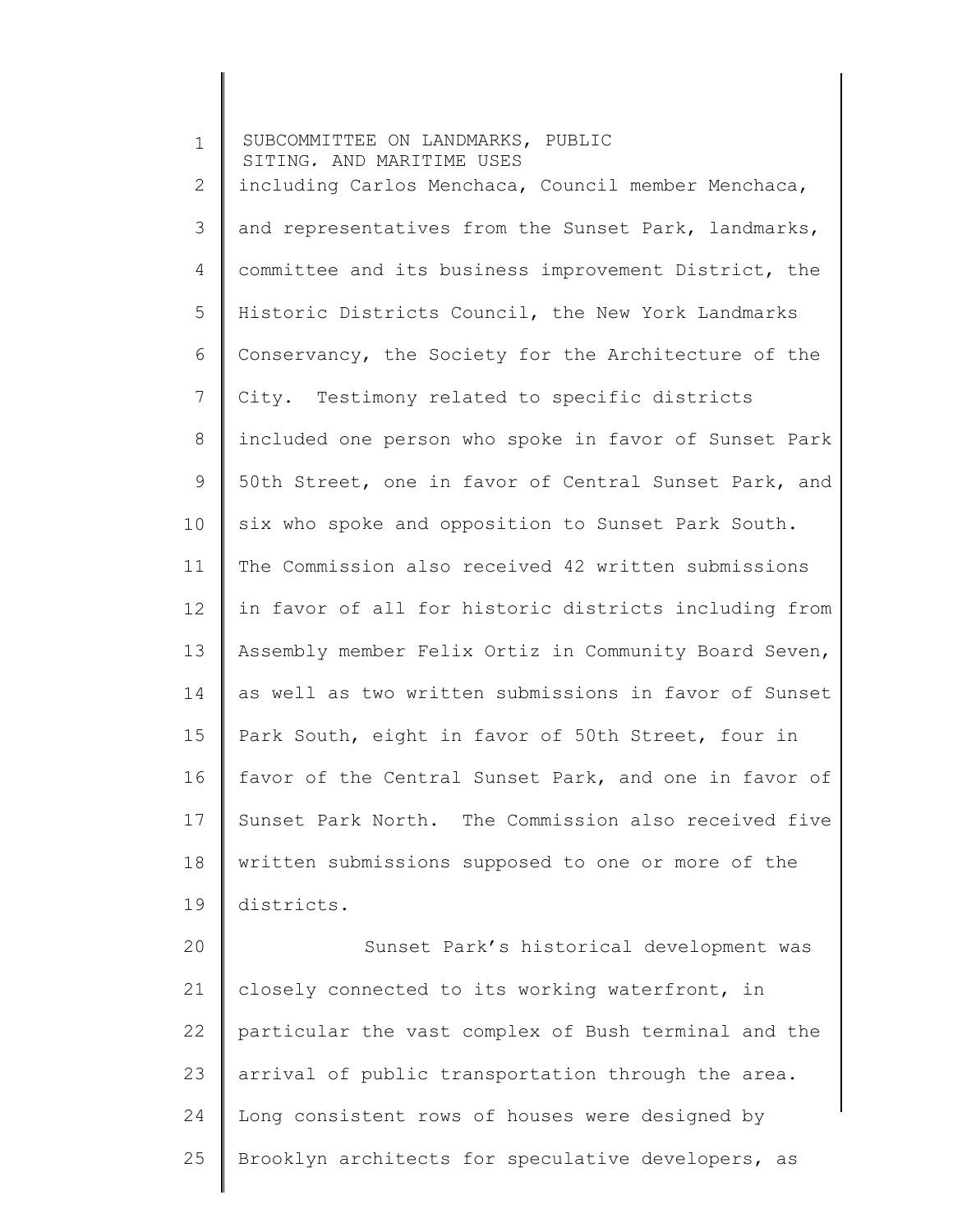including Carlos Menchaca, Council member Menchaca, and representatives from the Sunset Park, landmarks, committee and its business improvement District, the Historic Districts Council, the New York Landmarks Conservancy, the Society for the Architecture of the City. Testimony related to specific districts included one person who spoke in favor of Sunset Park 50th Street, one in favor of Central Sunset Park, and six who spoke and opposition to Sunset Park South. The Commission also received 42 written submissions in favor of all for historic districts including from Assembly member Felix Ortiz in Community Board Seven, as well as two written submissions in favor of Sunset Park South, eight in favor of 50th Street, four in favor of the Central Sunset Park, and one in favor of Sunset Park North. The Commission also received five written submissions supposed to one or more of the districts.

Sunset Park's historical development was closely connected to its working waterfront, in particular the vast complex of Bush terminal and the arrival of public transportation through the area. Long consistent rows of houses were designed by Brooklyn architects for speculative developers, as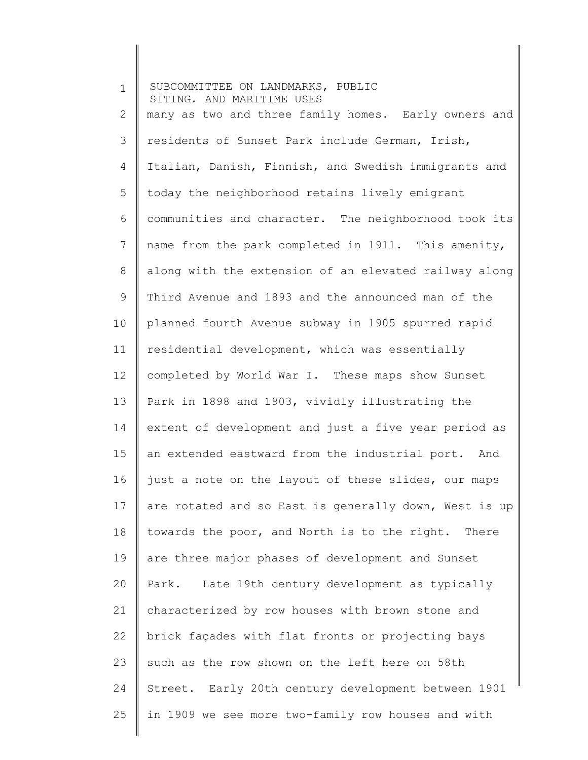many as two and three family homes. Early owners and residents of Sunset Park include German, Irish, Italian, Danish, Finnish, and Swedish immigrants and today the neighborhood retains lively emigrant communities and character. The neighborhood took its name from the park completed in 1911. This amenity, along with the extension of an elevated railway along Third Avenue and 1893 and the announced man of the planned fourth Avenue subway in 1905 spurred rapid residential development, which was essentially completed by World War I. These maps show Sunset Park in 1898 and 1903, vividly illustrating the extent of development and just a five year period as an extended eastward from the industrial port. And just a note on the layout of these slides, our maps are rotated and so East is generally down, West is up towards the poor, and North is to the right. There are three major phases of development and Sunset Park. Late 19th century development as typically characterized by row houses with brown stone and brick façades with flat fronts or projecting bays such as the row shown on the left here on 58th Street. Early 20th century development between 1901 in 1909 we see more two-family row houses and with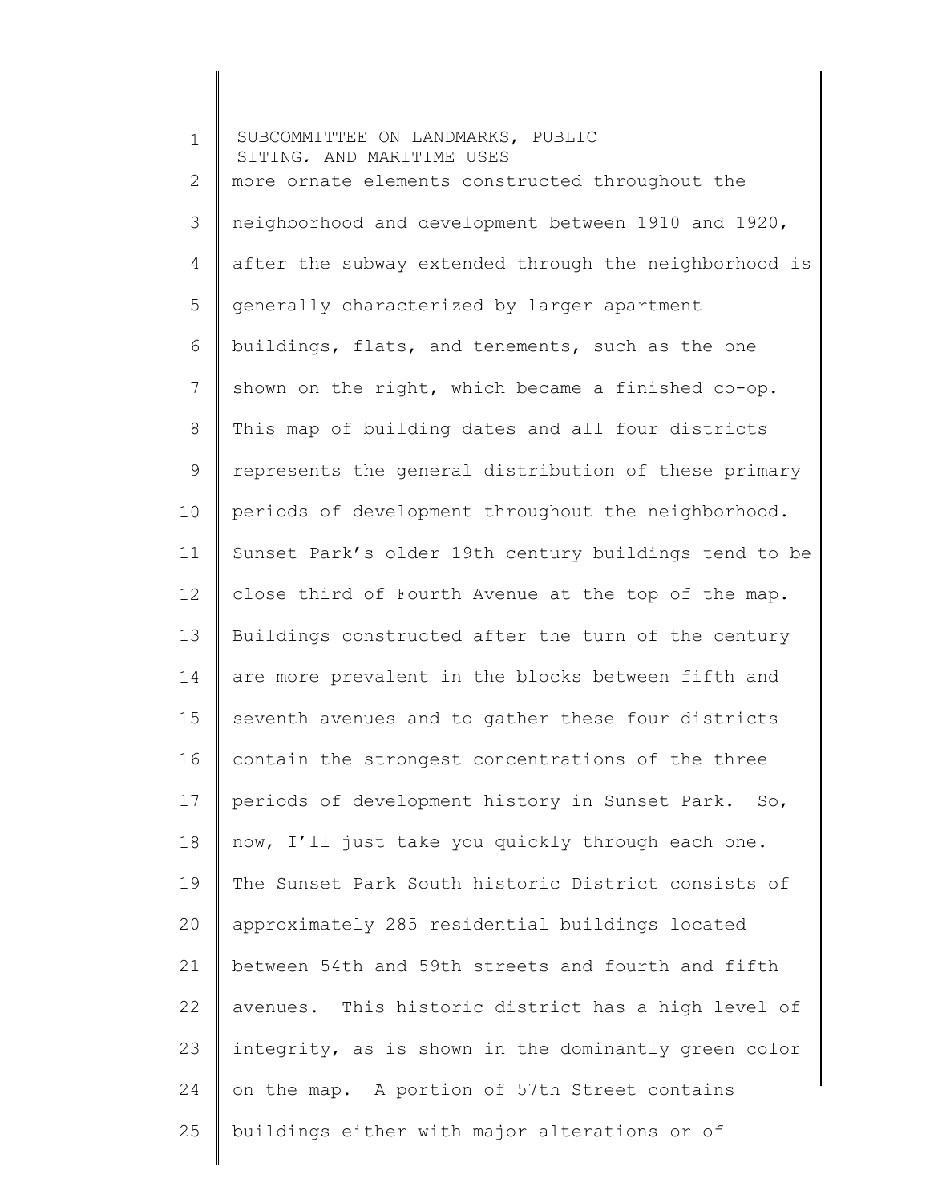more ornate elements constructed throughout the neighborhood and development between 1910 and 1920, after the subway extended through the neighborhood is generally characterized by larger apartment buildings, flats, and tenements, such as the one shown on the right, which became a finished co-op. This map of building dates and all four districts represents the general distribution of these primary periods of development throughout the neighborhood. Sunset Park's older 19th century buildings tend to be close third of Fourth Avenue at the top of the map. Buildings constructed after the turn of the century are more prevalent in the blocks between fifth and seventh avenues and to gather these four districts contain the strongest concentrations of the three periods of development history in Sunset Park. So, now, I'll just take you quickly through each one. The Sunset Park South historic District consists of approximately 285 residential buildings located between 54th and 59th streets and fourth and fifth avenues. This historic district has a high level of integrity, as is shown in the dominantly green color on the map. A portion of 57th Street contains buildings either with major alterations or of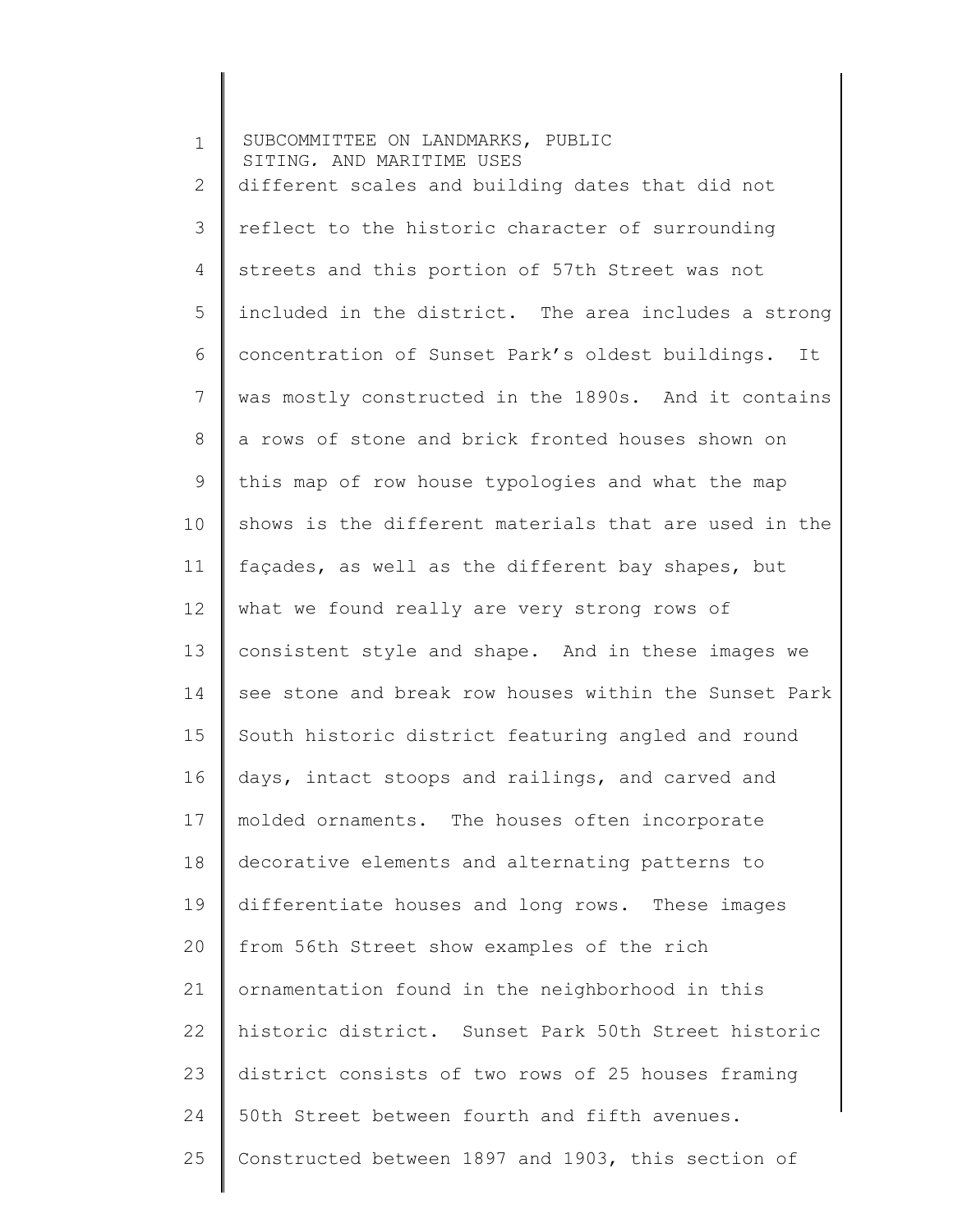different scales and building dates that did not reflect to the historic character of surrounding streets and this portion of 57th Street was not included in the district. The area includes a strong concentration of Sunset Park's oldest buildings. It was mostly constructed in the 1890s. And it contains a rows of stone and brick fronted houses shown on this map of row house typologies and what the map shows is the different materials that are used in the façades, as well as the different bay shapes, but what we found really are very strong rows of consistent style and shape. And in these images we see stone and break row houses within the Sunset Park South historic district featuring angled and round days, intact stoops and railings, and carved and molded ornaments. The houses often incorporate decorative elements and alternating patterns to differentiate houses and long rows. These images from 56th Street show examples of the rich ornamentation found in the neighborhood in this historic district. Sunset Park 50th Street historic district consists of two rows of 25 houses framing 50th Street between fourth and fifth avenues. Constructed between 1897 and 1903, this section of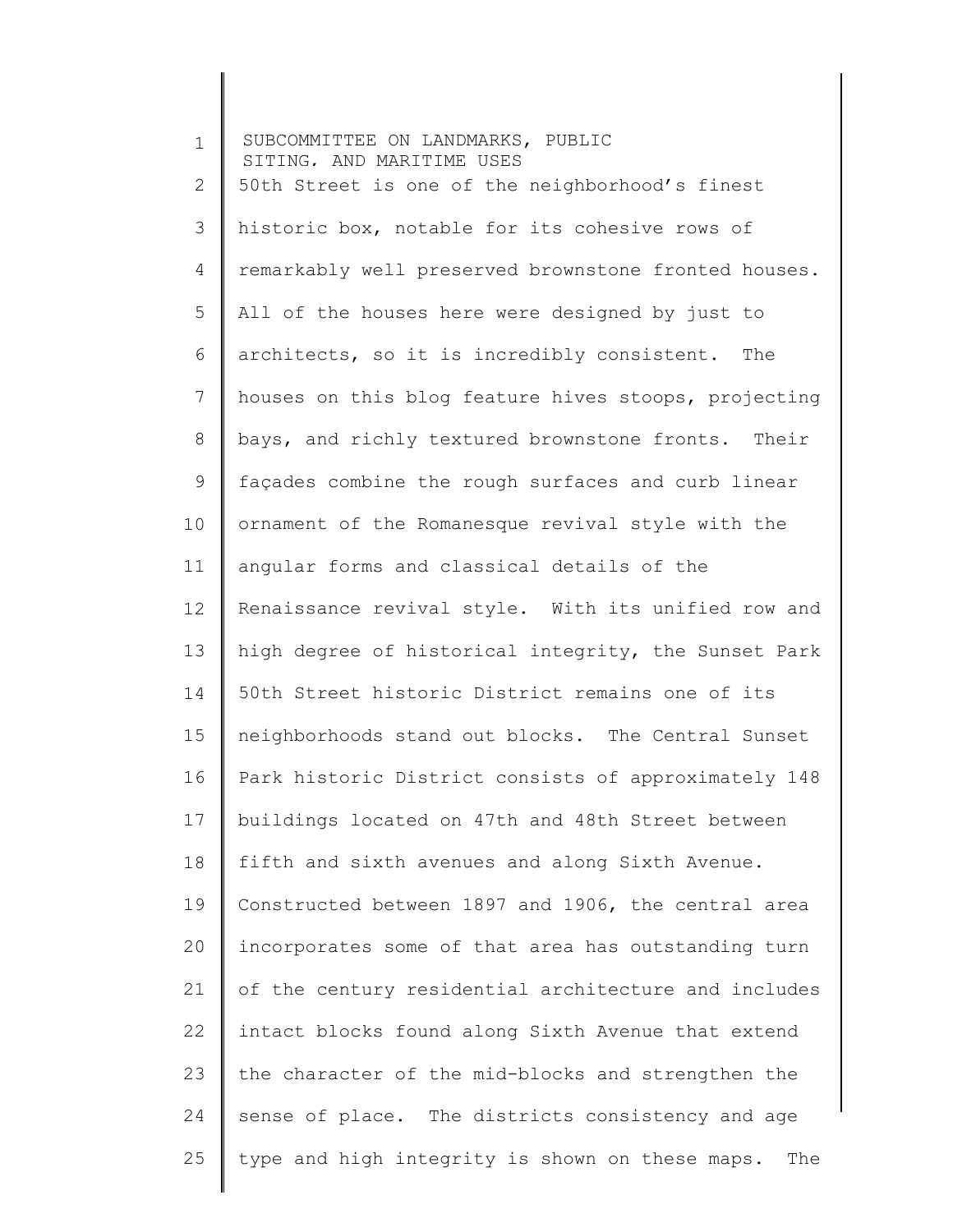50th Street is one of the neighborhood's finest historic box, notable for its cohesive rows of remarkably well preserved brownstone fronted houses. All of the houses here were designed by just to architects, so it is incredibly consistent. The houses on this blog feature hives stoops, projecting bays, and richly textured brownstone fronts. Their façades combine the rough surfaces and curb linear ornament of the Romanesque revival style with the angular forms and classical details of the Renaissance revival style. With its unified row and high degree of historical integrity, the Sunset Park 50th Street historic District remains one of its neighborhoods stand out blocks. The Central Sunset Park historic District consists of approximately 148 buildings located on 47th and 48th Street between fifth and sixth avenues and along Sixth Avenue. Constructed between 1897 and 1906, the central area incorporates some of that area has outstanding turn of the century residential architecture and includes intact blocks found along Sixth Avenue that extend the character of the mid-blocks and strengthen the sense of place. The districts consistency and age type and high integrity is shown on these maps. The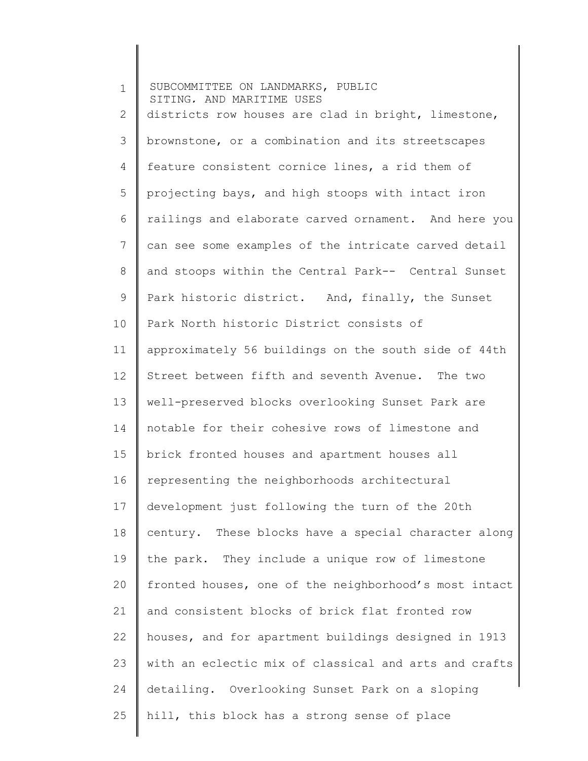districts row houses are clad in bright, limestone, brownstone, or a combination and its streetscapes feature consistent cornice lines, a rid them of projecting bays, and high stoops with intact iron railings and elaborate carved ornament. And here you can see some examples of the intricate carved detail and stoops within the Central Park-- Central Sunset Park historic district. And, finally, the Sunset Park North historic District consists of approximately 56 buildings on the south side of 44th Street between fifth and seventh Avenue. The two well-preserved blocks overlooking Sunset Park are notable for their cohesive rows of limestone and brick fronted houses and apartment houses all representing the neighborhoods architectural development just following the turn of the 20th century. These blocks have a special character along the park. They include a unique row of limestone fronted houses, one of the neighborhood's most intact and consistent blocks of brick flat fronted row houses, and for apartment buildings designed in 1913 with an eclectic mix of classical and arts and crafts detailing. Overlooking Sunset Park on a sloping hill, this block has a strong sense of place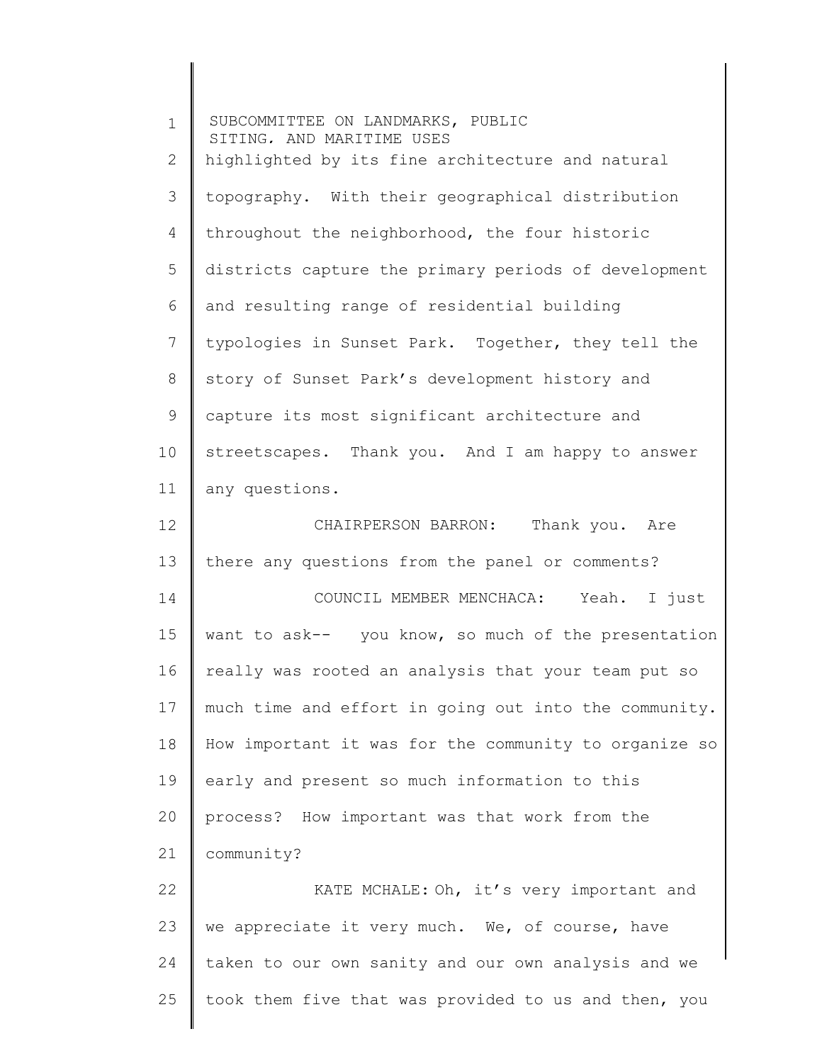highlighted by its fine architecture and natural topography. With their geographical distribution throughout the neighborhood, the four historic districts capture the primary periods of development and resulting range of residential building typologies in Sunset Park. Together, they tell the story of Sunset Park's development history and capture its most significant architecture and streetscapes. Thank you. And I am happy to answer any questions.

CHAIRPERSON BARRON: Thank you. Are there any questions from the panel or comments?

COUNCIL MEMBER MENCHACA: Yeah. I just want to ask-- you know, so much of the presentation really was rooted an analysis that your team put so much time and effort in going out into the community. How important it was for the community to organize so early and present so much information to this process? How important was that work from the community?

KATE MCHALE: Oh, it's very important and we appreciate it very much. We, of course, have taken to our own sanity and our own analysis and we took them five that was provided to us and then, you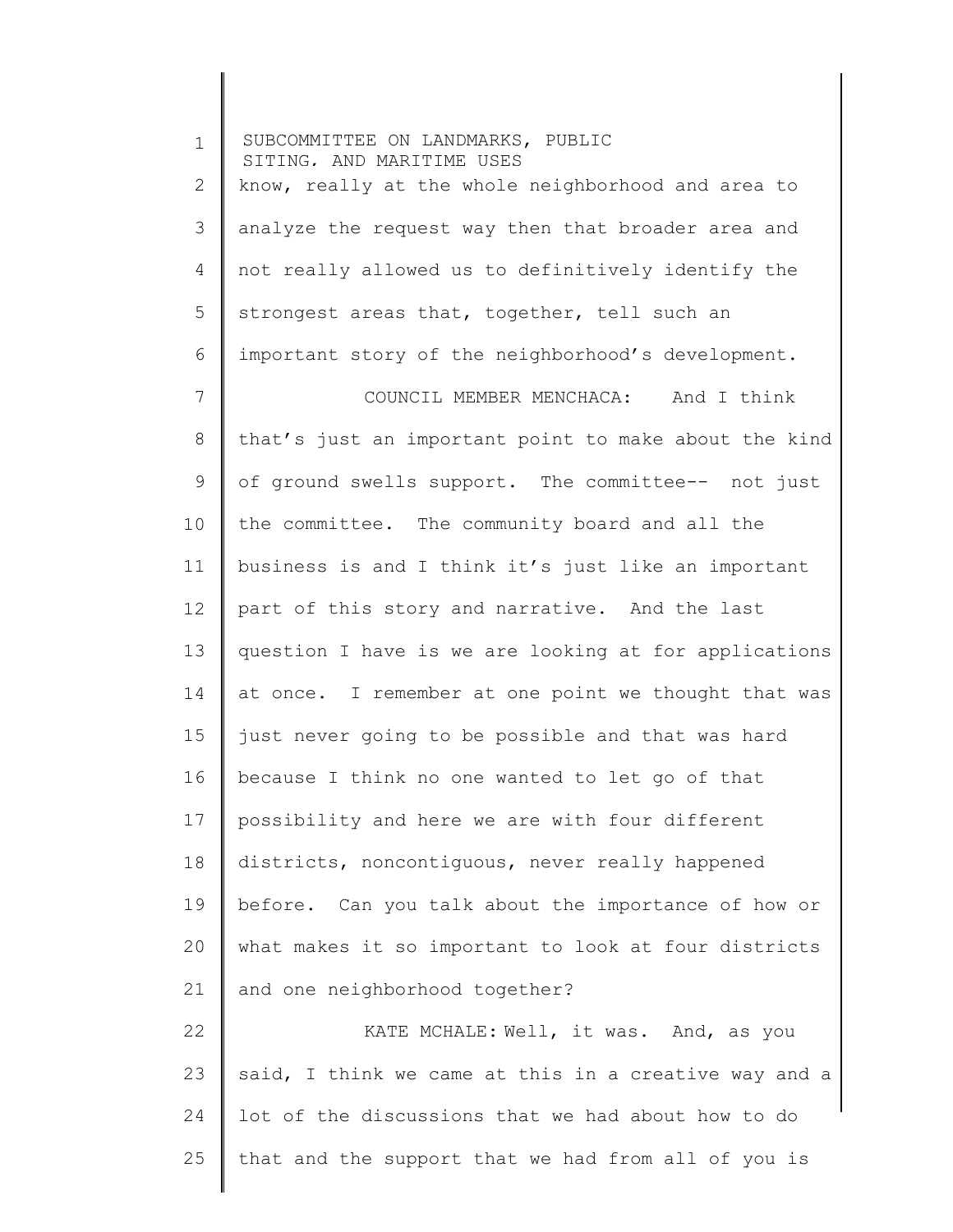know, really at the whole neighborhood and area to analyze the request way then that broader area and not really allowed us to definitively identify the strongest areas that, together, tell such an important story of the neighborhood's development.

COUNCIL MEMBER MENCHACA: And I think that's just an important point to make about the kind of ground swells support. The committee-- not just the committee. The community board and all the business is and I think it's just like an important part of this story and narrative. And the last question I have is we are looking at for applications at once. I remember at one point we thought that was just never going to be possible and that was hard because I think no one wanted to let go of that possibility and here we are with four different districts, noncontiguous, never really happened before. Can you talk about the importance of how or what makes it so important to look at four districts and one neighborhood together?

KATE MCHALE: Well, it was. And, as you said, I think we came at this in a creative way and a lot of the discussions that we had about how to do that and the support that we had from all of you is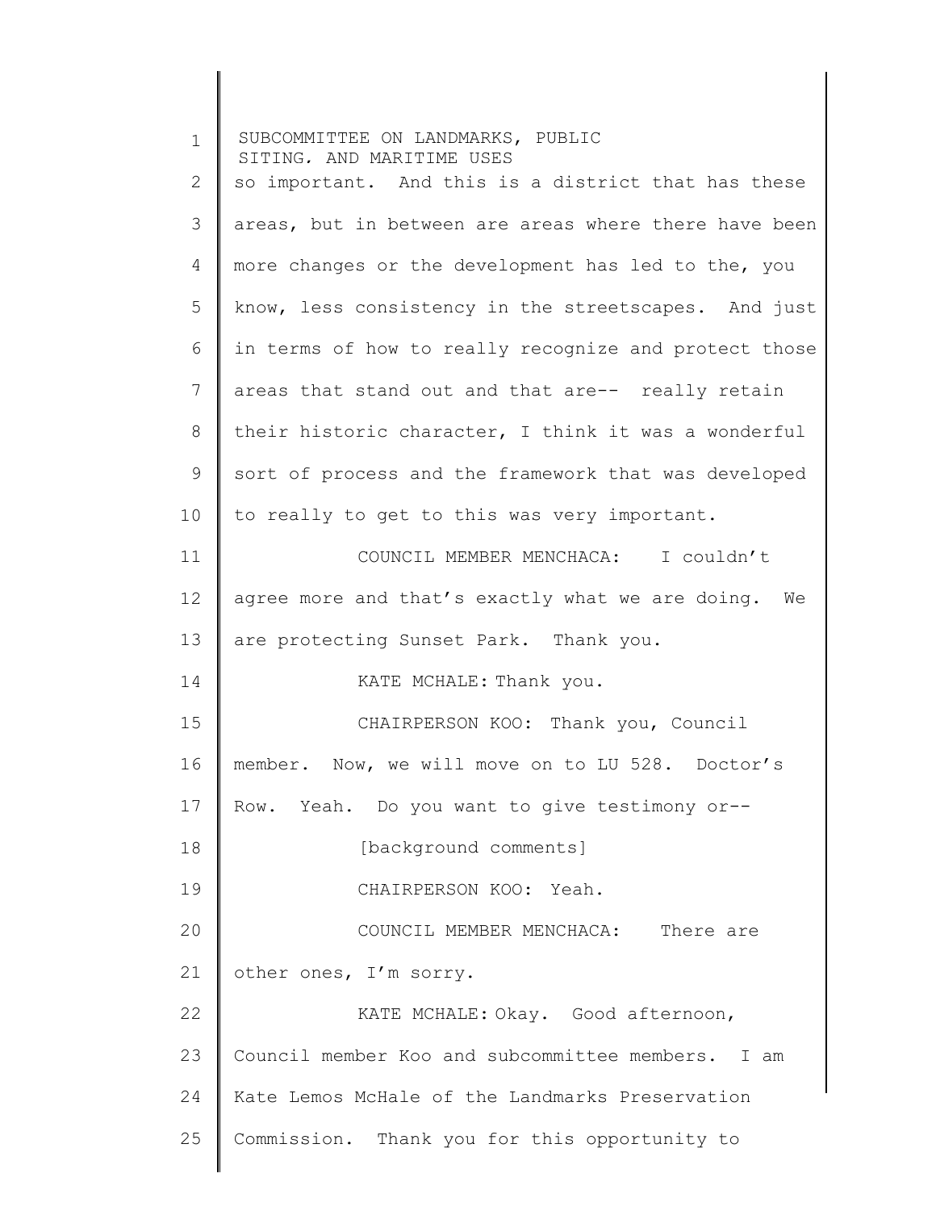so important. And this is a district that has these areas, but in between are areas where there have been more changes or the development has led to the, you know, less consistency in the streetscapes. And just in terms of how to really recognize and protect those areas that stand out and that are-- really retain their historic character, I think it was a wonderful sort of process and the framework that was developed to really to get to this was very important.

COUNCIL MEMBER MENCHACA: I couldn't agree more and that's exactly what we are doing. We are protecting Sunset Park. Thank you.

KATE MCHALE: Thank you.

CHAIRPERSON KOO: Thank you, Council member. Now, we will move on to LU 528. Doctor's Row. Yeah. Do you want to give testimony or--

[background comments]

CHAIRPERSON KOO: Yeah.

COUNCIL MEMBER MENCHACA: There are other ones, I'm sorry.

KATE MCHALE: Okay. Good afternoon, Council member Koo and subcommittee members. I am Kate Lemos McHale of the Landmarks Preservation Commission. Thank you for this opportunity to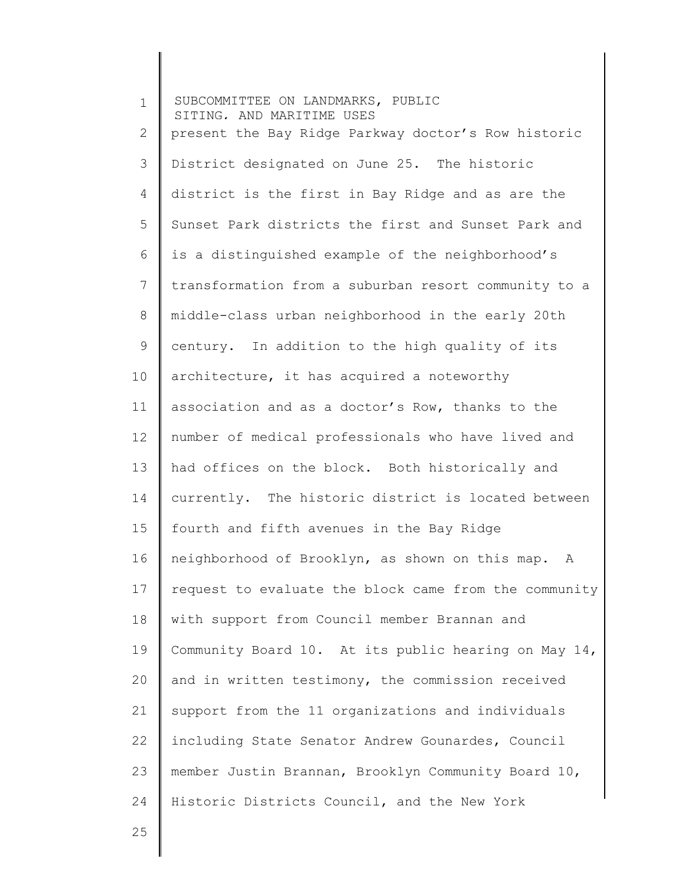present the Bay Ridge Parkway doctor's Row historic District designated on June 25. The historic district is the first in Bay Ridge and as are the Sunset Park districts the first and Sunset Park and is a distinguished example of the neighborhood's transformation from a suburban resort community to a middle-class urban neighborhood in the early 20th century. In addition to the high quality of its architecture, it has acquired a noteworthy association and as a doctor's Row, thanks to the number of medical professionals who have lived and had offices on the block. Both historically and currently. The historic district is located between fourth and fifth avenues in the Bay Ridge neighborhood of Brooklyn, as shown on this map. A request to evaluate the block came from the community with support from Council member Brannan and Community Board 10. At its public hearing on May 14, and in written testimony, the commission received support from the 11 organizations and individuals including State Senator Andrew Gounardes, Council member Justin Brannan, Brooklyn Community Board 10, Historic Districts Council, and the New York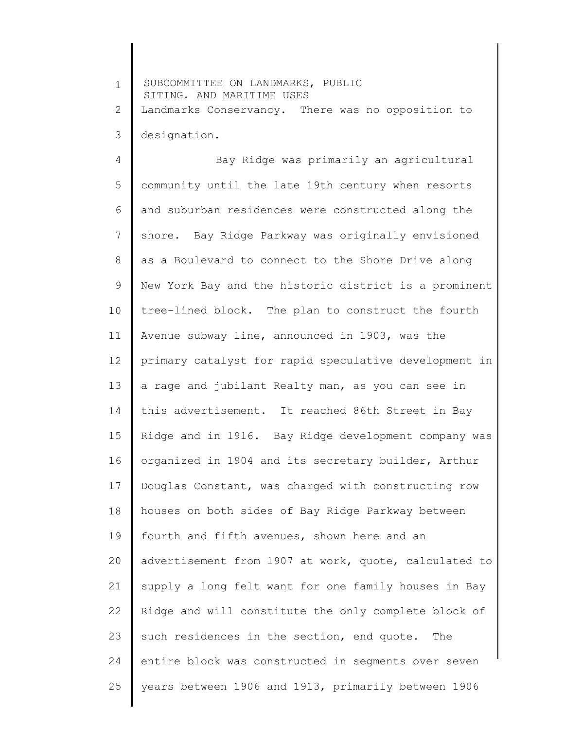Landmarks Conservancy. There was no opposition to designation.

Bay Ridge was primarily an agricultural community until the late 19th century when resorts and suburban residences were constructed along the shore. Bay Ridge Parkway was originally envisioned as a Boulevard to connect to the Shore Drive along New York Bay and the historic district is a prominent tree-lined block. The plan to construct the fourth Avenue subway line, announced in 1903, was the primary catalyst for rapid speculative development in a rage and jubilant Realty man, as you can see in this advertisement. It reached 86th Street in Bay Ridge and in 1916. Bay Ridge development company was organized in 1904 and its secretary builder, Arthur Douglas Constant, was charged with constructing row houses on both sides of Bay Ridge Parkway between fourth and fifth avenues, shown here and an advertisement from 1907 at work, quote, calculated to supply a long felt want for one family houses in Bay Ridge and will constitute the only complete block of such residences in the section, end quote. The entire block was constructed in segments over seven years between 1906 and 1913, primarily between 1906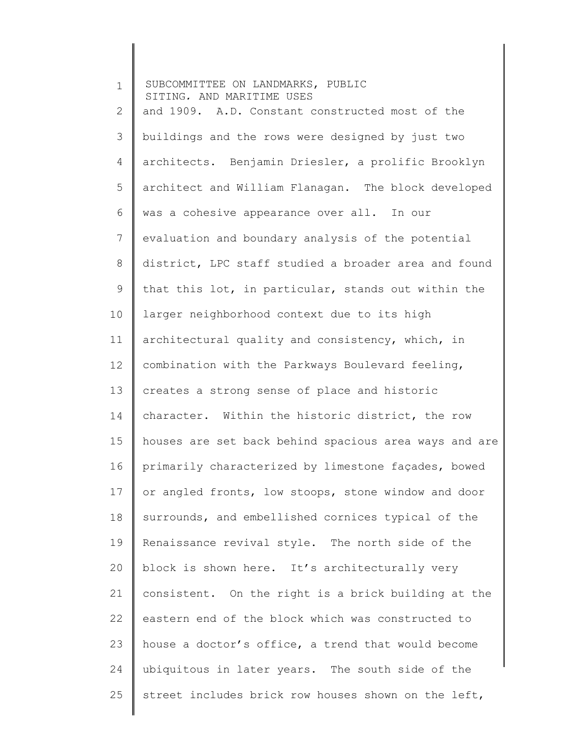and 1909. A.D. Constant constructed most of the buildings and the rows were designed by just two architects. Benjamin Driesler, a prolific Brooklyn architect and William Flanagan. The block developed was a cohesive appearance over all. In our evaluation and boundary analysis of the potential district, LPC staff studied a broader area and found that this lot, in particular, stands out within the larger neighborhood context due to its high architectural quality and consistency, which, in combination with the Parkways Boulevard feeling, creates a strong sense of place and historic character. Within the historic district, the row houses are set back behind spacious area ways and are primarily characterized by limestone façades, bowed or angled fronts, low stoops, stone window and door surrounds, and embellished cornices typical of the Renaissance revival style. The north side of the block is shown here. It's architecturally very consistent. On the right is a brick building at the eastern end of the block which was constructed to house a doctor's office, a trend that would become ubiquitous in later years. The south side of the street includes brick row houses shown on the left,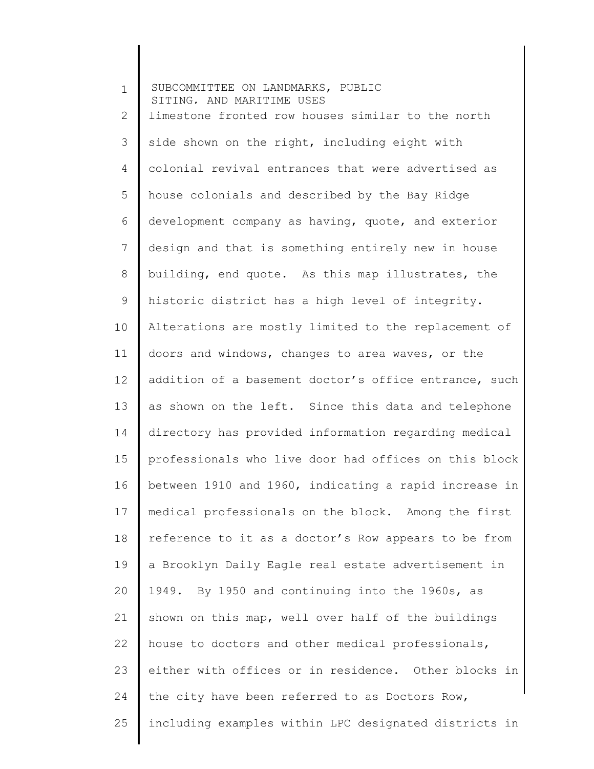limestone fronted row houses similar to the north side shown on the right, including eight with colonial revival entrances that were advertised as house colonials and described by the Bay Ridge development company as having, quote, and exterior design and that is something entirely new in house building, end quote. As this map illustrates, the historic district has a high level of integrity. Alterations are mostly limited to the replacement of doors and windows, changes to area waves, or the addition of a basement doctor's office entrance, such as shown on the left. Since this data and telephone directory has provided information regarding medical professionals who live door had offices on this block between 1910 and 1960, indicating a rapid increase in medical professionals on the block. Among the first reference to it as a doctor's Row appears to be from a Brooklyn Daily Eagle real estate advertisement in 1949. By 1950 and continuing into the 1960s, as shown on this map, well over half of the buildings house to doctors and other medical professionals, either with offices or in residence. Other blocks in the city have been referred to as Doctors Row, including examples within LPC designated districts in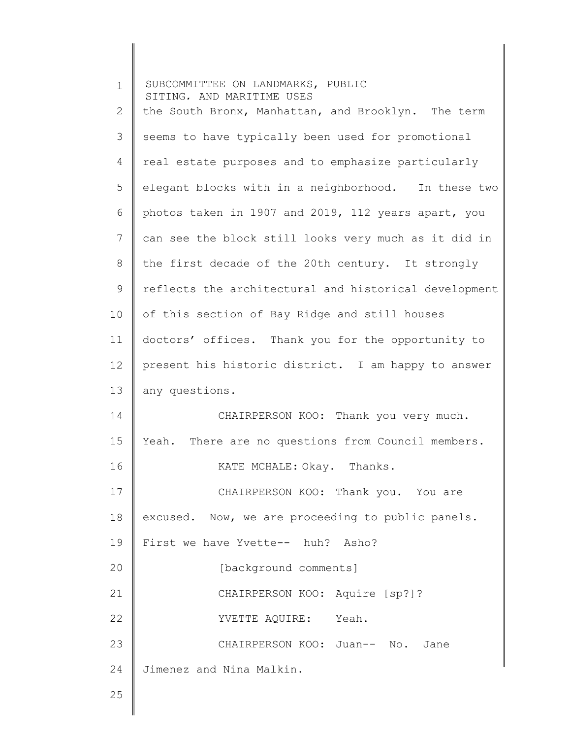the South Bronx, Manhattan, and Brooklyn. The term seems to have typically been used for promotional real estate purposes and to emphasize particularly elegant blocks with in a neighborhood. In these two photos taken in 1907 and 2019, 112 years apart, you can see the block still looks very much as it did in the first decade of the 20th century. It strongly reflects the architectural and historical development of this section of Bay Ridge and still houses doctors' offices. Thank you for the opportunity to present his historic district. I am happy to answer any questions.

CHAIRPERSON KOO: Thank you very much. Yeah. There are no questions from Council members.

KATE MCHALE: Okay. Thanks.

CHAIRPERSON KOO: Thank you. You are excused. Now, we are proceeding to public panels. First we have Yvette-- huh? Asho?

[background comments]

CHAIRPERSON KOO: Aquire [sp?]?

YVETTE AQUIRE: Yeah.

CHAIRPERSON KOO: Juan-- No. Jane Jimenez and Nina Malkin.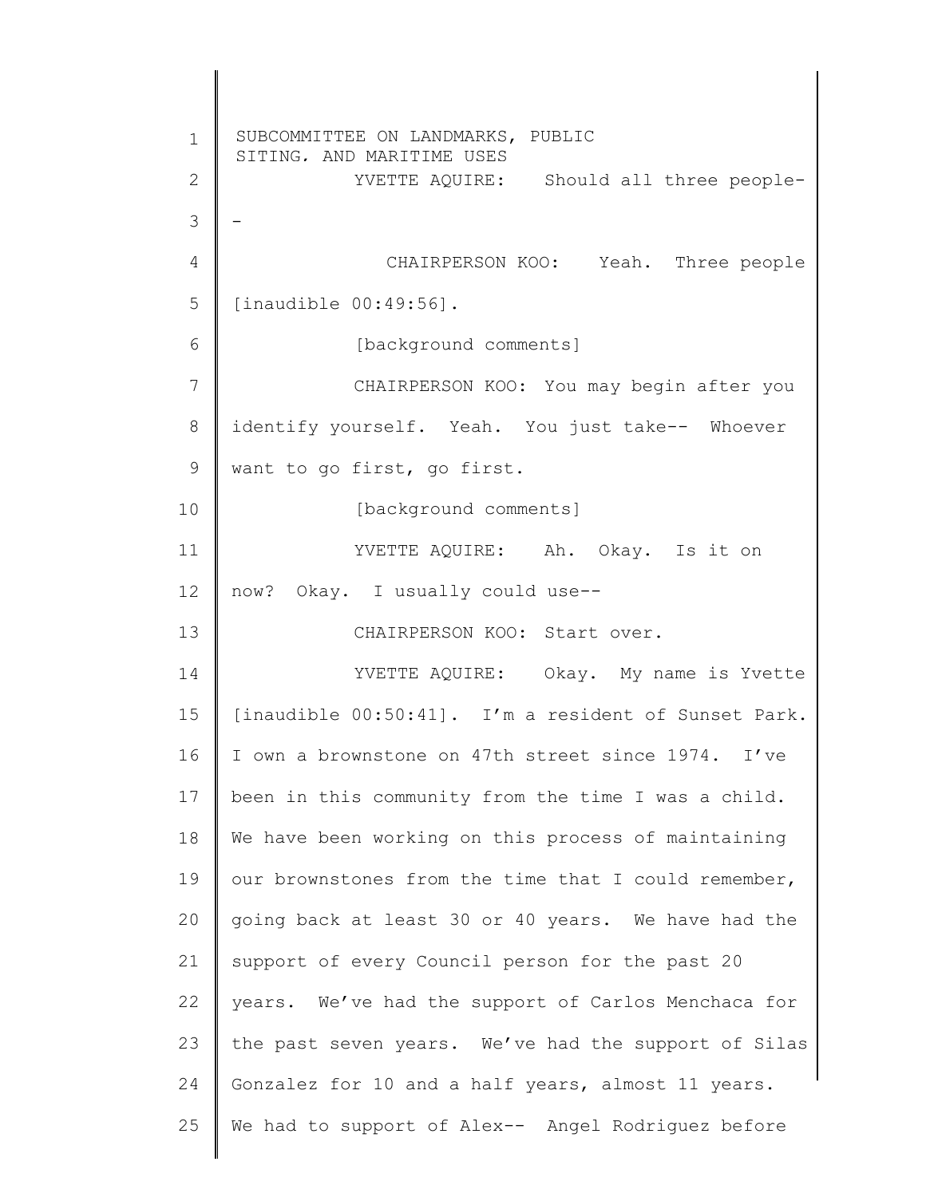YVETTE AQUIRE: Should all three people--

CHAIRPERSON KOO: Yeah. Three people [inaudible 00:49:56].

[background comments]

CHAIRPERSON KOO: You may begin after you identify yourself. Yeah. You just take-- Whoever want to go first, go first.

[background comments]

YVETTE AQUIRE: Ah. Okay. Is it on now? Okay. I usually could use--

CHAIRPERSON KOO: Start over.

YVETTE AQUIRE: Okay. My name is Yvette [inaudible 00:50:41]. I'm a resident of Sunset Park. I own a brownstone on 47th street since 1974. I've been in this community from the time I was a child. We have been working on this process of maintaining our brownstones from the time that I could remember, going back at least 30 or 40 years. We have had the support of every Council person for the past 20 years. We've had the support of Carlos Menchaca for the past seven years. We've had the support of Silas Gonzalez for 10 and a half years, almost 11 years. We had to support of Alex-- Angel Rodriguez before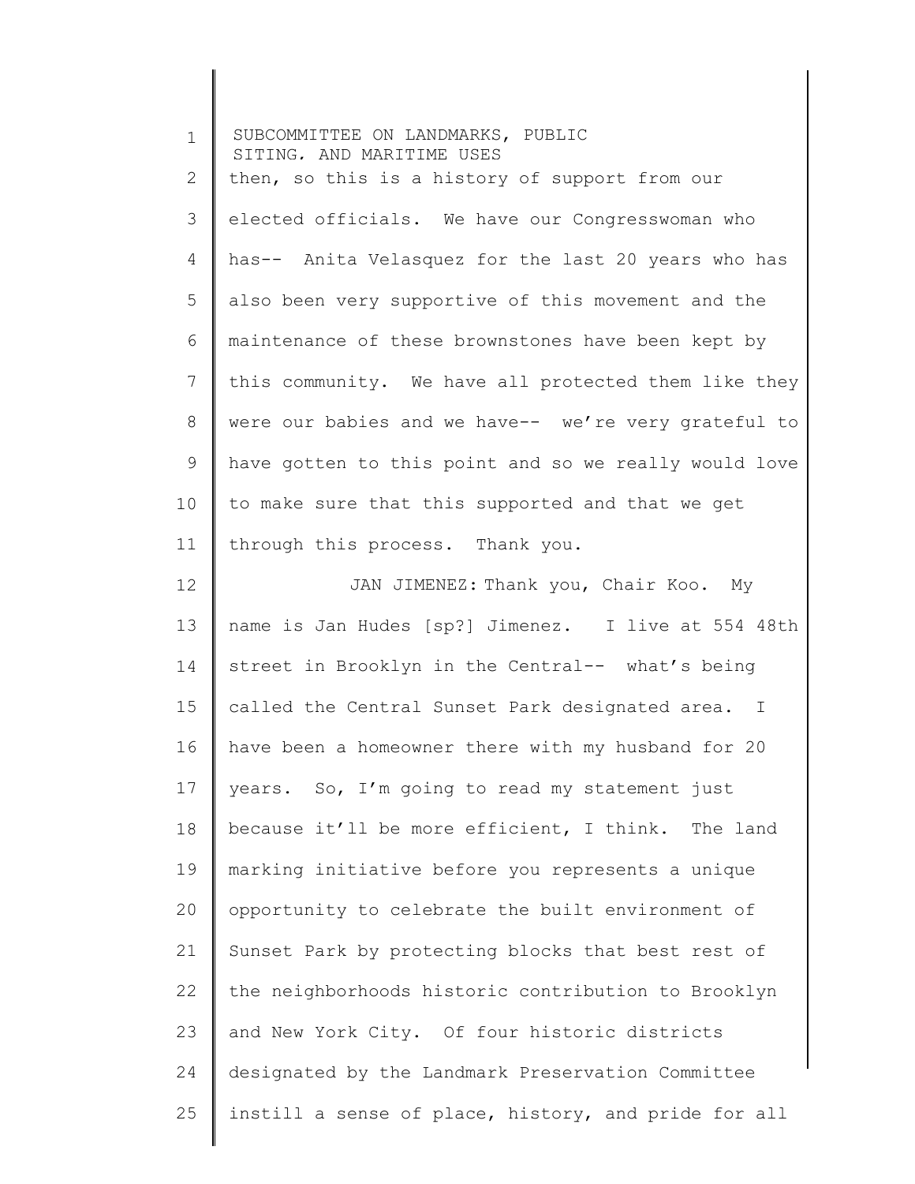then, so this is a history of support from our elected officials. We have our Congresswoman who has-- Anita Velasquez for the last 20 years who has also been very supportive of this movement and the maintenance of these brownstones have been kept by this community. We have all protected them like they were our babies and we have-- we're very grateful to have gotten to this point and so we really would love to make sure that this supported and that we get through this process. Thank you.

JAN JIMENEZ: Thank you, Chair Koo. My name is Jan Hudes [sp?] Jimenez. I live at 554 48th street in Brooklyn in the Central-- what's being called the Central Sunset Park designated area. I have been a homeowner there with my husband for 20 years. So, I'm going to read my statement just because it'll be more efficient, I think. The land marking initiative before you represents a unique opportunity to celebrate the built environment of Sunset Park by protecting blocks that best rest of the neighborhoods historic contribution to Brooklyn and New York City. Of four historic districts designated by the Landmark Preservation Committee instill a sense of place, history, and pride for all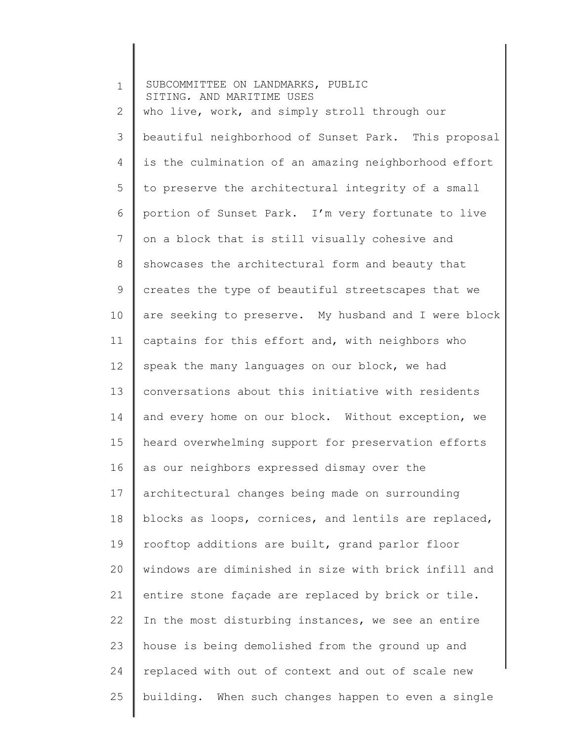who live, work, and simply stroll through our beautiful neighborhood of Sunset Park. This proposal is the culmination of an amazing neighborhood effort to preserve the architectural integrity of a small portion of Sunset Park. I'm very fortunate to live on a block that is still visually cohesive and showcases the architectural form and beauty that creates the type of beautiful streetscapes that we are seeking to preserve. My husband and I were block captains for this effort and, with neighbors who speak the many languages on our block, we had conversations about this initiative with residents and every home on our block. Without exception, we heard overwhelming support for preservation efforts as our neighbors expressed dismay over the architectural changes being made on surrounding blocks as loops, cornices, and lentils are replaced, rooftop additions are built, grand parlor floor windows are diminished in size with brick infill and entire stone façade are replaced by brick or tile. In the most disturbing instances, we see an entire house is being demolished from the ground up and replaced with out of context and out of scale new building. When such changes happen to even a single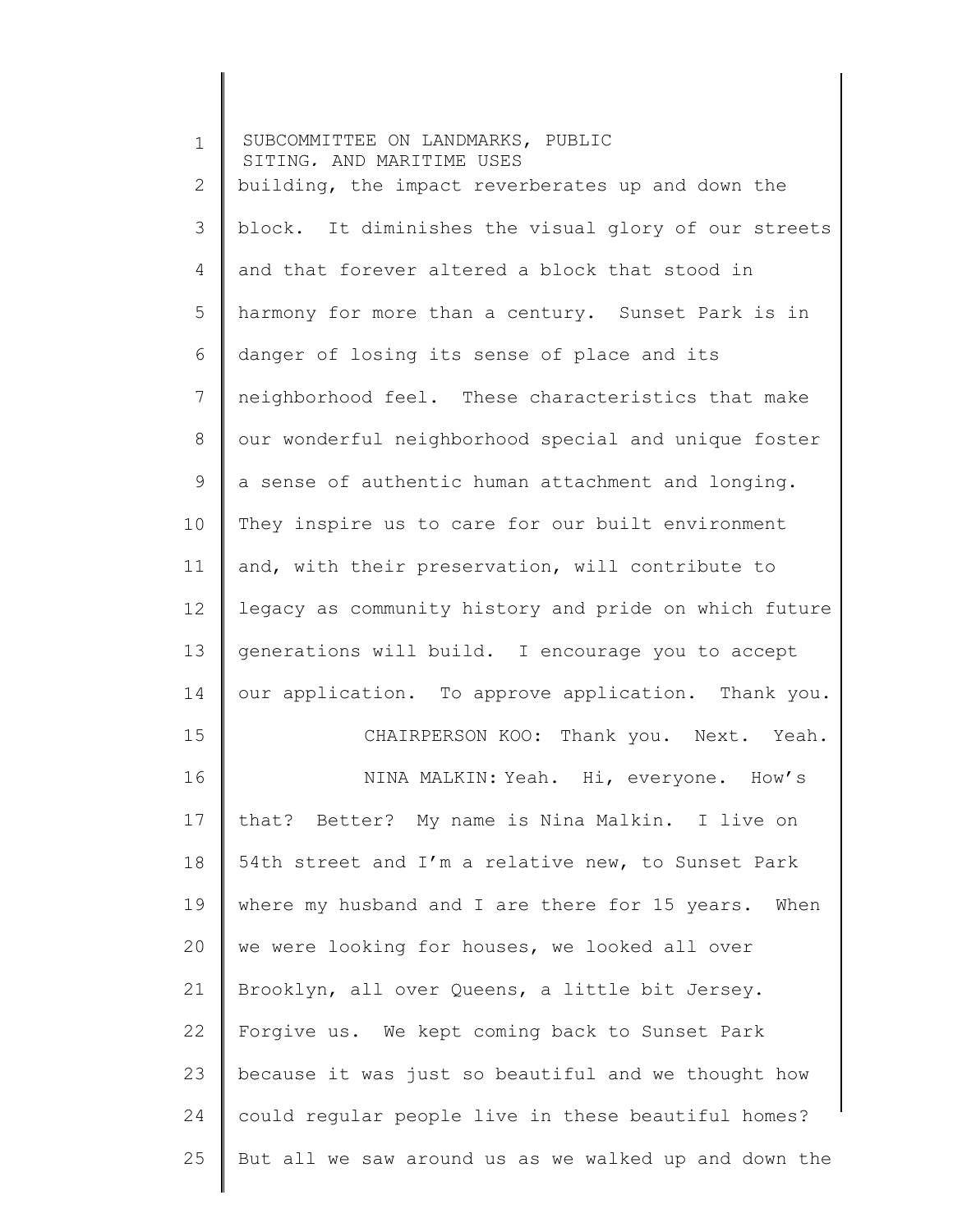building, the impact reverberates up and down the block. It diminishes the visual glory of our streets and that forever altered a block that stood in harmony for more than a century. Sunset Park is in danger of losing its sense of place and its neighborhood feel. These characteristics that make our wonderful neighborhood special and unique foster a sense of authentic human attachment and longing. They inspire us to care for our built environment and, with their preservation, will contribute to legacy as community history and pride on which future generations will build. I encourage you to accept our application. To approve application. Thank you.

CHAIRPERSON KOO: Thank you. Next. Yeah.

NINA MALKIN: Yeah. Hi, everyone. How's that? Better? My name is Nina Malkin. I live on 54th street and I'm a relative new, to Sunset Park where my husband and I are there for 15 years. When we were looking for houses, we looked all over Brooklyn, all over Queens, a little bit Jersey. Forgive us. We kept coming back to Sunset Park because it was just so beautiful and we thought how could regular people live in these beautiful homes? But all we saw around us as we walked up and down the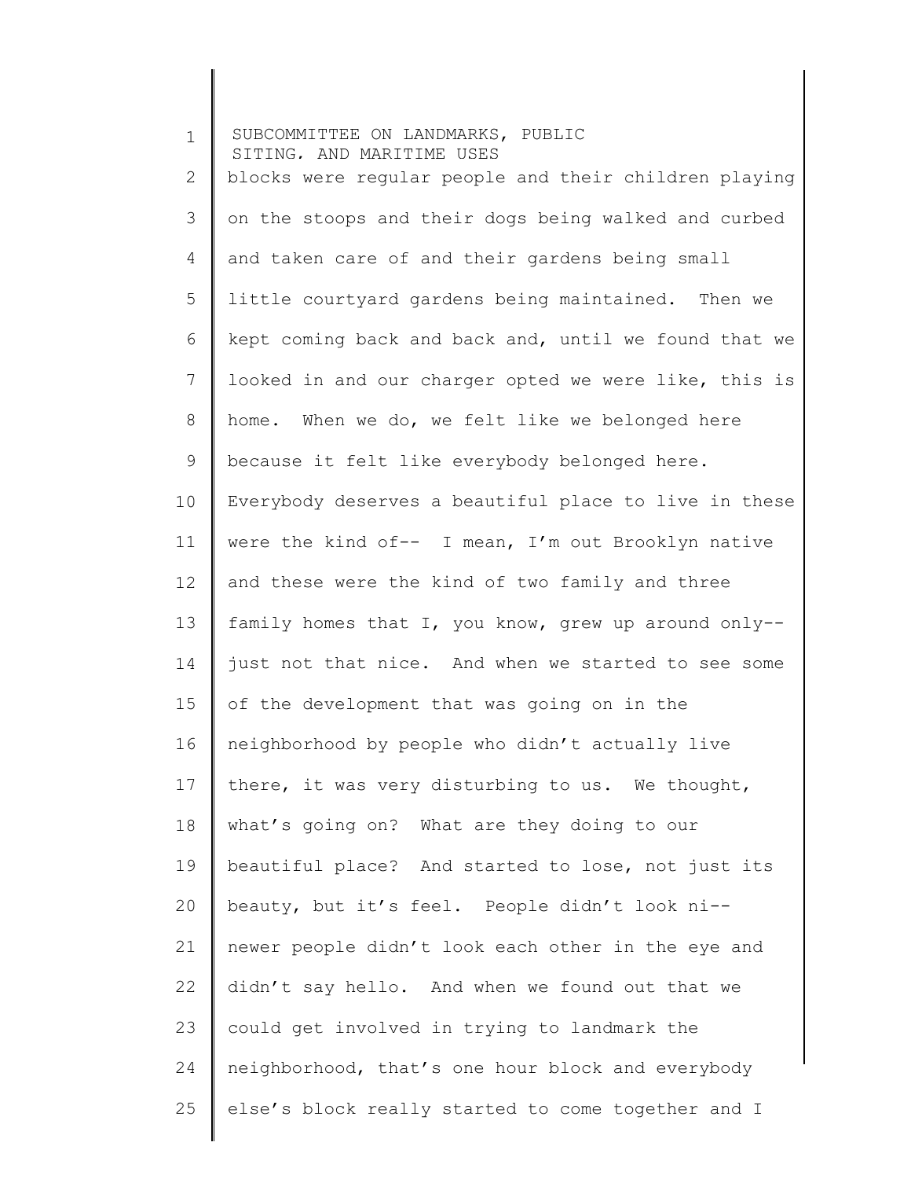blocks were regular people and their children playing on the stoops and their dogs being walked and curbed and taken care of and their gardens being small little courtyard gardens being maintained. Then we kept coming back and back and, until we found that we looked in and our charger opted we were like, this is home. When we do, we felt like we belonged here because it felt like everybody belonged here. Everybody deserves a beautiful place to live in these were the kind of-- I mean, I'm out Brooklyn native and these were the kind of two family and three family homes that I, you know, grew up around only-- just not that nice. And when we started to see some of the development that was going on in the neighborhood by people who didn't actually live there, it was very disturbing to us. We thought, what's going on? What are they doing to our beautiful place? And started to lose, not just its beauty, but it's feel. People didn't look ni-- newer people didn't look each other in the eye and didn't say hello. And when we found out that we could get involved in trying to landmark the neighborhood, that's one hour block and everybody else's block really started to come together and I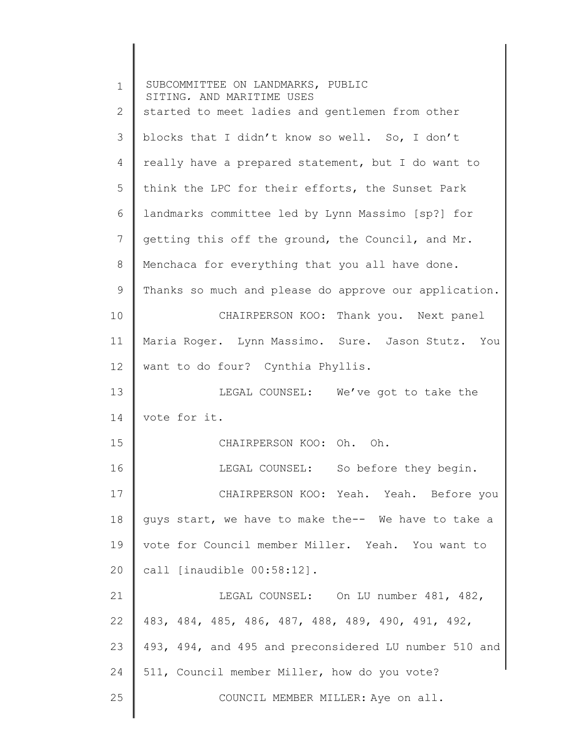started to meet ladies and gentlemen from other blocks that I didn't know so well. So, I don't really have a prepared statement, but I do want to think the LPC for their efforts, the Sunset Park landmarks committee led by Lynn Massimo [sp?] for getting this off the ground, the Council, and Mr. Menchaca for everything that you all have done. Thanks so much and please do approve our application.

CHAIRPERSON KOO: Thank you. Next panel Maria Roger. Lynn Massimo. Sure. Jason Stutz. You want to do four? Cynthia Phyllis.

LEGAL COUNSEL: We've got to take the vote for it.

CHAIRPERSON KOO: Oh. Oh.

LEGAL COUNSEL: So before they begin.

CHAIRPERSON KOO: Yeah. Yeah. Before you guys start, we have to make the-- We have to take a vote for Council member Miller. Yeah. You want to call [inaudible 00:58:12].

LEGAL COUNSEL: On LU number 481, 482, 483, 484, 485, 486, 487, 488, 489, 490, 491, 492, 493, 494, and 495 and preconsidered LU number 510 and 511, Council member Miller, how do you vote?

COUNCIL MEMBER MILLER: Aye on all.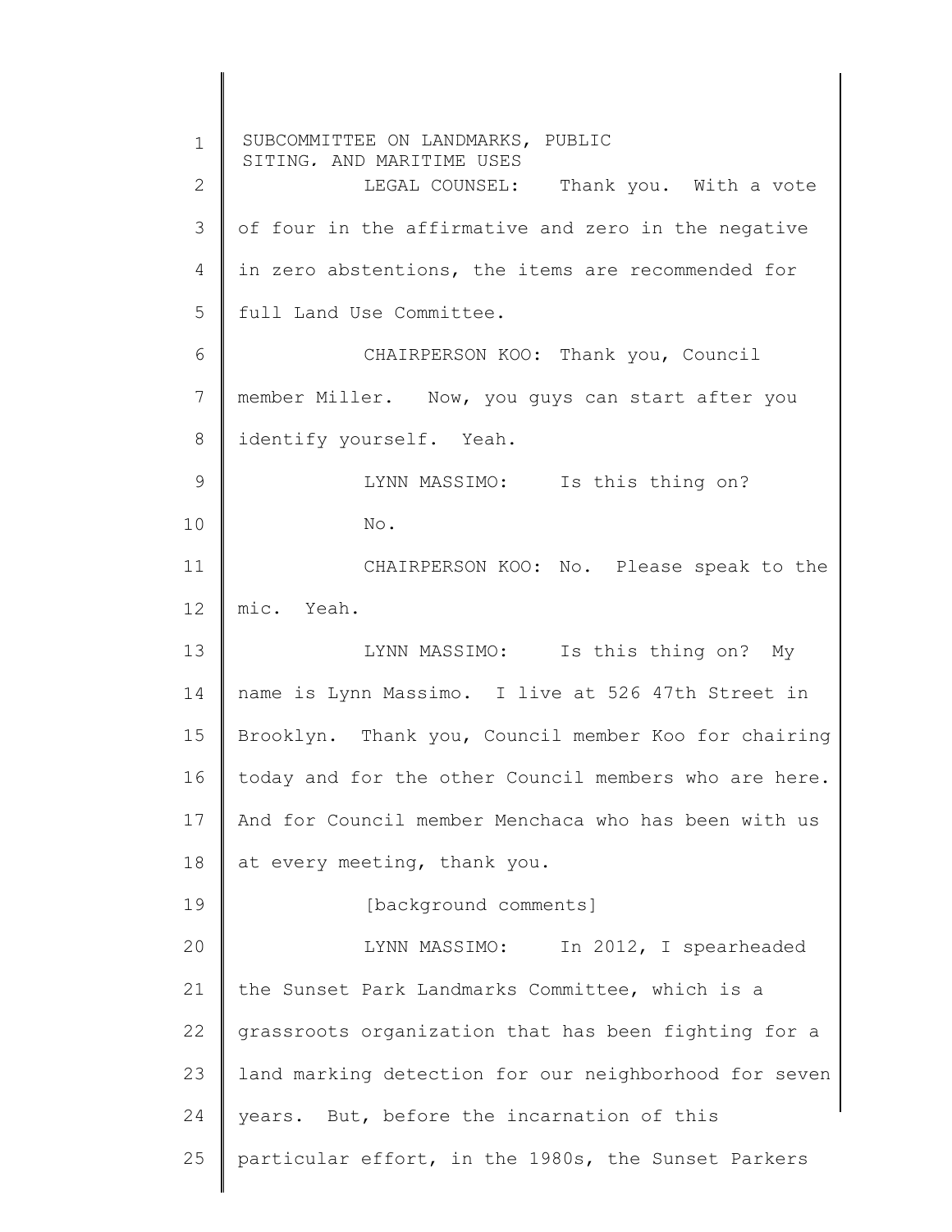LEGAL COUNSEL: Thank you. With a vote of four in the affirmative and zero in the negative in zero abstentions, the items are recommended for full Land Use Committee.

CHAIRPERSON KOO: Thank you, Council member Miller. Now, you guys can start after you identify yourself. Yeah.

LYNN MASSIMO: Is this thing on?

No.

CHAIRPERSON KOO: No. Please speak to the mic. Yeah.

LYNN MASSIMO: Is this thing on? My name is Lynn Massimo. I live at 526 47th Street in Brooklyn. Thank you, Council member Koo for chairing today and for the other Council members who are here. And for Council member Menchaca who has been with us at every meeting, thank you.

[background comments]

LYNN MASSIMO: In 2012, I spearheaded the Sunset Park Landmarks Committee, which is a grassroots organization that has been fighting for a land marking detection for our neighborhood for seven years. But, before the incarnation of this particular effort, in the 1980s, the Sunset Parkers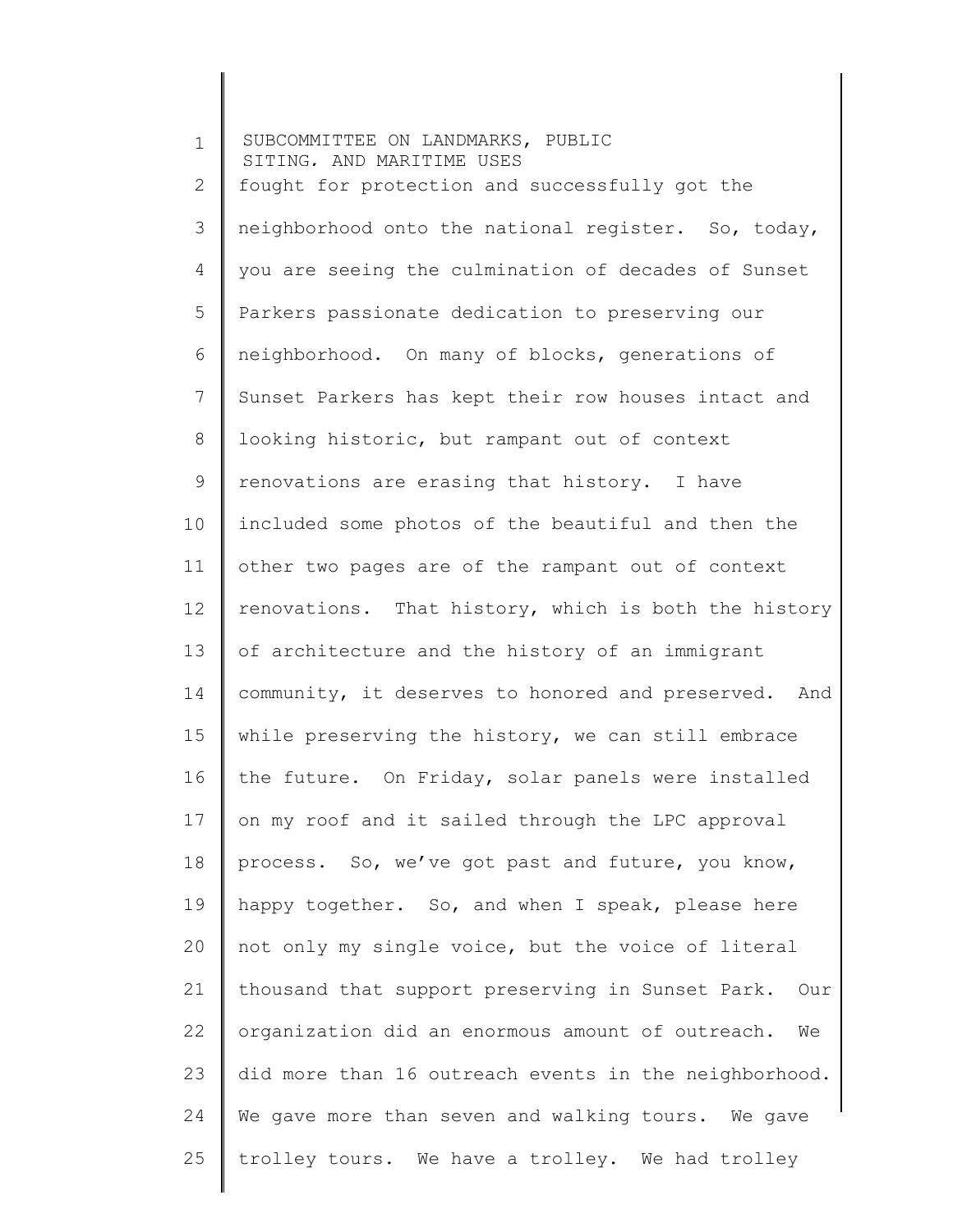fought for protection and successfully got the neighborhood onto the national register. So, today, you are seeing the culmination of decades of Sunset Parkers passionate dedication to preserving our neighborhood. On many of blocks, generations of Sunset Parkers has kept their row houses intact and looking historic, but rampant out of context renovations are erasing that history. I have included some photos of the beautiful and then the other two pages are of the rampant out of context renovations. That history, which is both the history of architecture and the history of an immigrant community, it deserves to honored and preserved. And while preserving the history, we can still embrace the future. On Friday, solar panels were installed on my roof and it sailed through the LPC approval process. So, we've got past and future, you know, happy together. So, and when I speak, please here not only my single voice, but the voice of literal thousand that support preserving in Sunset Park. Our organization did an enormous amount of outreach. We did more than 16 outreach events in the neighborhood. We gave more than seven and walking tours. We gave trolley tours. We have a trolley. We had trolley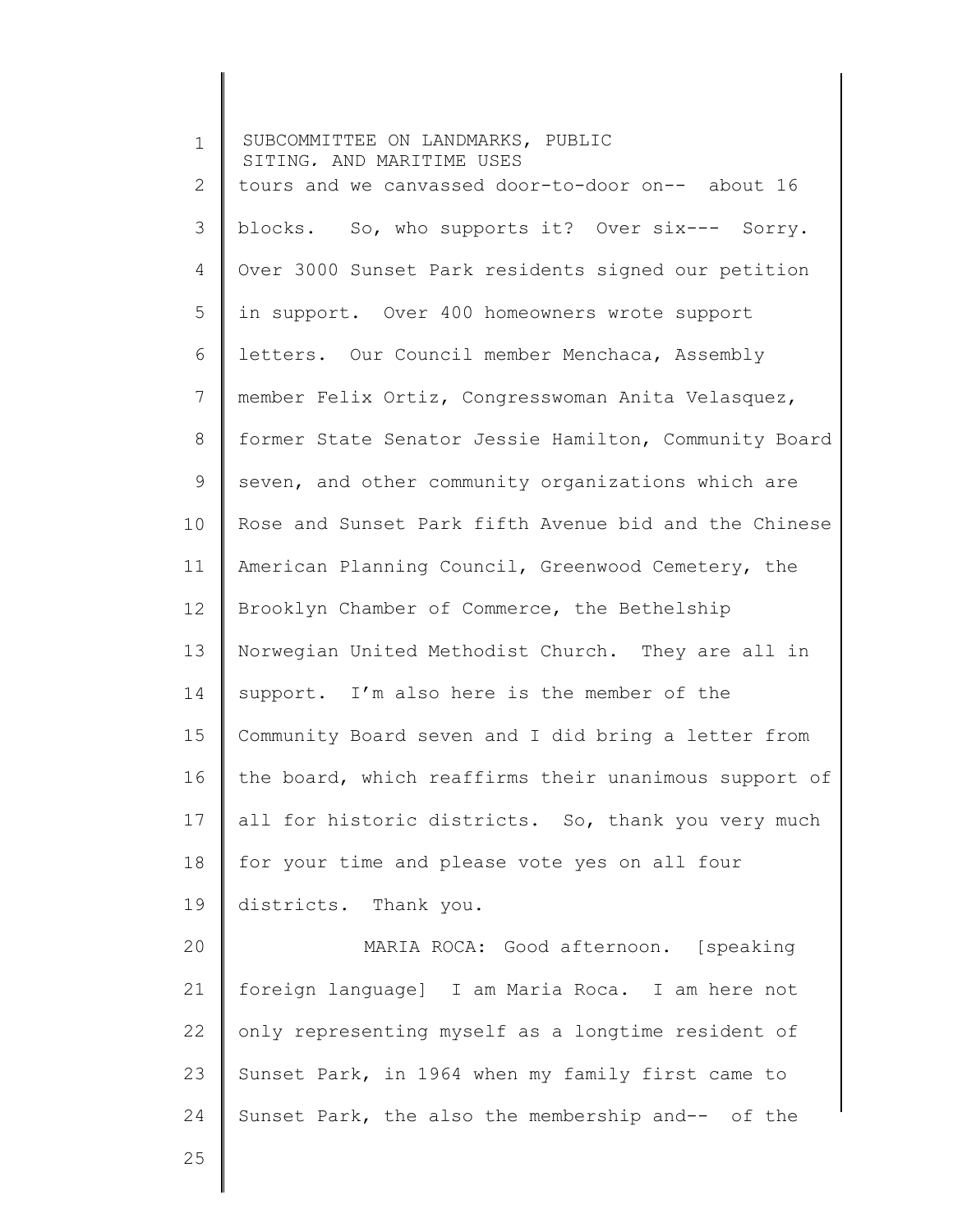tours and we canvassed door-to-door on-- about 16 blocks. So, who supports it? Over six--- Sorry. Over 3000 Sunset Park residents signed our petition in support. Over 400 homeowners wrote support letters. Our Council member Menchaca, Assembly member Felix Ortiz, Congresswoman Anita Velasquez, former State Senator Jessie Hamilton, Community Board seven, and other community organizations which are Rose and Sunset Park fifth Avenue bid and the Chinese American Planning Council, Greenwood Cemetery, the Brooklyn Chamber of Commerce, the Bethelship Norwegian United Methodist Church. They are all in support. I'm also here is the member of the Community Board seven and I did bring a letter from the board, which reaffirms their unanimous support of all for historic districts. So, thank you very much for your time and please vote yes on all four districts. Thank you.

MARIA ROCA: Good afternoon. [speaking foreign language] I am Maria Roca. I am here not only representing myself as a longtime resident of Sunset Park, in 1964 when my family first came to Sunset Park, the also the membership and-- of the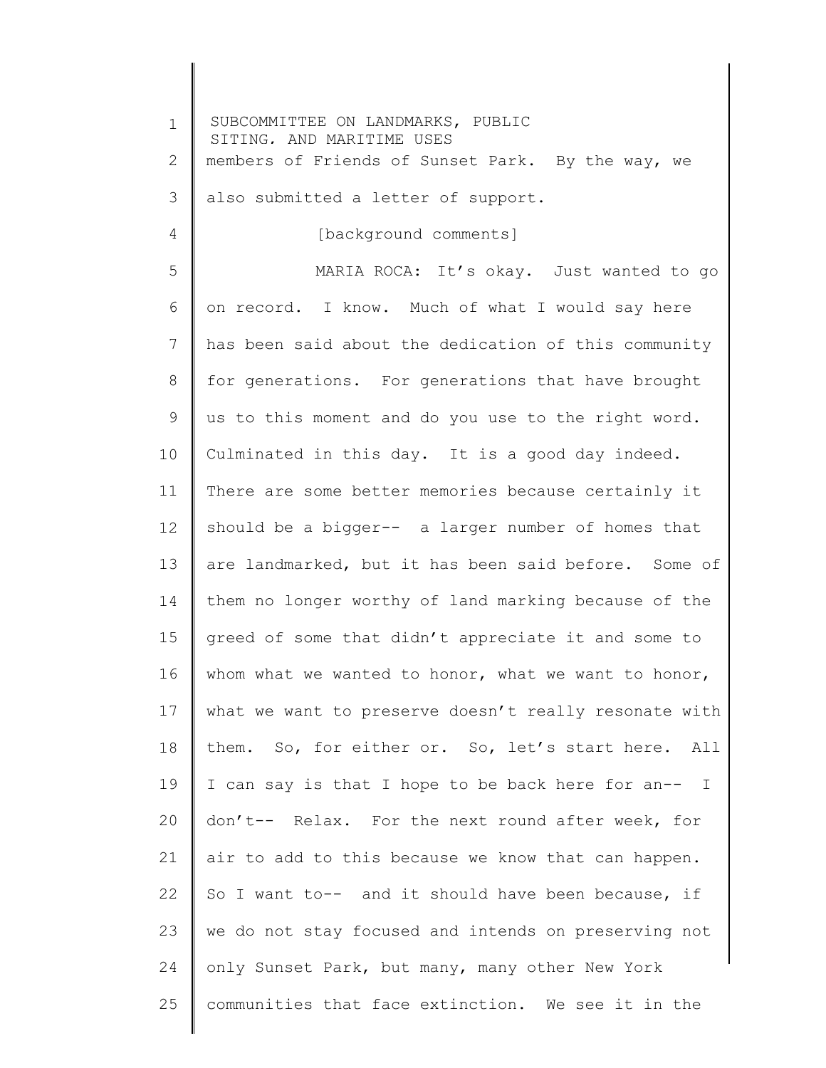members of Friends of Sunset Park. By the way, we also submitted a letter of support.

[background comments]

MARIA ROCA: It's okay. Just wanted to go on record. I know. Much of what I would say here has been said about the dedication of this community for generations. For generations that have brought us to this moment and do you use to the right word. Culminated in this day. It is a good day indeed. There are some better memories because certainly it should be a bigger-- a larger number of homes that are landmarked, but it has been said before. Some of them no longer worthy of land marking because of the greed of some that didn't appreciate it and some to whom what we wanted to honor, what we want to honor, what we want to preserve doesn't really resonate with them. So, for either or. So, let's start here. All I can say is that I hope to be back here for an-- I don't-- Relax. For the next round after week, for air to add to this because we know that can happen. So I want to-- and it should have been because, if we do not stay focused and intends on preserving not only Sunset Park, but many, many other New York communities that face extinction. We see it in the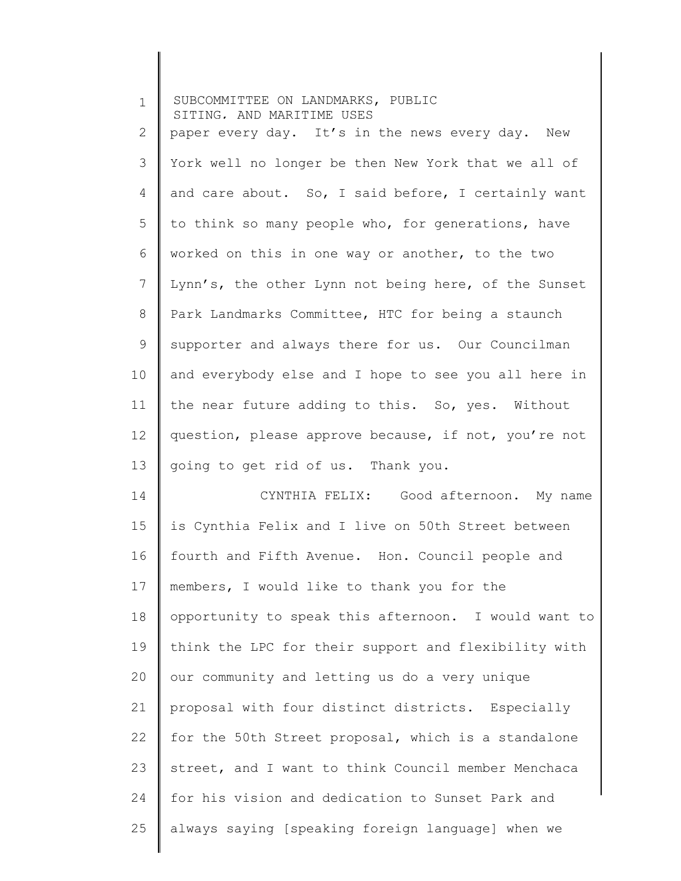paper every day. It's in the news every day. New York well no longer be then New York that we all of and care about. So, I said before, I certainly want to think so many people who, for generations, have worked on this in one way or another, to the two Lynn's, the other Lynn not being here, of the Sunset Park Landmarks Committee, HTC for being a staunch supporter and always there for us. Our Councilman and everybody else and I hope to see you all here in the near future adding to this. So, yes. Without question, please approve because, if not, you're not going to get rid of us. Thank you.

CYNTHIA FELIX: Good afternoon. My name is Cynthia Felix and I live on 50th Street between fourth and Fifth Avenue. Hon. Council people and members, I would like to thank you for the opportunity to speak this afternoon. I would want to think the LPC for their support and flexibility with our community and letting us do a very unique proposal with four distinct districts. Especially for the 50th Street proposal, which is a standalone street, and I want to think Council member Menchaca for his vision and dedication to Sunset Park and always saying [speaking foreign language] when we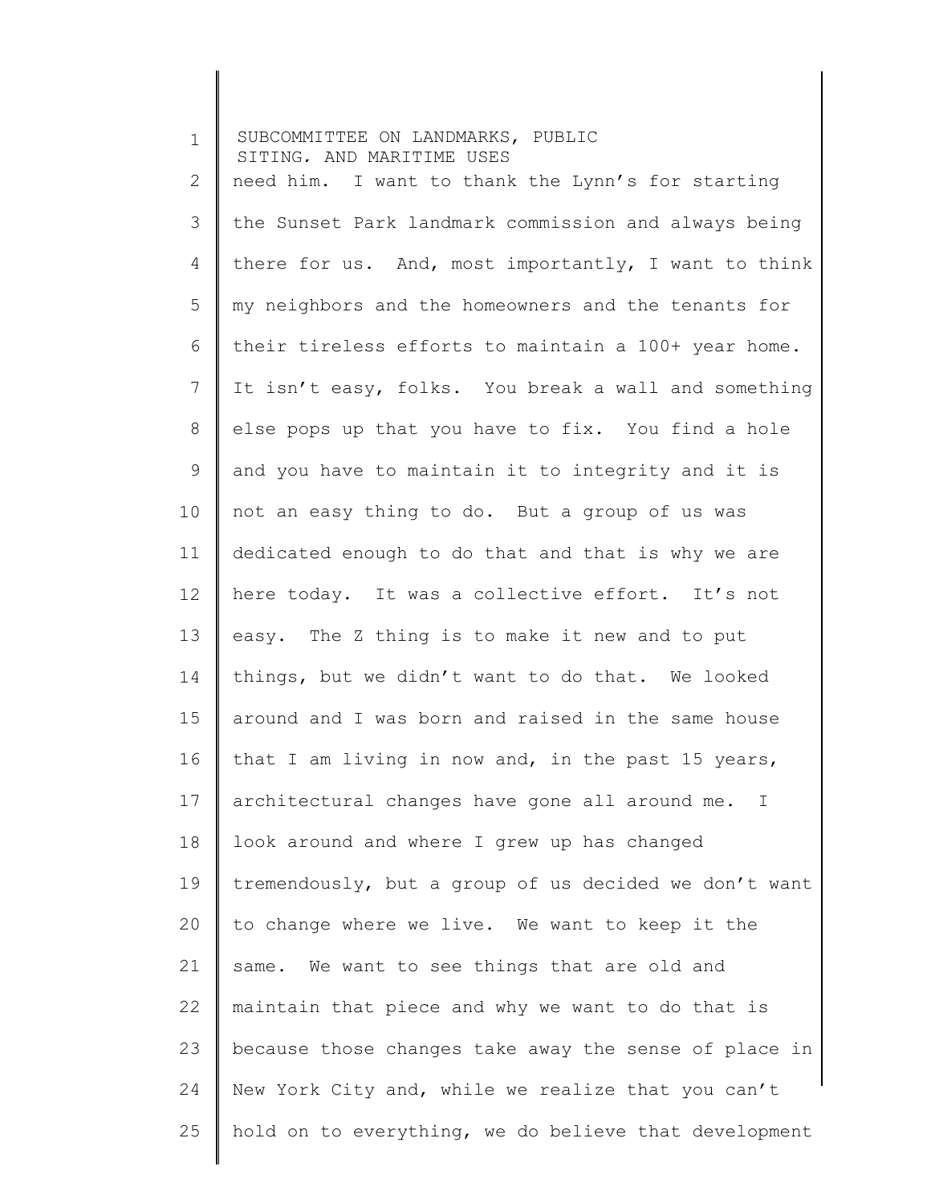need him. I want to thank the Lynn's for starting the Sunset Park landmark commission and always being there for us. And, most importantly, I want to think my neighbors and the homeowners and the tenants for their tireless efforts to maintain a 100+ year home. It isn't easy, folks. You break a wall and something else pops up that you have to fix. You find a hole and you have to maintain it to integrity and it is not an easy thing to do. But a group of us was dedicated enough to do that and that is why we are here today. It was a collective effort. It's not easy. The Z thing is to make it new and to put things, but we didn't want to do that. We looked around and I was born and raised in the same house that I am living in now and, in the past 15 years, architectural changes have gone all around me. I look around and where I grew up has changed tremendously, but a group of us decided we don't want to change where we live. We want to keep it the same. We want to see things that are old and maintain that piece and why we want to do that is because those changes take away the sense of place in New York City and, while we realize that you can't hold on to everything, we do believe that development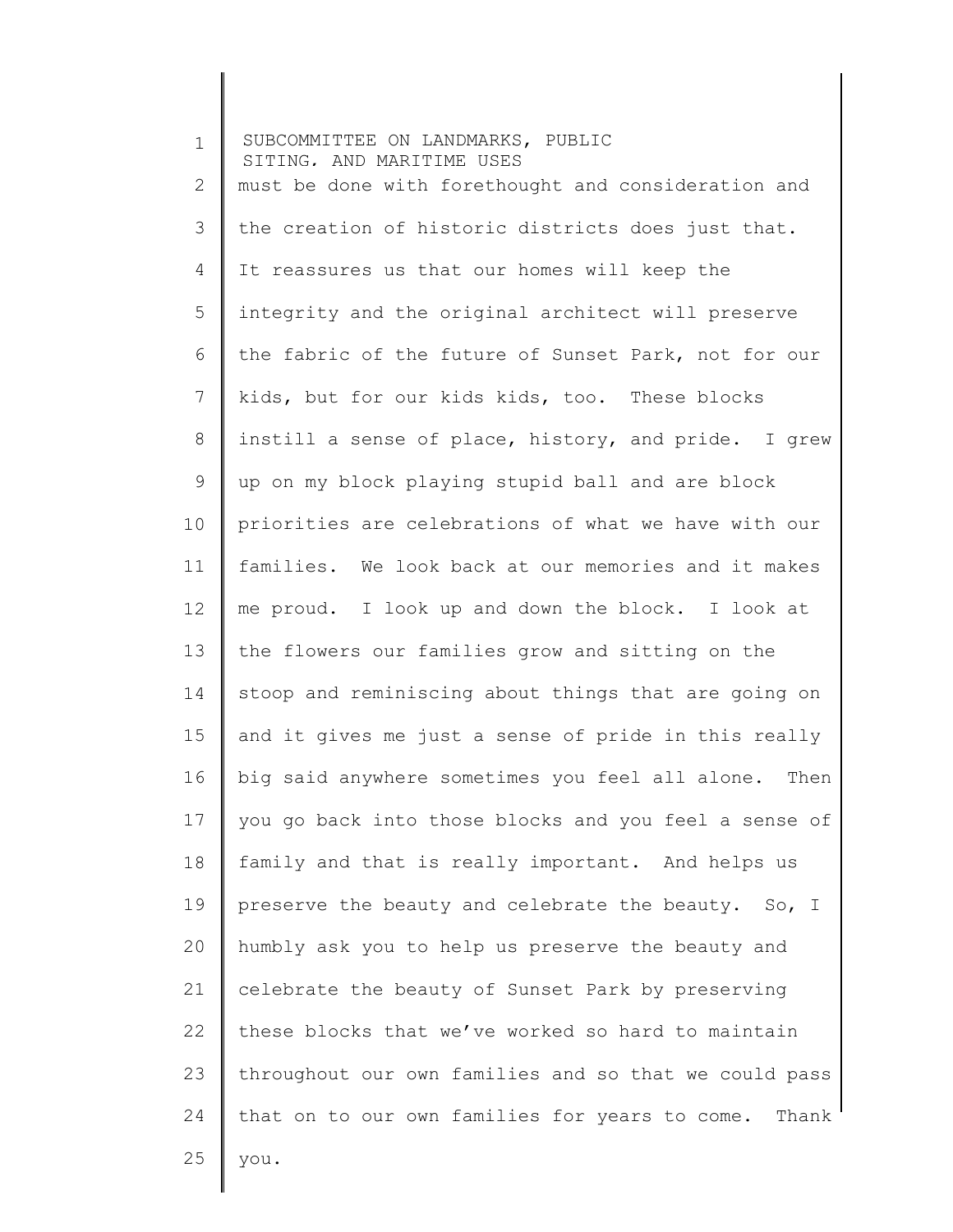must be done with forethought and consideration and the creation of historic districts does just that. It reassures us that our homes will keep the integrity and the original architect will preserve the fabric of the future of Sunset Park, not for our kids, but for our kids kids, too. These blocks instill a sense of place, history, and pride. I grew up on my block playing stupid ball and are block priorities are celebrations of what we have with our families. We look back at our memories and it makes me proud. I look up and down the block. I look at the flowers our families grow and sitting on the stoop and reminiscing about things that are going on and it gives me just a sense of pride in this really big said anywhere sometimes you feel all alone. Then you go back into those blocks and you feel a sense of family and that is really important. And helps us preserve the beauty and celebrate the beauty. So, I humbly ask you to help us preserve the beauty and celebrate the beauty of Sunset Park by preserving these blocks that we've worked so hard to maintain throughout our own families and so that we could pass that on to our own families for years to come. Thank you.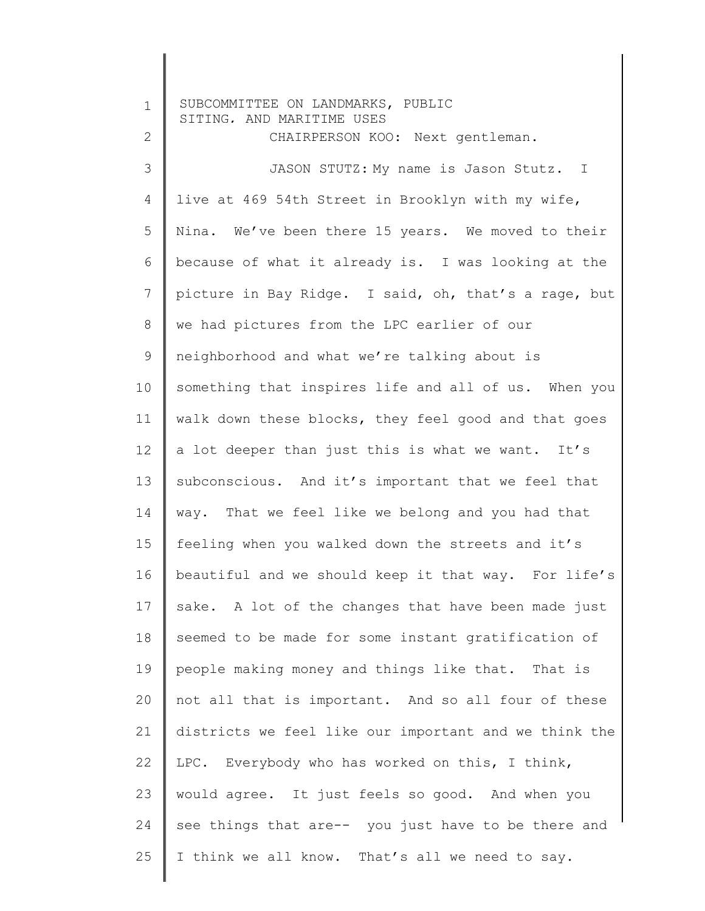CHAIRPERSON KOO: Next gentleman.

JASON STUTZ: My name is Jason Stutz. I live at 469 54th Street in Brooklyn with my wife, Nina. We've been there 15 years. We moved to their because of what it already is. I was looking at the picture in Bay Ridge. I said, oh, that's a rage, but we had pictures from the LPC earlier of our neighborhood and what we're talking about is something that inspires life and all of us. When you walk down these blocks, they feel good and that goes a lot deeper than just this is what we want. It's subconscious. And it's important that we feel that way. That we feel like we belong and you had that feeling when you walked down the streets and it's beautiful and we should keep it that way. For life's sake. A lot of the changes that have been made just seemed to be made for some instant gratification of people making money and things like that. That is not all that is important. And so all four of these districts we feel like our important and we think the LPC. Everybody who has worked on this, I think, would agree. It just feels so good. And when you see things that are-- you just have to be there and I think we all know. That's all we need to say.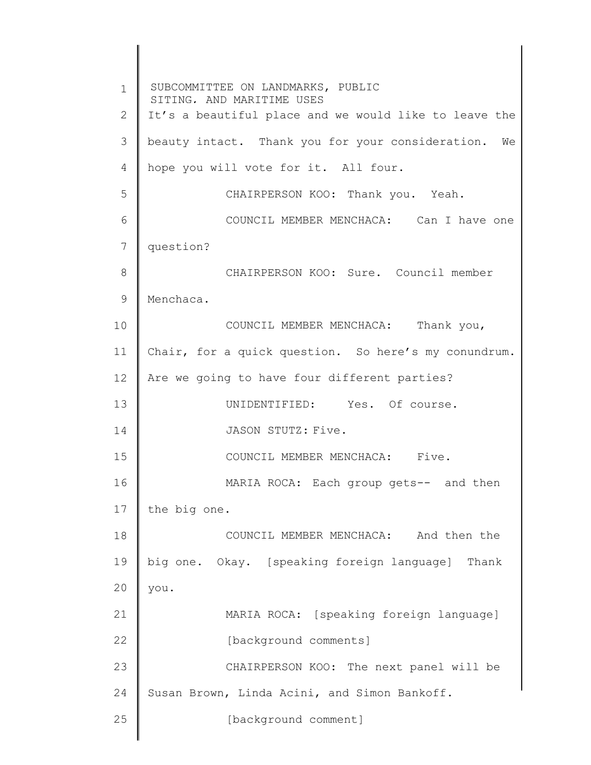It's a beautiful place and we would like to leave the beauty intact. Thank you for your consideration. We hope you will vote for it. All four.

CHAIRPERSON KOO: Thank you. Yeah.

COUNCIL MEMBER MENCHACA: Can I have one question?

CHAIRPERSON KOO: Sure. Council member Menchaca.

COUNCIL MEMBER MENCHACA: Thank you, Chair, for a quick question. So here's my conundrum. Are we going to have four different parties?

UNIDENTIFIED: Yes. Of course.

JASON STUTZ: Five.

COUNCIL MEMBER MENCHACA: Five.

MARIA ROCA: Each group gets-- and then the big one.

COUNCIL MEMBER MENCHACA: And then the big one. Okay. [speaking foreign language] Thank you.

MARIA ROCA: [speaking foreign language]

[background comments]

CHAIRPERSON KOO: The next panel will be Susan Brown, Linda Acini, and Simon Bankoff.

[background comment]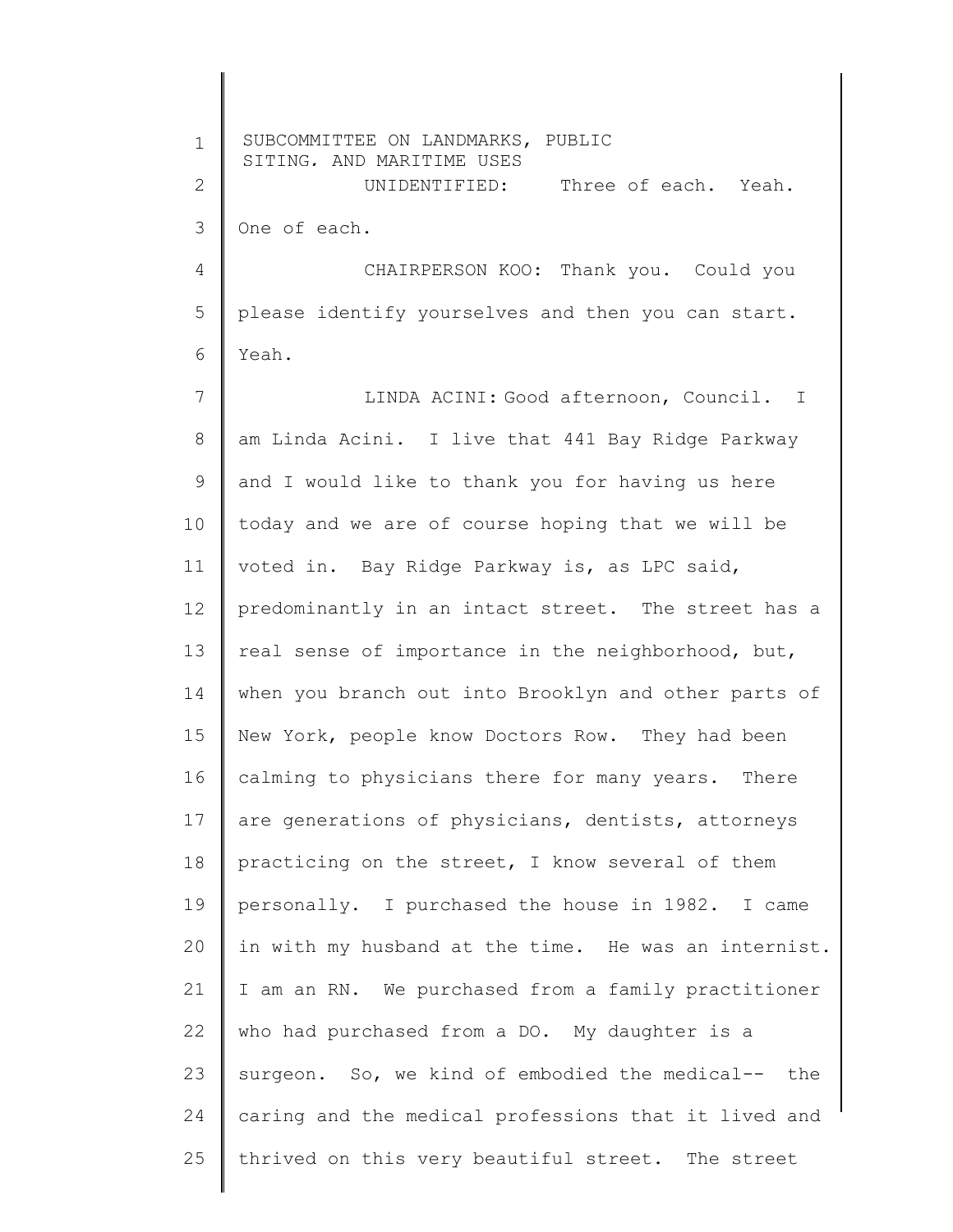UNIDENTIFIED: Three of each. Yeah. One of each.

CHAIRPERSON KOO: Thank you. Could you please identify yourselves and then you can start. Yeah.

LINDA ACINI: Good afternoon, Council. I am Linda Acini. I live that 441 Bay Ridge Parkway and I would like to thank you for having us here today and we are of course hoping that we will be voted in. Bay Ridge Parkway is, as LPC said, predominantly in an intact street. The street has a real sense of importance in the neighborhood, but, when you branch out into Brooklyn and other parts of New York, people know Doctors Row. They had been calming to physicians there for many years. There are generations of physicians, dentists, attorneys practicing on the street, I know several of them personally. I purchased the house in 1982. I came in with my husband at the time. He was an internist. I am an RN. We purchased from a family practitioner who had purchased from a DO. My daughter is a surgeon. So, we kind of embodied the medical-- the caring and the medical professions that it lived and thrived on this very beautiful street. The street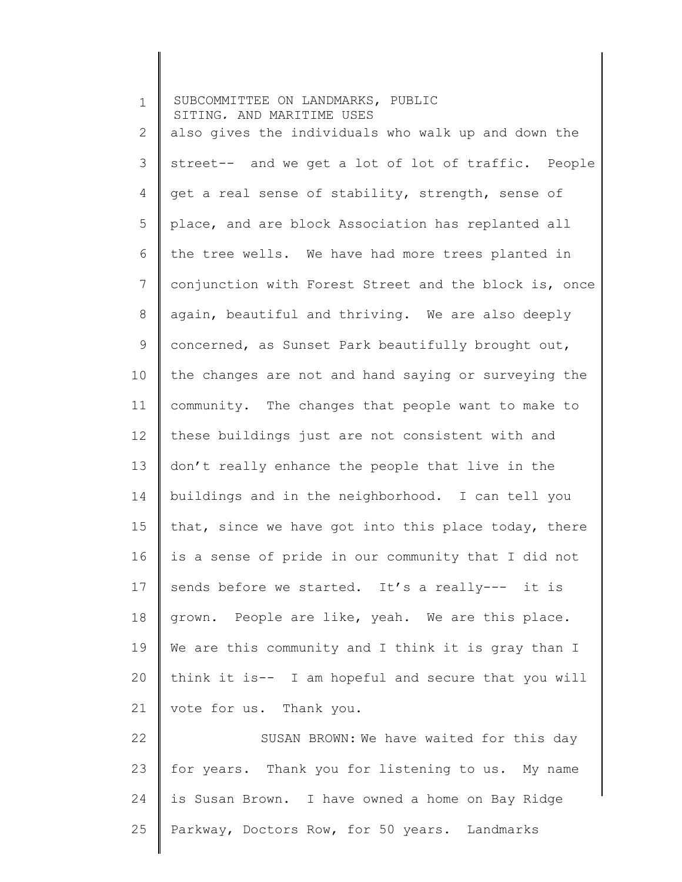also gives the individuals who walk up and down the street-- and we get a lot of lot of traffic. People get a real sense of stability, strength, sense of place, and are block Association has replanted all the tree wells. We have had more trees planted in conjunction with Forest Street and the block is, once again, beautiful and thriving. We are also deeply concerned, as Sunset Park beautifully brought out, the changes are not and hand saying or surveying the community. The changes that people want to make to these buildings just are not consistent with and don't really enhance the people that live in the buildings and in the neighborhood. I can tell you that, since we have got into this place today, there is a sense of pride in our community that I did not sends before we started. It's a really--- it is grown. People are like, yeah. We are this place. We are this community and I think it is gray than I think it is-- I am hopeful and secure that you will vote for us. Thank you.

SUSAN BROWN: We have waited for this day for years. Thank you for listening to us. My name is Susan Brown. I have owned a home on Bay Ridge Parkway, Doctors Row, for 50 years. Landmarks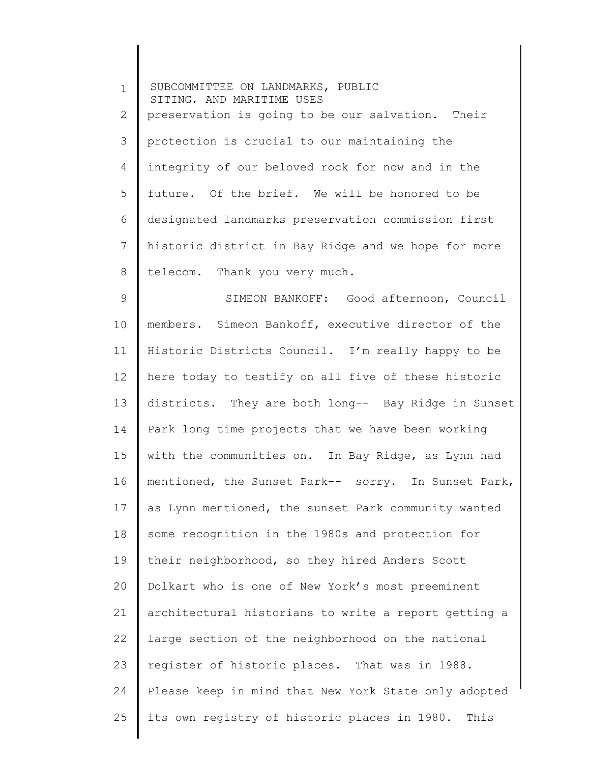preservation is going to be our salvation. Their protection is crucial to our maintaining the integrity of our beloved rock for now and in the future. Of the brief. We will be honored to be designated landmarks preservation commission first historic district in Bay Ridge and we hope for more telecom. Thank you very much.

SIMEON BANKOFF: Good afternoon, Council members. Simeon Bankoff, executive director of the Historic Districts Council. I'm really happy to be here today to testify on all five of these historic districts. They are both long-- Bay Ridge in Sunset Park long time projects that we have been working with the communities on. In Bay Ridge, as Lynn had mentioned, the Sunset Park-- sorry. In Sunset Park, as Lynn mentioned, the sunset Park community wanted some recognition in the 1980s and protection for their neighborhood, so they hired Anders Scott Dolkart who is one of New York's most preeminent architectural historians to write a report getting a large section of the neighborhood on the national register of historic places. That was in 1988. Please keep in mind that New York State only adopted its own registry of historic places in 1980. This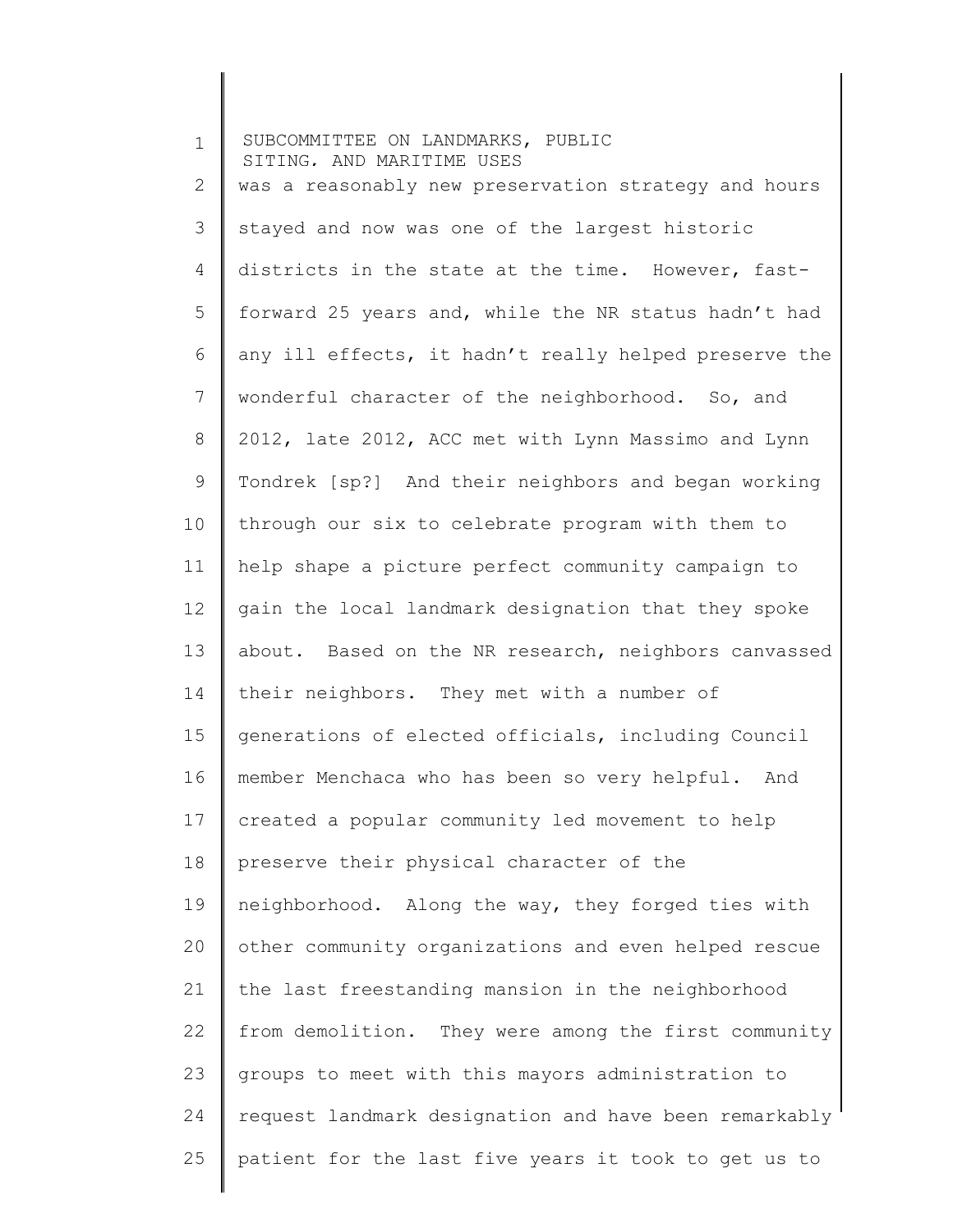was a reasonably new preservation strategy and hours stayed and now was one of the largest historic districts in the state at the time. However, fast-forward 25 years and, while the NR status hadn't had any ill effects, it hadn't really helped preserve the wonderful character of the neighborhood. So, and 2012, late 2012, ACC met with Lynn Massimo and Lynn Tondrek [sp?] And their neighbors and began working through our six to celebrate program with them to help shape a picture perfect community campaign to gain the local landmark designation that they spoke about. Based on the NR research, neighbors canvassed their neighbors. They met with a number of generations of elected officials, including Council member Menchaca who has been so very helpful. And created a popular community led movement to help preserve their physical character of the neighborhood. Along the way, they forged ties with other community organizations and even helped rescue the last freestanding mansion in the neighborhood from demolition. They were among the first community groups to meet with this mayors administration to request landmark designation and have been remarkably patient for the last five years it took to get us to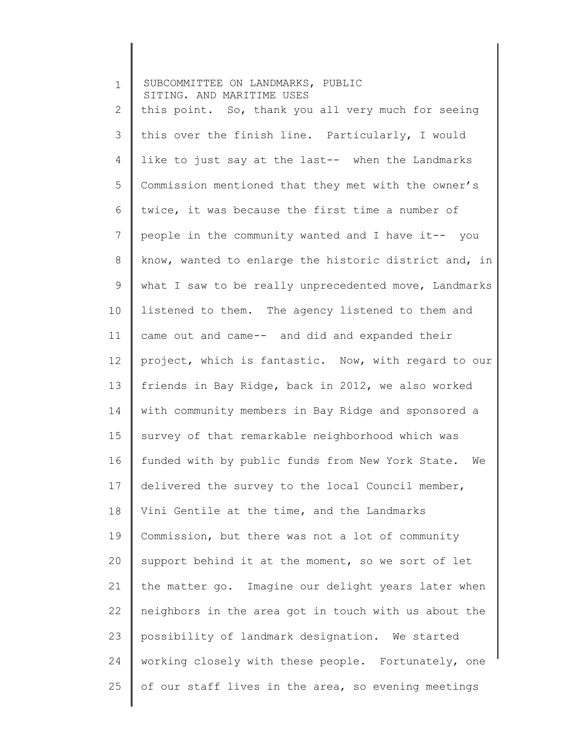this point. So, thank you all very much for seeing this over the finish line. Particularly, I would like to just say at the last-- when the Landmarks Commission mentioned that they met with the owner's twice, it was because the first time a number of people in the community wanted and I have it-- you know, wanted to enlarge the historic district and, in what I saw to be really unprecedented move, Landmarks listened to them. The agency listened to them and came out and came-- and did and expanded their project, which is fantastic. Now, with regard to our friends in Bay Ridge, back in 2012, we also worked with community members in Bay Ridge and sponsored a survey of that remarkable neighborhood which was funded with by public funds from New York State. We delivered the survey to the local Council member, Vini Gentile at the time, and the Landmarks Commission, but there was not a lot of community support behind it at the moment, so we sort of let the matter go. Imagine our delight years later when neighbors in the area got in touch with us about the possibility of landmark designation. We started working closely with these people. Fortunately, one of our staff lives in the area, so evening meetings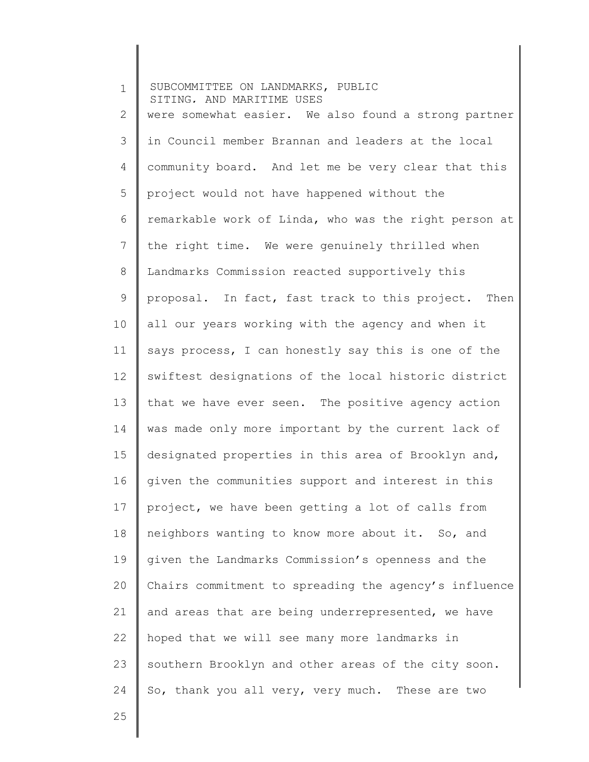were somewhat easier. We also found a strong partner in Council member Brannan and leaders at the local community board. And let me be very clear that this project would not have happened without the remarkable work of Linda, who was the right person at the right time. We were genuinely thrilled when Landmarks Commission reacted supportively this proposal. In fact, fast track to this project. Then all our years working with the agency and when it says process, I can honestly say this is one of the swiftest designations of the local historic district that we have ever seen. The positive agency action was made only more important by the current lack of designated properties in this area of Brooklyn and, given the communities support and interest in this project, we have been getting a lot of calls from neighbors wanting to know more about it. So, and given the Landmarks Commission's openness and the Chairs commitment to spreading the agency's influence and areas that are being underrepresented, we have hoped that we will see many more landmarks in southern Brooklyn and other areas of the city soon. So, thank you all very, very much. These are two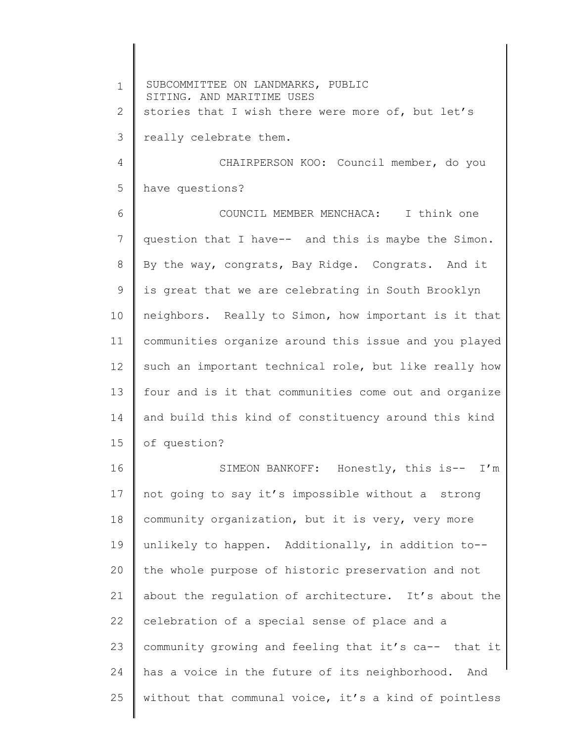stories that I wish there were more of, but let's really celebrate them.

CHAIRPERSON KOO: Council member, do you have questions?

COUNCIL MEMBER MENCHACA: I think one question that I have-- and this is maybe the Simon. By the way, congrats, Bay Ridge. Congrats. And it is great that we are celebrating in South Brooklyn neighbors. Really to Simon, how important is it that communities organize around this issue and you played such an important technical role, but like really how four and is it that communities come out and organize and build this kind of constituency around this kind of question?

SIMEON BANKOFF: Honestly, this is-- I'm not going to say it's impossible without a strong community organization, but it is very, very more unlikely to happen. Additionally, in addition to-- the whole purpose of historic preservation and not about the regulation of architecture. It's about the celebration of a special sense of place and a community growing and feeling that it's ca-- that it has a voice in the future of its neighborhood. And without that communal voice, it's a kind of pointless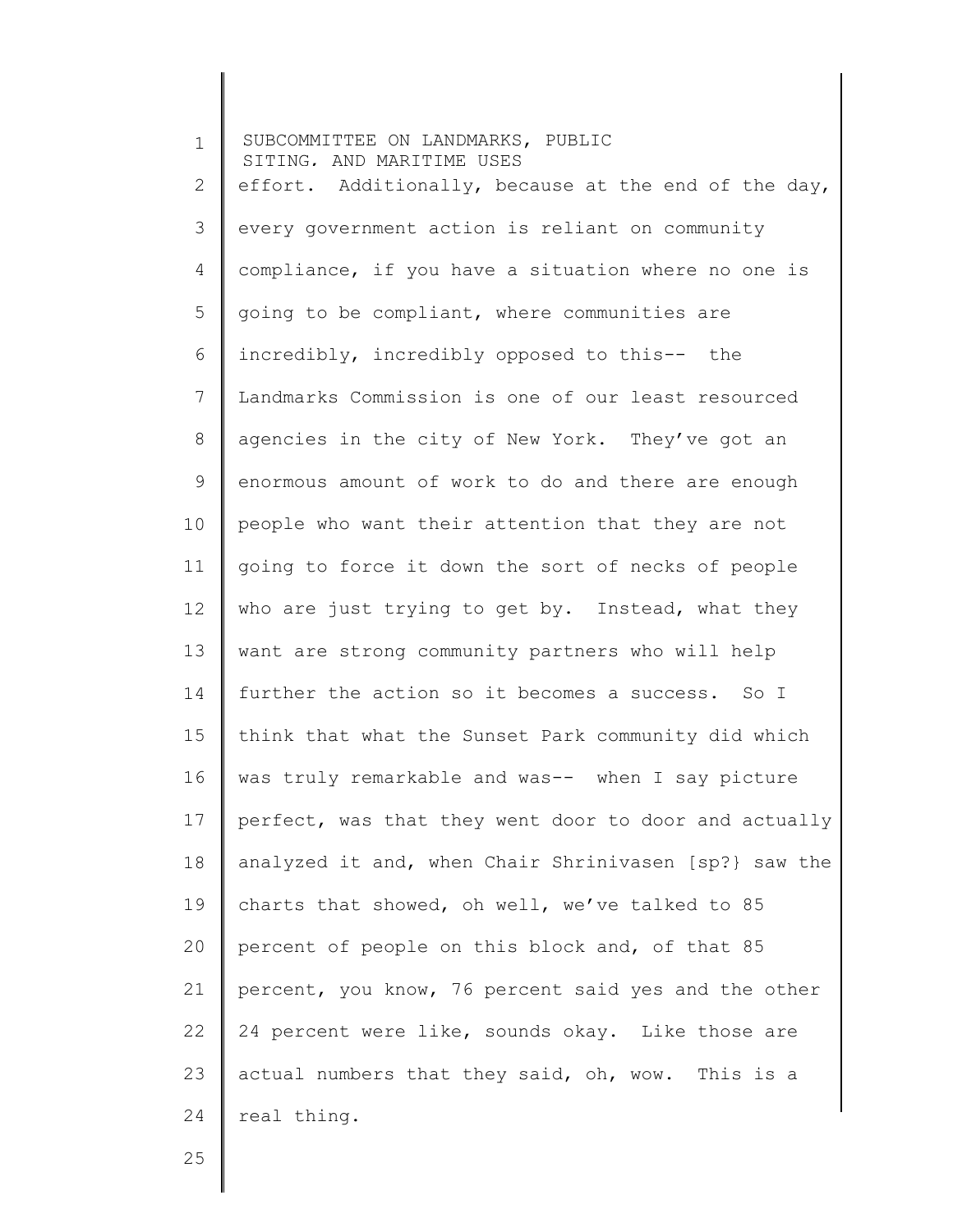effort. Additionally, because at the end of the day, every government action is reliant on community compliance, if you have a situation where no one is going to be compliant, where communities are incredibly, incredibly opposed to this-- the Landmarks Commission is one of our least resourced agencies in the city of New York. They've got an enormous amount of work to do and there are enough people who want their attention that they are not going to force it down the sort of necks of people who are just trying to get by. Instead, what they want are strong community partners who will help further the action so it becomes a success. So I think that what the Sunset Park community did which was truly remarkable and was-- when I say picture perfect, was that they went door to door and actually analyzed it and, when Chair Shrinivasen [sp?} saw the charts that showed, oh well, we've talked to 85 percent of people on this block and, of that 85 percent, you know, 76 percent said yes and the other 24 percent were like, sounds okay. Like those are actual numbers that they said, oh, wow. This is a real thing.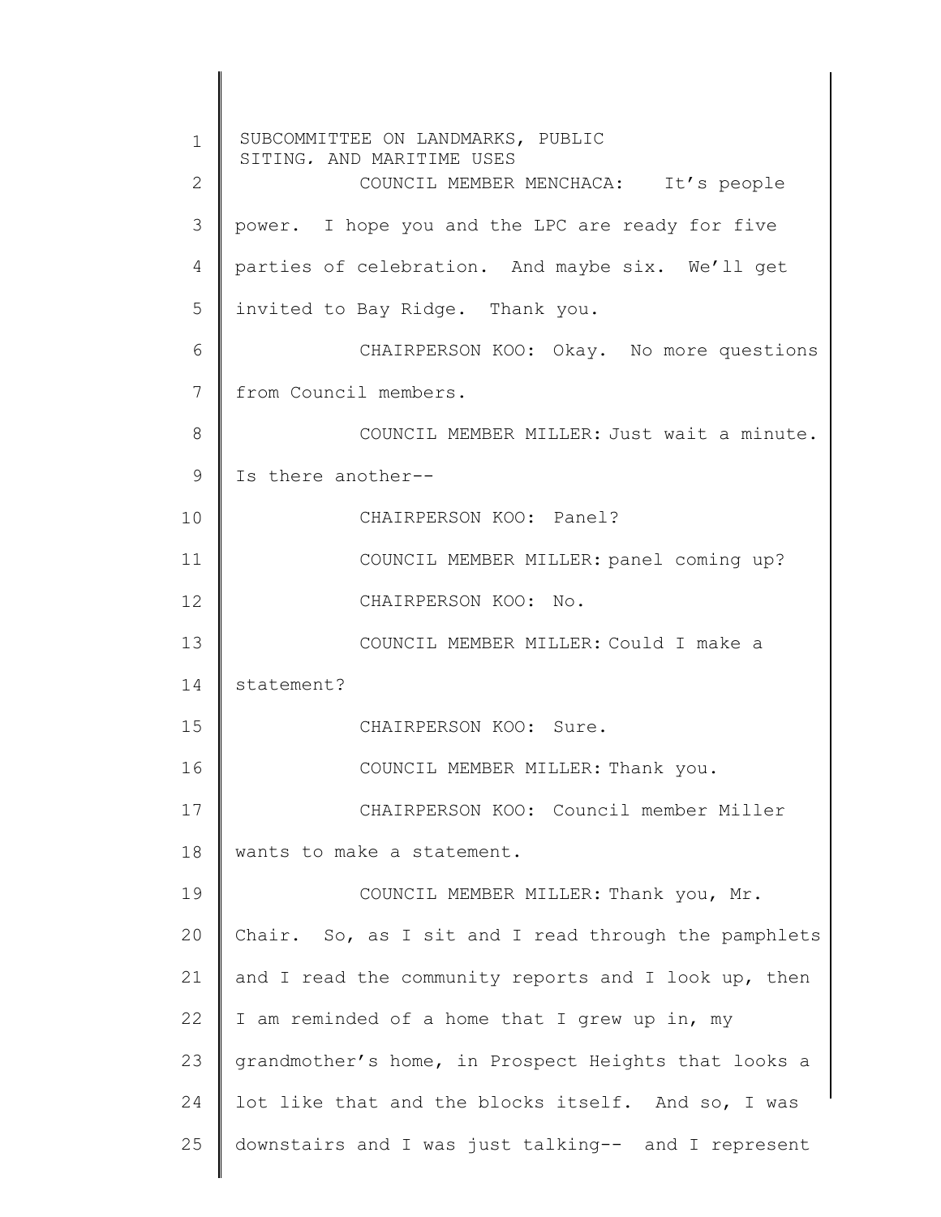COUNCIL MEMBER MENCHACA: It's people power. I hope you and the LPC are ready for five parties of celebration. And maybe six. We'll get invited to Bay Ridge. Thank you.

CHAIRPERSON KOO: Okay. No more questions from Council members.

COUNCIL MEMBER MILLER: Just wait a minute. Is there another--

CHAIRPERSON KOO: Panel?

COUNCIL MEMBER MILLER: panel coming up?

CHAIRPERSON KOO: No.

COUNCIL MEMBER MILLER: Could I make a statement?

CHAIRPERSON KOO: Sure.

COUNCIL MEMBER MILLER: Thank you.

CHAIRPERSON KOO: Council member Miller wants to make a statement.

COUNCIL MEMBER MILLER: Thank you, Mr. Chair. So, as I sit and I read through the pamphlets and I read the community reports and I look up, then I am reminded of a home that I grew up in, my grandmother's home, in Prospect Heights that looks a lot like that and the blocks itself. And so, I was downstairs and I was just talking-- and I represent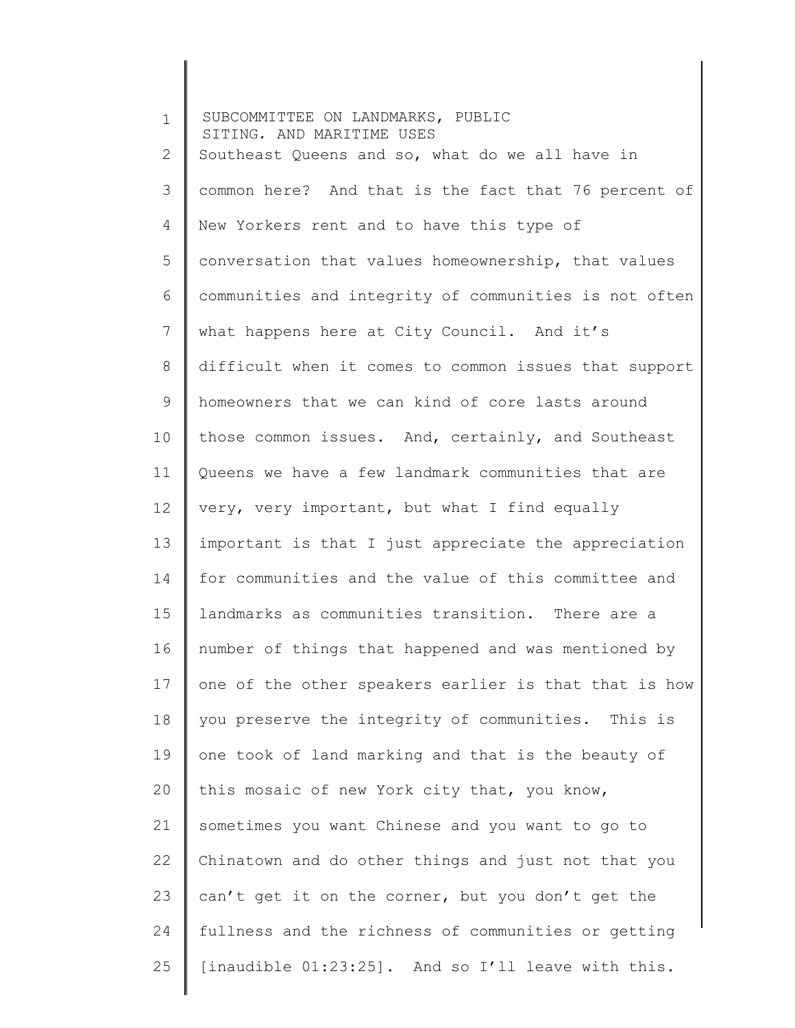Southeast Queens and so, what do we all have in common here? And that is the fact that 76 percent of New Yorkers rent and to have this type of conversation that values homeownership, that values communities and integrity of communities is not often what happens here at City Council. And it's difficult when it comes to common issues that support homeowners that we can kind of core lasts around those common issues. And, certainly, and Southeast Queens we have a few landmark communities that are very, very important, but what I find equally important is that I just appreciate the appreciation for communities and the value of this committee and landmarks as communities transition. There are a number of things that happened and was mentioned by one of the other speakers earlier is that that is how you preserve the integrity of communities. This is one took of land marking and that is the beauty of this mosaic of new York city that, you know, sometimes you want Chinese and you want to go to Chinatown and do other things and just not that you can't get it on the corner, but you don't get the fullness and the richness of communities or getting [inaudible 01:23:25]. And so I'll leave with this.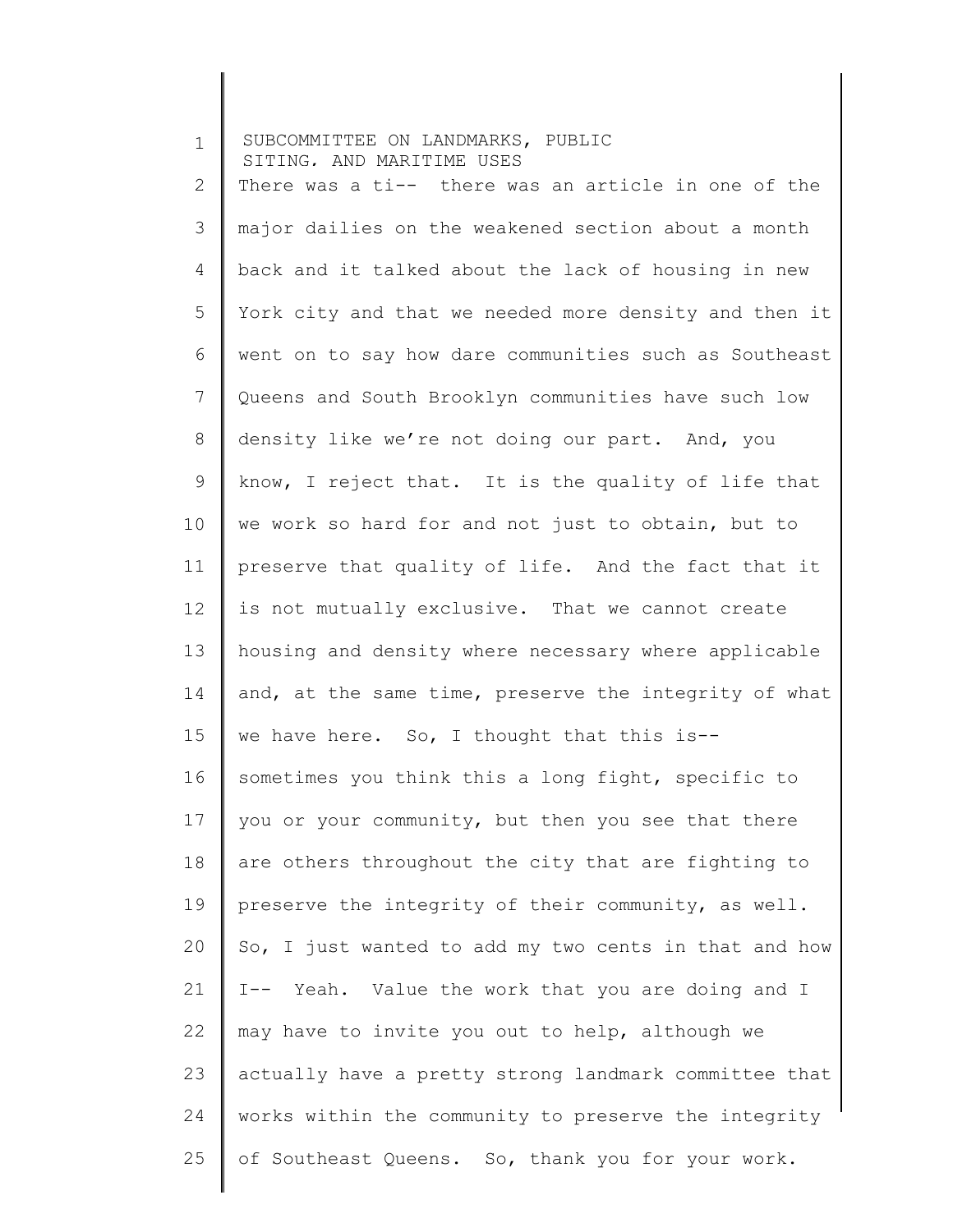There was a ti-- there was an article in one of the major dailies on the weakened section about a month back and it talked about the lack of housing in new York city and that we needed more density and then it went on to say how dare communities such as Southeast Queens and South Brooklyn communities have such low density like we're not doing our part. And, you know, I reject that. It is the quality of life that we work so hard for and not just to obtain, but to preserve that quality of life. And the fact that it is not mutually exclusive. That we cannot create housing and density where necessary where applicable and, at the same time, preserve the integrity of what we have here. So, I thought that this is-- sometimes you think this a long fight, specific to you or your community, but then you see that there are others throughout the city that are fighting to preserve the integrity of their community, as well. So, I just wanted to add my two cents in that and how I-- Yeah. Value the work that you are doing and I may have to invite you out to help, although we actually have a pretty strong landmark committee that works within the community to preserve the integrity of Southeast Queens. So, thank you for your work.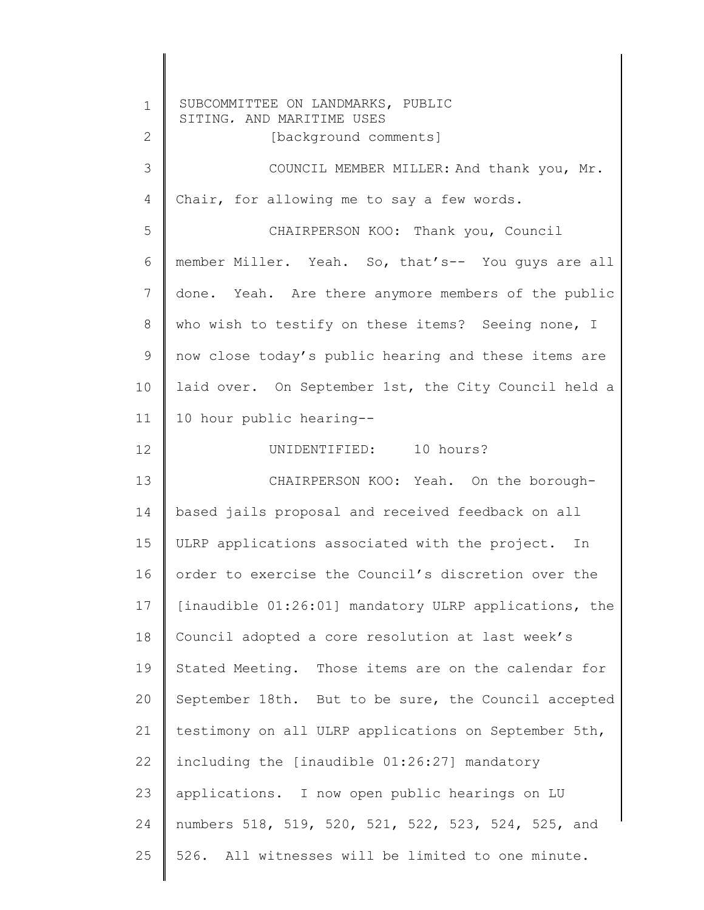[background comments]

COUNCIL MEMBER MILLER: And thank you, Mr. Chair, for allowing me to say a few words.

CHAIRPERSON KOO: Thank you, Council member Miller. Yeah. So, that's-- You guys are all done. Yeah. Are there anymore members of the public who wish to testify on these items? Seeing none, I now close today's public hearing and these items are laid over. On September 1st, the City Council held a 10 hour public hearing--

UNIDENTIFIED: 10 hours?

CHAIRPERSON KOO: Yeah. On the borough-based jails proposal and received feedback on all ULRP applications associated with the project. In order to exercise the Council's discretion over the [inaudible 01:26:01] mandatory ULRP applications, the Council adopted a core resolution at last week's Stated Meeting. Those items are on the calendar for September 18th. But to be sure, the Council accepted testimony on all ULRP applications on September 5th, including the [inaudible 01:26:27] mandatory applications. I now open public hearings on LU numbers 518, 519, 520, 521, 522, 523, 524, 525, and 526. All witnesses will be limited to one minute.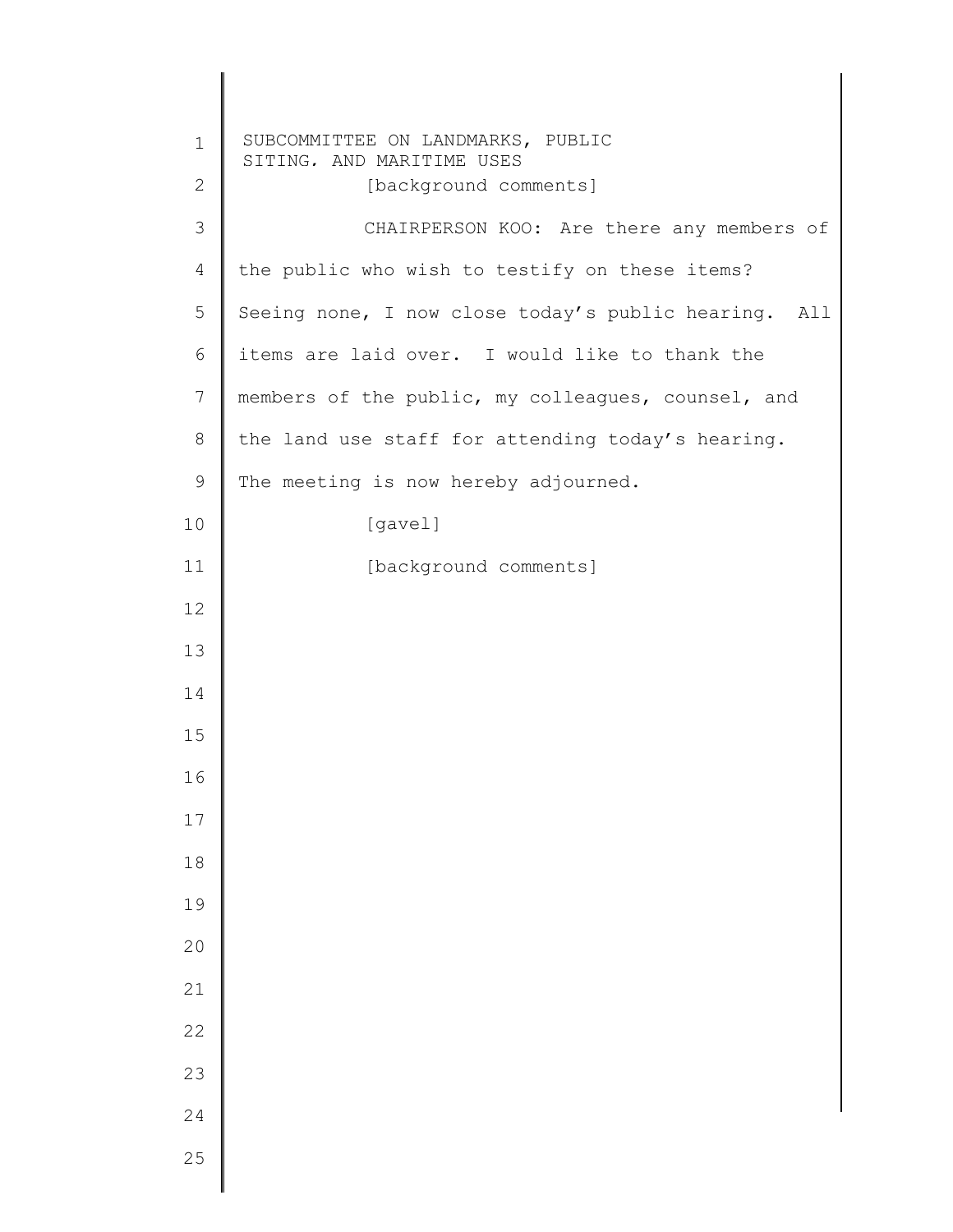[background comments]

CHAIRPERSON KOO: Are there any members of the public who wish to testify on these items? Seeing none, I now close today's public hearing. All items are laid over. I would like to thank the members of the public, my colleagues, counsel, and the land use staff for attending today's hearing. The meeting is now hereby adjourned.

[gavel]

[background comments]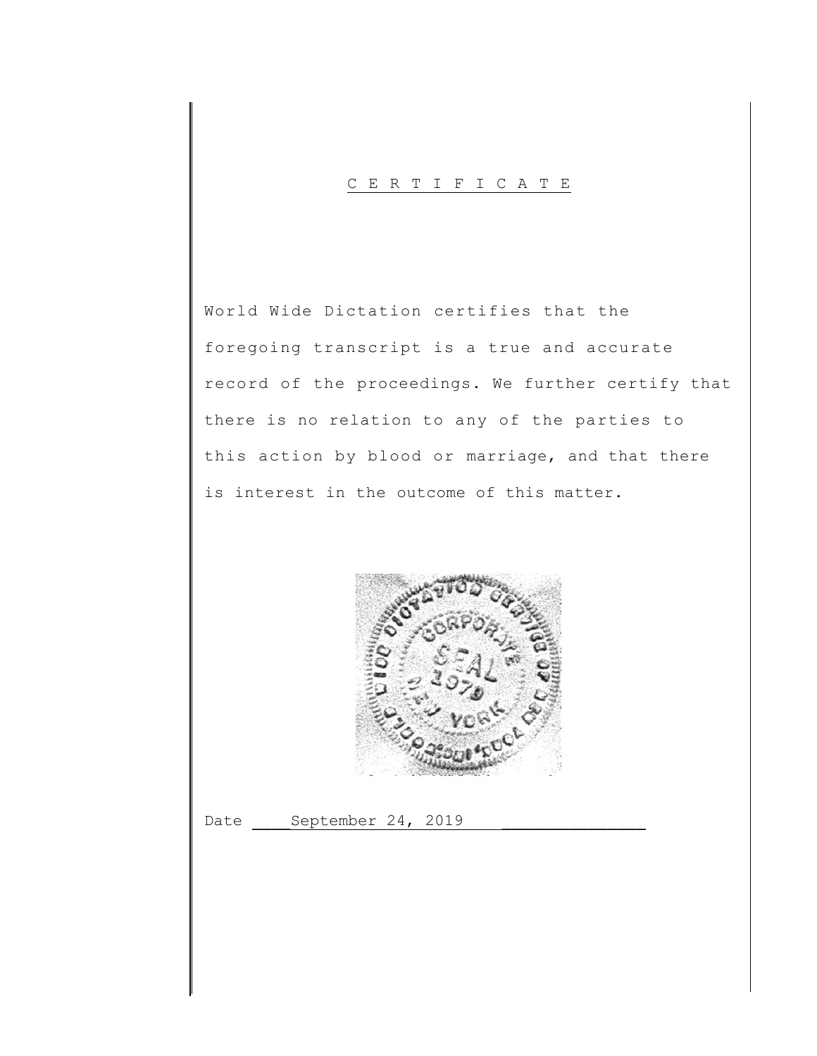# C E R T I F I C A T E

World Wide Dictation certifies that the foregoing transcript is a true and accurate record of the proceedings. We further certify that there is no relation to any of the parties to this action by blood or marriage, and that there is interest in the outcome of this matter.

Date ____September 24, 2019 _______________